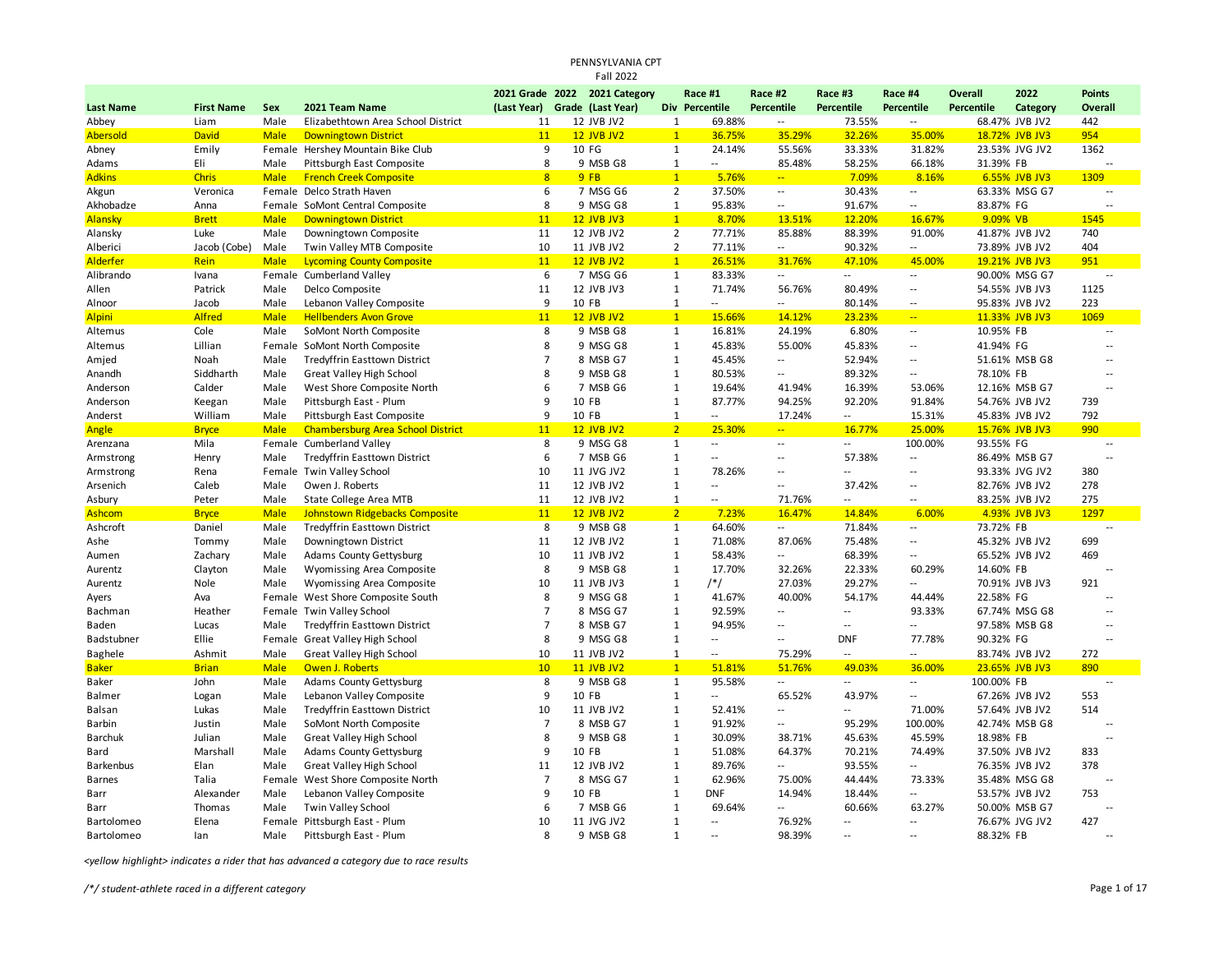# PENNSYLVANIA CPT

## Fall 2022

| Last Name | First Name | Sex | 2021 Team Name | 2021 Grade (Last Year) | 2022 Grade | 2021 Category (Last Year) | Div | Race #1 Percentile | Race #2 Percentile | Race #3 Percentile | Race #4 Percentile | Overall Percentile | 2022 Category | Points Overall |
|---|---|---|---|---|---|---|---|---|---|---|---|---|---|---|
| Abbey | Liam | Male | Elizabethtown Area School District | 11 | 12 | JVB JV2 | 1 | 69.88% | -- | 73.55% | -- | 68.47% | JVB JV2 | 442 |
| Abersold | David | Male | Downingtown District | 11 | 12 | JVB JV2 | 1 | 36.75% | 35.29% | 32.26% | 35.00% | 18.72% | JVB JV3 | 954 |
| Abney | Emily | Female | Hershey Mountain Bike Club | 9 | 10 | FG | 1 | 24.14% | 55.56% | 33.33% | 31.82% | 23.53% | JVG JV2 | 1362 |
| Adams | Eli | Male | Pittsburgh East Composite | 8 | 9 | MSB G8 | 1 | -- | 85.48% | 58.25% | 66.18% | 31.39% | FB | -- |
| Adkins | Chris | Male | French Creek Composite | 8 | 9 | FB | 1 | 5.76% | -- | 7.09% | 8.16% | 6.55% | JVB JV3 | 1309 |
| Akgun | Veronica | Female | Delco Strath Haven | 6 | 7 | MSG G6 | 2 | 37.50% | -- | 30.43% | -- | 63.33% | MSG G7 | -- |
| Akhobadze | Anna | Female | SoMont Central Composite | 8 | 9 | MSG G8 | 1 | 95.83% | -- | 91.67% | -- | 83.87% | FG | -- |
| Alansky | Brett | Male | Downingtown District | 11 | 12 | JVB JV3 | 1 | 8.70% | 13.51% | 12.20% | 16.67% | 9.09% | VB | 1545 |
| Alansky | Luke | Male | Downingtown Composite | 11 | 12 | JVB JV2 | 2 | 77.71% | 85.88% | 88.39% | 91.00% | 41.87% | JVB JV2 | 740 |
| Alberici | Jacob (Cobe) | Male | Twin Valley MTB Composite | 10 | 11 | JVB JV2 | 2 | 77.11% | -- | 90.32% | -- | 73.89% | JVB JV2 | 404 |
| Alderfer | Rein | Male | Lycoming County Composite | 11 | 12 | JVB JV2 | 1 | 26.51% | 31.76% | 47.10% | 45.00% | 19.21% | JVB JV3 | 951 |
| Alibrando | Ivana | Female | Cumberland Valley | 6 | 7 | MSG G6 | 1 | 83.33% | -- | -- | -- | 90.00% | MSG G7 | -- |
| Allen | Patrick | Male | Delco Composite | 11 | 12 | JVB JV3 | 1 | 71.74% | 56.76% | 80.49% | -- | 54.55% | JVB JV3 | 1125 |
| Alnoor | Jacob | Male | Lebanon Valley Composite | 9 | 10 | FB | 1 | -- | -- | 80.14% | -- | 95.83% | JVB JV2 | 223 |
| Alpini | Alfred | Male | Hellbenders Avon Grove | 11 | 12 | JVB JV2 | 1 | 15.66% | 14.12% | 23.23% | -- | 11.33% | JVB JV3 | 1069 |
| Altemus | Cole | Male | SoMont North Composite | 8 | 9 | MSB G8 | 1 | 16.81% | 24.19% | 6.80% | -- | 10.95% | FB | -- |
| Altemus | Lillian | Female | SoMont North Composite | 8 | 9 | MSG G8 | 1 | 45.83% | 55.00% | 45.83% | -- | 41.94% | FG | -- |
| Amjed | Noah | Male | Tredyffrin Easttown District | 7 | 8 | MSB G7 | 1 | 45.45% | -- | 52.94% | -- | 51.61% | MSB G8 | -- |
| Anandh | Siddharth | Male | Great Valley High School | 8 | 9 | MSB G8 | 1 | 80.53% | -- | 89.32% | -- | 78.10% | FB | -- |
| Anderson | Calder | Male | West Shore Composite North | 6 | 7 | MSB G6 | 1 | 19.64% | 41.94% | 16.39% | 53.06% | 12.16% | MSB G7 | -- |
| Anderson | Keegan | Male | Pittsburgh East - Plum | 9 | 10 | FB | 1 | 87.77% | 94.25% | 92.20% | 91.84% | 54.76% | JVB JV2 | 739 |
| Anderst | William | Male | Pittsburgh East Composite | 9 | 10 | FB | 1 | -- | 17.24% | -- | 15.31% | 45.83% | JVB JV2 | 792 |
| Angle | Bryce | Male | Chambersburg Area School District | 11 | 12 | JVB JV2 | 2 | 25.30% | -- | 16.77% | 25.00% | 15.76% | JVB JV3 | 990 |
| Arenzana | Mila | Female | Cumberland Valley | 8 | 9 | MSG G8 | 1 | -- | -- | -- | 100.00% | 93.55% | FG | -- |
| Armstrong | Henry | Male | Tredyffrin Easttown District | 6 | 7 | MSB G6 | 1 | -- | -- | 57.38% | -- | 86.49% | MSB G7 | -- |
| Armstrong | Rena | Female | Twin Valley School | 10 | 11 | JVG JV2 | 1 | 78.26% | -- | -- | -- | 93.33% | JVG JV2 | 380 |
| Arsenich | Caleb | Male | Owen J. Roberts | 11 | 12 | JVB JV2 | 1 | -- | -- | 37.42% | -- | 82.76% | JVB JV2 | 278 |
| Asbury | Peter | Male | State College Area MTB | 11 | 12 | JVB JV2 | 1 | -- | 71.76% | -- | -- | 83.25% | JVB JV2 | 275 |
| Ashcom | Bryce | Male | Johnstown Ridgebacks Composite | 11 | 12 | JVB JV2 | 2 | 7.23% | 16.47% | 14.84% | 6.00% | 4.93% | JVB JV3 | 1297 |
| Ashcroft | Daniel | Male | Tredyffrin Easttown District | 8 | 9 | MSB G8 | 1 | 64.60% | -- | 71.84% | -- | 73.72% | FB | -- |
| Ashe | Tommy | Male | Downingtown District | 11 | 12 | JVB JV2 | 1 | 71.08% | 87.06% | 75.48% | -- | 45.32% | JVB JV2 | 699 |
| Aumen | Zachary | Male | Adams County Gettysburg | 10 | 11 | JVB JV2 | 1 | 58.43% | -- | 68.39% | -- | 65.52% | JVB JV2 | 469 |
| Aurentz | Clayton | Male | Wyomissing Area Composite | 8 | 9 | MSB G8 | 1 | 17.70% | 32.26% | 22.33% | 60.29% | 14.60% | FB | -- |
| Aurentz | Nole | Male | Wyomissing Area Composite | 10 | 11 | JVB JV3 | 1 | /*/ | 27.03% | 29.27% | -- | 70.91% | JVB JV3 | 921 |
| Ayers | Ava | Female | West Shore Composite South | 8 | 9 | MSG G8 | 1 | 41.67% | 40.00% | 54.17% | 44.44% | 22.58% | FG | -- |
| Bachman | Heather | Female | Twin Valley School | 7 | 8 | MSG G7 | 1 | 92.59% | -- | -- | 93.33% | 67.74% | MSG G8 | -- |
| Baden | Lucas | Male | Tredyffrin Easttown District | 7 | 8 | MSB G7 | 1 | 94.95% | -- | -- | -- | 97.58% | MSB G8 | -- |
| Badstubner | Ellie | Female | Great Valley High School | 8 | 9 | MSG G8 | 1 | -- | -- | DNF | 77.78% | 90.32% | FG | -- |
| Baghele | Ashmit | Male | Great Valley High School | 10 | 11 | JVB JV2 | 1 | -- | 75.29% | -- | -- | 83.74% | JVB JV2 | 272 |
| Baker | Brian | Male | Owen J. Roberts | 10 | 11 | JVB JV2 | 1 | 51.81% | 51.76% | 49.03% | 36.00% | 23.65% | JVB JV3 | 890 |
| Baker | John | Male | Adams County Gettysburg | 8 | 9 | MSB G8 | 1 | 95.58% | -- | -- | -- | 100.00% | FB | -- |
| Balmer | Logan | Male | Lebanon Valley Composite | 9 | 10 | FB | 1 | -- | 65.52% | 43.97% | -- | 67.26% | JVB JV2 | 553 |
| Balsan | Lukas | Male | Tredyffrin Easttown District | 10 | 11 | JVB JV2 | 1 | 52.41% | -- | -- | 71.00% | 57.64% | JVB JV2 | 514 |
| Barbin | Justin | Male | SoMont North Composite | 7 | 8 | MSB G7 | 1 | 91.92% | -- | 95.29% | 100.00% | 42.74% | MSB G8 | -- |
| Barchuk | Julian | Male | Great Valley High School | 8 | 9 | MSB G8 | 1 | 30.09% | 38.71% | 45.63% | 45.59% | 18.98% | FB | -- |
| Bard | Marshall | Male | Adams County Gettysburg | 9 | 10 | FB | 1 | 51.08% | 64.37% | 70.21% | 74.49% | 37.50% | JVB JV2 | 833 |
| Barkenbus | Elan | Male | Great Valley High School | 11 | 12 | JVB JV2 | 1 | 89.76% | -- | 93.55% | -- | 76.35% | JVB JV2 | 378 |
| Barnes | Talia | Female | West Shore Composite North | 7 | 8 | MSG G7 | 1 | 62.96% | 75.00% | 44.44% | 73.33% | 35.48% | MSG G8 | -- |
| Barr | Alexander | Male | Lebanon Valley Composite | 9 | 10 | FB | 1 | DNF | 14.94% | 18.44% | -- | 53.57% | JVB JV2 | 753 |
| Barr | Thomas | Male | Twin Valley School | 6 | 7 | MSB G6 | 1 | 69.64% | -- | 60.66% | 63.27% | 50.00% | MSB G7 | -- |
| Bartolomeo | Elena | Female | Pittsburgh East - Plum | 10 | 11 | JVG JV2 | 1 | -- | 76.92% | -- | -- | 76.67% | JVG JV2 | 427 |
| Bartolomeo | Ian | Male | Pittsburgh East - Plum | 8 | 9 | MSB G8 | 1 | -- | 98.39% | -- | -- | 88.32% | FB | -- |

*<yellow highlight> indicates a rider that has advanced a category due to race results*

*/*/ student-athlete raced in a different category*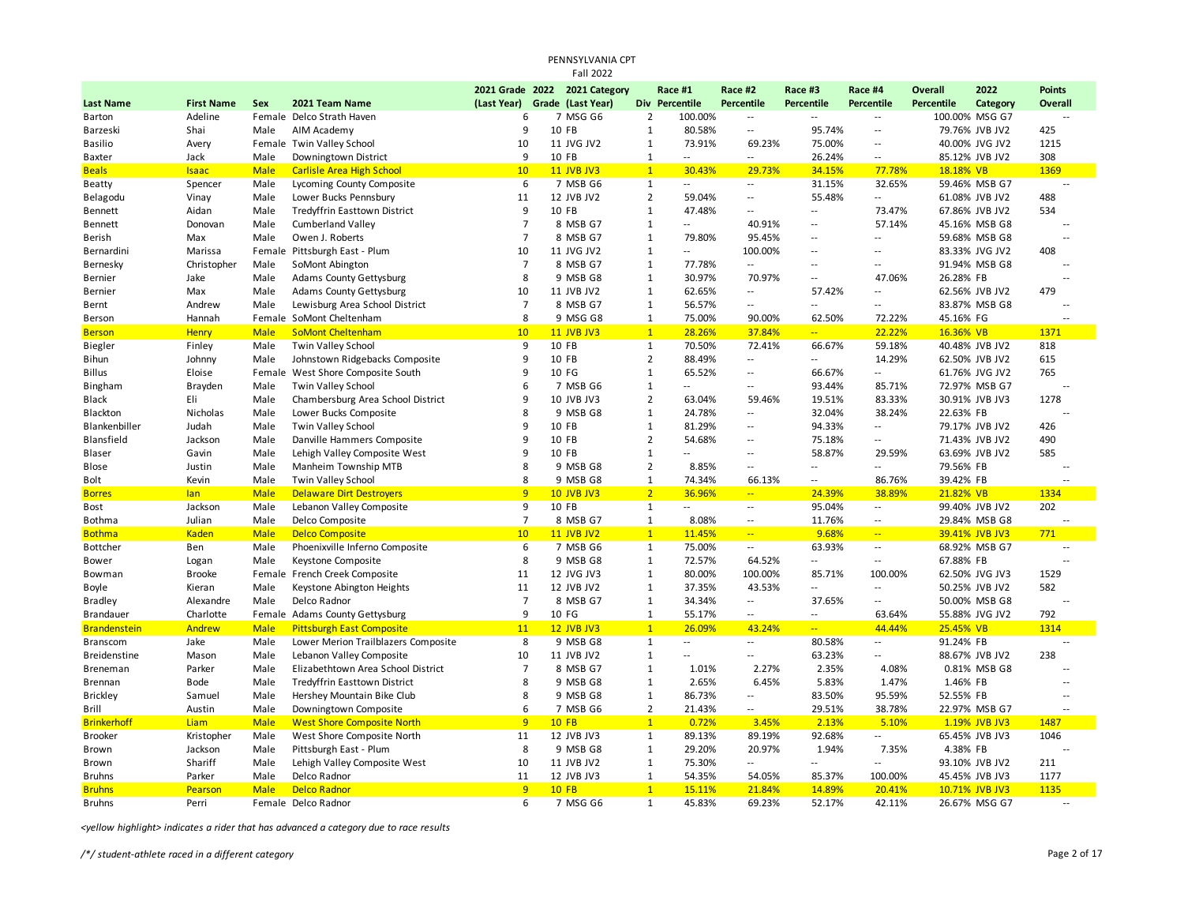PENNSYLVANIA CPT

Fall 2022

| Last Name | First Name | Sex | 2021 Team Name | 2021 Grade (Last Year) | 2022 Grade | 2021 Category (Last Year) | Div | Race #1 Percentile | Race #2 Percentile | Race #3 Percentile | Race #4 Percentile | Overall Percentile | 2022 Category | Points Overall |
|---|---|---|---|---|---|---|---|---|---|---|---|---|---|---|
| Barton | Adeline | Female | Delco Strath Haven | 6 | 7 | MSG G6 | 2 | 100.00% | -- | -- | -- | 100.00% | MSG G7 | -- |
| Barzeski | Shai | Male | AIM Academy | 9 | 10 | FB | 1 | 80.58% | -- | 95.74% | -- | 79.76% | JVB JV2 | 425 |
| Basilio | Avery | Female | Twin Valley School | 10 | 11 | JVG JV2 | 1 | 73.91% | 69.23% | 75.00% | -- | 40.00% | JVG JV2 | 1215 |
| Baxter | Jack | Male | Downingtown District | 9 | 10 | FB | 1 | -- | -- | 26.24% | -- | 85.12% | JVB JV2 | 308 |
| Beals | Isaac | Male | Carlisle Area High School | 10 | 11 | JVB JV3 | 1 | 30.43% | 29.73% | 34.15% | 77.78% | 18.18% | VB | 1369 |
| Beatty | Spencer | Male | Lycoming County Composite | 6 | 7 | MSB G6 | 1 | -- | -- | 31.15% | 32.65% | 59.46% | MSB G7 | -- |
| Belagodu | Vinay | Male | Lower Bucks Pennsbury | 11 | 12 | JVB JV2 | 2 | 59.04% | -- | 55.48% | -- | 61.08% | JVB JV2 | 488 |
| Bennett | Aidan | Male | Tredyffrin Easttown District | 9 | 10 | FB | 1 | 47.48% | -- | -- | 73.47% | 67.86% | JVB JV2 | 534 |
| Bennett | Donovan | Male | Cumberland Valley | 7 | 8 | MSB G7 | 1 | -- | 40.91% | -- | 57.14% | 45.16% | MSB G8 | -- |
| Berish | Max | Male | Owen J. Roberts | 7 | 8 | MSB G7 | 1 | 79.80% | 95.45% | -- | -- | 59.68% | MSB G8 | -- |
| Bernardini | Marissa | Female | Pittsburgh East - Plum | 10 | 11 | JVG JV2 | 1 | -- | 100.00% | -- | -- | 83.33% | JVG JV2 | 408 |
| Bernesky | Christopher | Male | SoMont Abington | 7 | 8 | MSB G7 | 1 | 77.78% | -- | -- | -- | 91.94% | MSB G8 | -- |
| Bernier | Jake | Male | Adams County Gettysburg | 8 | 9 | MSB G8 | 1 | 30.97% | 70.97% | -- | 47.06% | 26.28% | FB | -- |
| Bernier | Max | Male | Adams County Gettysburg | 10 | 11 | JVB JV2 | 1 | 62.65% | -- | 57.42% | -- | 62.56% | JVB JV2 | 479 |
| Bernt | Andrew | Male | Lewisburg Area School District | 7 | 8 | MSB G7 | 1 | 56.57% | -- | -- | -- | 83.87% | MSB G8 | -- |
| Berson | Hannah | Female | SoMont Cheltenham | 8 | 9 | MSG G8 | 1 | 75.00% | 90.00% | 62.50% | 72.22% | 45.16% | FG | -- |
| Berson | Henry | Male | SoMont Cheltenham | 10 | 11 | JVB JV3 | 1 | 28.26% | 37.84% | -- | 22.22% | 16.36% | VB | 1371 |
| Biegler | Finley | Male | Twin Valley School | 9 | 10 | FB | 1 | 70.50% | 72.41% | 66.67% | 59.18% | 40.48% | JVB JV2 | 818 |
| Bihun | Johnny | Male | Johnstown Ridgebacks Composite | 9 | 10 | FB | 2 | 88.49% | -- | -- | 14.29% | 62.50% | JVB JV2 | 615 |
| Billus | Eloise | Female | West Shore Composite South | 9 | 10 | FG | 1 | 65.52% | -- | 66.67% | -- | 61.76% | JVG JV2 | 765 |
| Bingham | Brayden | Male | Twin Valley School | 6 | 7 | MSB G6 | 1 | -- | -- | 93.44% | 85.71% | 72.97% | MSB G7 | -- |
| Black | Eli | Male | Chambersburg Area School District | 9 | 10 | JVB JV3 | 2 | 63.04% | 59.46% | 19.51% | 83.33% | 30.91% | JVB JV3 | 1278 |
| Blackton | Nicholas | Male | Lower Bucks Composite | 8 | 9 | MSB G8 | 1 | 24.78% | -- | 32.04% | 38.24% | 22.63% | FB | -- |
| Blankenbiller | Judah | Male | Twin Valley School | 9 | 10 | FB | 1 | 81.29% | -- | 94.33% | -- | 79.17% | JVB JV2 | 426 |
| Blansfield | Jackson | Male | Danville Hammers Composite | 9 | 10 | FB | 2 | 54.68% | -- | 75.18% | -- | 71.43% | JVB JV2 | 490 |
| Blaser | Gavin | Male | Lehigh Valley Composite West | 9 | 10 | FB | 1 | -- | -- | 58.87% | 29.59% | 63.69% | JVB JV2 | 585 |
| Blose | Justin | Male | Manheim Township MTB | 8 | 9 | MSB G8 | 2 | 8.85% | -- | -- | -- | 79.56% | FB | -- |
| Bolt | Kevin | Male | Twin Valley School | 8 | 9 | MSB G8 | 1 | 74.34% | 66.13% | -- | 86.76% | 39.42% | FB | -- |
| Borres | Ian | Male | Delaware Dirt Destroyers | 9 | 10 | JVB JV3 | 2 | 36.96% | -- | 24.39% | 38.89% | 21.82% | VB | 1334 |
| Bost | Jackson | Male | Lebanon Valley Composite | 9 | 10 | FB | 1 | -- | -- | 95.04% | -- | 99.40% | JVB JV2 | 202 |
| Bothma | Julian | Male | Delco Composite | 7 | 8 | MSB G7 | 1 | 8.08% | -- | 11.76% | -- | 29.84% | MSB G8 | -- |
| Bothma | Kaden | Male | Delco Composite | 10 | 11 | JVB JV2 | 1 | 11.45% | -- | 9.68% | -- | 39.41% | JVB JV3 | 771 |
| Bottcher | Ben | Male | Phoenixville Inferno Composite | 6 | 7 | MSB G6 | 1 | 75.00% | -- | 63.93% | -- | 68.92% | MSB G7 | -- |
| Bower | Logan | Male | Keystone Composite | 8 | 9 | MSB G8 | 1 | 72.57% | 64.52% | -- | -- | 67.88% | FB | -- |
| Bowman | Brooke | Female | French Creek Composite | 11 | 12 | JVG JV3 | 1 | 80.00% | 100.00% | 85.71% | 100.00% | 62.50% | JVG JV3 | 1529 |
| Boyle | Kieran | Male | Keystone Abington Heights | 11 | 12 | JVB JV2 | 1 | 37.35% | 43.53% | -- | -- | 50.25% | JVB JV2 | 582 |
| Bradley | Alexandre | Male | Delco Radnor | 7 | 8 | MSB G7 | 1 | 34.34% | -- | 37.65% | -- | 50.00% | MSB G8 | -- |
| Brandauer | Charlotte | Female | Adams County Gettysburg | 9 | 10 | FG | 1 | 55.17% | -- | -- | 63.64% | 55.88% | JVG JV2 | 792 |
| Brandenstein | Andrew | Male | Pittsburgh East Composite | 11 | 12 | JVB JV3 | 1 | 26.09% | 43.24% | -- | 44.44% | 25.45% | VB | 1314 |
| Branscom | Jake | Male | Lower Merion Trailblazers Composite | 8 | 9 | MSB G8 | 1 | -- | -- | 80.58% | -- | 91.24% | FB | -- |
| Breidenstine | Mason | Male | Lebanon Valley Composite | 10 | 11 | JVB JV2 | 1 | -- | -- | 63.23% | -- | 88.67% | JVB JV2 | 238 |
| Breneman | Parker | Male | Elizabethtown Area School District | 7 | 8 | MSB G7 | 1 | 1.01% | 2.27% | 2.35% | 4.08% | 0.81% | MSB G8 | -- |
| Brennan | Bode | Male | Tredyffrin Easttown District | 8 | 9 | MSB G8 | 1 | 2.65% | 6.45% | 5.83% | 1.47% | 1.46% | FB | -- |
| Brickley | Samuel | Male | Hershey Mountain Bike Club | 8 | 9 | MSB G8 | 1 | 86.73% | -- | 83.50% | 95.59% | 52.55% | FB | -- |
| Brill | Austin | Male | Downingtown Composite | 6 | 7 | MSB G6 | 2 | 21.43% | -- | 29.51% | 38.78% | 22.97% | MSB G7 | -- |
| Brinkerhoff | Liam | Male | West Shore Composite North | 9 | 10 | FB | 1 | 0.72% | 3.45% | 2.13% | 5.10% | 1.19% | JVB JV3 | 1487 |
| Brooker | Kristopher | Male | West Shore Composite North | 11 | 12 | JVB JV3 | 1 | 89.13% | 89.19% | 92.68% | -- | 65.45% | JVB JV3 | 1046 |
| Brown | Jackson | Male | Pittsburgh East - Plum | 8 | 9 | MSB G8 | 1 | 29.20% | 20.97% | 1.94% | 7.35% | 4.38% | FB | -- |
| Brown | Shariff | Male | Lehigh Valley Composite West | 10 | 11 | JVB JV2 | 1 | 75.30% | -- | -- | -- | 93.10% | JVB JV2 | 211 |
| Bruhns | Parker | Male | Delco Radnor | 11 | 12 | JVB JV3 | 1 | 54.35% | 54.05% | 85.37% | 100.00% | 45.45% | JVB JV3 | 1177 |
| Bruhns | Pearson | Male | Delco Radnor | 9 | 10 | FB | 1 | 15.11% | 21.84% | 14.89% | 20.41% | 10.71% | JVB JV3 | 1135 |
| Bruhns | Perri | Female | Delco Radnor | 6 | 7 | MSG G6 | 1 | 45.83% | 69.23% | 52.17% | 42.11% | 26.67% | MSG G7 | -- |

*<yellow highlight> indicates a rider that has advanced a category due to race results*

*/*/ student-athlete raced in a different category*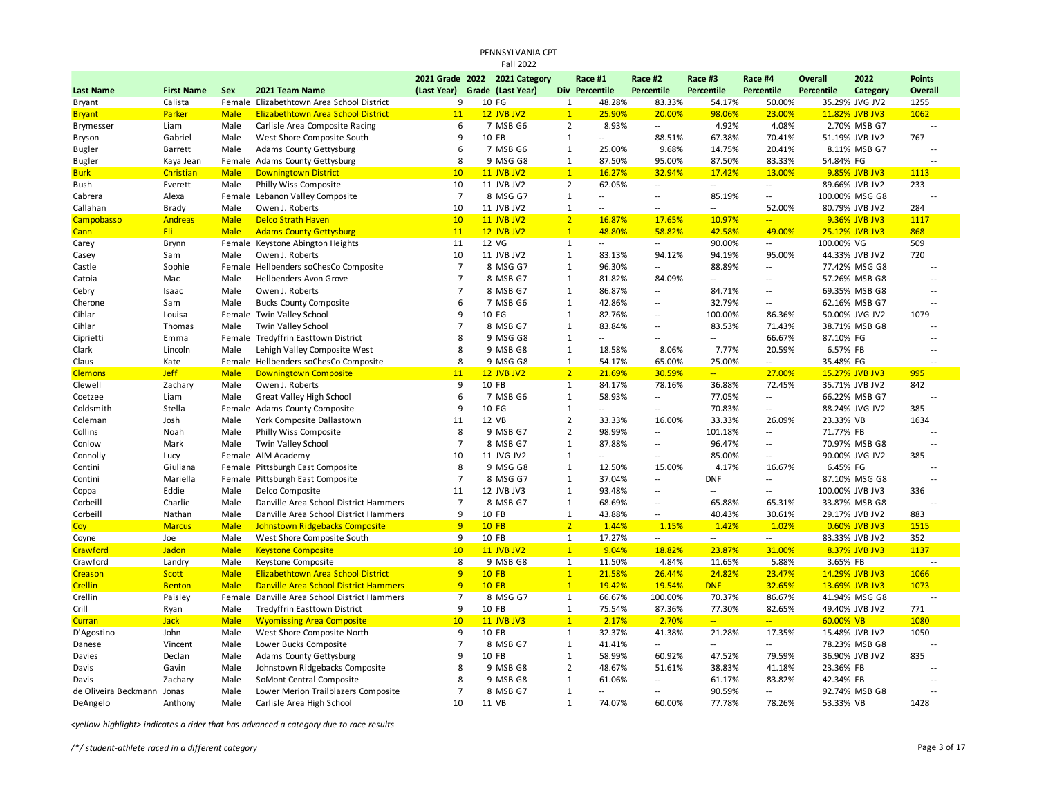# PENNSYLVANIA CPT

## Fall 2022

| Last Name | First Name | Sex | 2021 Team Name | 2021 Grade (Last Year) | 2022 Grade | 2021 Category (Last Year) | Div | Race #1 Percentile | Race #2 Percentile | Race #3 Percentile | Race #4 Percentile | Overall Percentile | 2022 Category | Points Overall |
|---|---|---|---|---|---|---|---|---|---|---|---|---|---|---|
| Bryant | Calista | Female | Elizabethtown Area School District | 9 | 10 | FG | 1 | 48.28% | 83.33% | 54.17% | 50.00% | 35.29% | JVG JV2 | 1255 |
| Bryant | Parker | Male | Elizabethtown Area School District | 11 | 12 | JVB JV2 | 1 | 25.90% | 20.00% | 98.06% | 23.00% | 11.82% | JVB JV3 | 1062 |
| Brymesser | Liam | Male | Carlisle Area Composite Racing | 6 | 7 | MSB G6 | 2 | 8.93% | -- | 4.92% | 4.08% | 2.70% | MSB G7 | -- |
| Bryson | Gabriel | Male | West Shore Composite South | 9 | 10 | FB | 1 | -- | 88.51% | 67.38% | 70.41% | 51.19% | JVB JV2 | 767 |
| Bugler | Barrett | Male | Adams County Gettysburg | 6 | 7 | MSB G6 | 1 | 25.00% | 9.68% | 14.75% | 20.41% | 8.11% | MSB G7 | -- |
| Bugler | Kaya Jean | Female | Adams County Gettysburg | 8 | 9 | MSG G8 | 1 | 87.50% | 95.00% | 87.50% | 83.33% | 54.84% | FG | -- |
| Burk | Christian | Male | Downingtown District | 10 | 11 | JVB JV2 | 1 | 16.27% | 32.94% | 17.42% | 13.00% | 9.85% | JVB JV3 | 1113 |
| Bush | Everett | Male | Philly Wiss Composite | 10 | 11 | JVB JV2 | 2 | 62.05% | -- | -- | -- | 89.66% | JVB JV2 | 233 |
| Cabrera | Alexa | Female | Lebanon Valley Composite | 7 | 8 | MSG G7 | 1 | -- | -- | 85.19% | -- | 100.00% | MSG G8 | -- |
| Callahan | Brady | Male | Owen J. Roberts | 10 | 11 | JVB JV2 | 1 | -- | -- | -- | 52.00% | 80.79% | JVB JV2 | 284 |
| Campobasso | Andreas | Male | Delco Strath Haven | 10 | 11 | JVB JV2 | 2 | 16.87% | 17.65% | 10.97% | -- | 9.36% | JVB JV3 | 1117 |
| Cann | Eli | Male | Adams County Gettysburg | 11 | 12 | JVB JV2 | 1 | 48.80% | 58.82% | 42.58% | 49.00% | 25.12% | JVB JV3 | 868 |
| Carey | Brynn | Female | Keystone Abington Heights | 11 | 12 | VG | 1 | -- | -- | 90.00% | -- | 100.00% | VG | 509 |
| Casey | Sam | Male | Owen J. Roberts | 10 | 11 | JVB JV2 | 1 | 83.13% | 94.12% | 94.19% | 95.00% | 44.33% | JVB JV2 | 720 |
| Castle | Sophie | Female | Hellbenders soChesCo Composite | 7 | 8 | MSG G7 | 1 | 96.30% | -- | 88.89% | -- | 77.42% | MSG G8 | -- |
| Catoia | Mac | Male | Hellbenders Avon Grove | 7 | 8 | MSB G7 | 1 | 81.82% | 84.09% | -- | -- | 57.26% | MSB G8 | -- |
| Cebry | Isaac | Male | Owen J. Roberts | 7 | 8 | MSB G7 | 1 | 86.87% | -- | 84.71% | -- | 69.35% | MSB G8 | -- |
| Cherone | Sam | Male | Bucks County Composite | 6 | 7 | MSB G6 | 1 | 42.86% | -- | 32.79% | -- | 62.16% | MSB G7 | -- |
| Cihlar | Louisa | Female | Twin Valley School | 9 | 10 | FG | 1 | 82.76% | -- | 100.00% | 86.36% | 50.00% | JVG JV2 | 1079 |
| Cihlar | Thomas | Male | Twin Valley School | 7 | 8 | MSB G7 | 1 | 83.84% | -- | 83.53% | 71.43% | 38.71% | MSB G8 | -- |
| Ciprietti | Emma | Female | Tredyffrin Easttown District | 8 | 9 | MSG G8 | 1 | -- | -- | -- | 66.67% | 87.10% | FG | -- |
| Clark | Lincoln | Male | Lehigh Valley Composite West | 8 | 9 | MSB G8 | 1 | 18.58% | 8.06% | 7.77% | 20.59% | 6.57% | FB | -- |
| Claus | Kate | Female | Hellbenders soChesCo Composite | 8 | 9 | MSG G8 | 1 | 54.17% | 65.00% | 25.00% | -- | 35.48% | FG | -- |
| Clemons | Jeff | Male | Downingtown Composite | 11 | 12 | JVB JV2 | 2 | 21.69% | 30.59% | -- | 27.00% | 15.27% | JVB JV3 | 995 |
| Clewell | Zachary | Male | Owen J. Roberts | 9 | 10 | FB | 1 | 84.17% | 78.16% | 36.88% | 72.45% | 35.71% | JVB JV2 | 842 |
| Coetzee | Liam | Male | Great Valley High School | 6 | 7 | MSB G6 | 1 | 58.93% | -- | 77.05% | -- | 66.22% | MSB G7 | -- |
| Coldsmith | Stella | Female | Adams County Composite | 9 | 10 | FG | 1 | -- | -- | 70.83% | -- | 88.24% | JVG JV2 | 385 |
| Coleman | Josh | Male | York Composite Dallastown | 11 | 12 | VB | 2 | 33.33% | 16.00% | 33.33% | 26.09% | 23.33% | VB | 1634 |
| Collins | Noah | Male | Philly Wiss Composite | 8 | 9 | MSB G8 | 2 | 98.99% | -- | 101.18% | -- | 71.77% | FB | -- |
| Conlow | Mark | Male | Twin Valley School | 7 | 8 | MSB G7 | 1 | 87.88% | -- | 96.47% | -- | 70.97% | MSB G8 | -- |
| Connolly | Lucy | Female | AIM Academy | 10 | 11 | JVG JV2 | 1 | -- | -- | 85.00% | -- | 90.00% | JVG JV2 | 385 |
| Contini | Giuliana | Female | Pittsburgh East Composite | 8 | 9 | MSG G8 | 1 | 12.50% | 15.00% | 4.17% | 16.67% | 6.45% | FG | -- |
| Contini | Mariella | Female | Pittsburgh East Composite | 7 | 8 | MSG G7 | 1 | 37.04% | -- | DNF | -- | 87.10% | MSG G8 | -- |
| Coppa | Eddie | Male | Delco Composite | 11 | 12 | JVB JV3 | 1 | 93.48% | -- | -- | -- | 100.00% | JVB JV3 | 336 |
| Corbeill | Charlie | Male | Danville Area School District Hammers | 7 | 8 | MSB G7 | 1 | 68.69% | -- | 65.88% | 65.31% | 33.87% | MSB G8 | -- |
| Corbeill | Nathan | Male | Danville Area School District Hammers | 9 | 10 | FB | 1 | 43.88% | -- | 40.43% | 30.61% | 29.17% | JVB JV2 | 883 |
| Coy | Marcus | Male | Johnstown Ridgebacks Composite | 9 | 10 | FB | 2 | 1.44% | 1.15% | 1.42% | 1.02% | 0.60% | JVB JV3 | 1515 |
| Coyne | Joe | Male | West Shore Composite South | 9 | 10 | FB | 1 | 17.27% | -- | -- | -- | 83.33% | JVB JV2 | 352 |
| Crawford | Jadon | Male | Keystone Composite | 10 | 11 | JVB JV2 | 1 | 9.04% | 18.82% | 23.87% | 31.00% | 8.37% | JVB JV3 | 1137 |
| Crawford | Landry | Male | Keystone Composite | 8 | 9 | MSB G8 | 1 | 11.50% | 4.84% | 11.65% | 5.88% | 3.65% | FB | -- |
| Creason | Scott | Male | Elizabethtown Area School District | 9 | 10 | FB | 1 | 21.58% | 26.44% | 24.82% | 23.47% | 14.29% | JVB JV3 | 1066 |
| Crellin | Benton | Male | Danville Area School District Hammers | 9 | 10 | FB | 1 | 19.42% | 19.54% | DNF | 32.65% | 13.69% | JVB JV3 | 1073 |
| Crellin | Paisley | Female | Danville Area School District Hammers | 7 | 8 | MSG G7 | 1 | 66.67% | 100.00% | 70.37% | 86.67% | 41.94% | MSG G8 | -- |
| Crill | Ryan | Male | Tredyffrin Easttown District | 9 | 10 | FB | 1 | 75.54% | 87.36% | 77.30% | 82.65% | 49.40% | JVB JV2 | 771 |
| Curran | Jack | Male | Wyomissing Area Composite | 10 | 11 | JVB JV3 | 1 | 2.17% | 2.70% | -- | -- | 60.00% | VB | 1080 |
| D'Agostino | John | Male | West Shore Composite North | 9 | 10 | FB | 1 | 32.37% | 41.38% | 21.28% | 17.35% | 15.48% | JVB JV2 | 1050 |
| Danese | Vincent | Male | Lower Bucks Composite | 7 | 8 | MSB G7 | 1 | 41.41% | -- | -- | -- | 78.23% | MSB G8 | -- |
| Davies | Declan | Male | Adams County Gettysburg | 9 | 10 | FB | 1 | 58.99% | 60.92% | 47.52% | 79.59% | 36.90% | JVB JV2 | 835 |
| Davis | Gavin | Male | Johnstown Ridgebacks Composite | 8 | 9 | MSB G8 | 2 | 48.67% | 51.61% | 38.83% | 41.18% | 23.36% | FB | -- |
| Davis | Zachary | Male | SoMont Central Composite | 8 | 9 | MSB G8 | 1 | 61.06% | -- | 61.17% | 83.82% | 42.34% | FB | -- |
| de Oliveira Beckmann | Jonas | Male | Lower Merion Trailblazers Composite | 7 | 8 | MSB G7 | 1 | -- | -- | 90.59% | -- | 92.74% | MSB G8 | -- |
| DeAngelo | Anthony | Male | Carlisle Area High School | 10 | 11 | VB | 1 | 74.07% | 60.00% | 77.78% | 78.26% | 53.33% | VB | 1428 |

*<yellow highlight> indicates a rider that has advanced a category due to race results*

*/*/ student-athlete raced in a different category*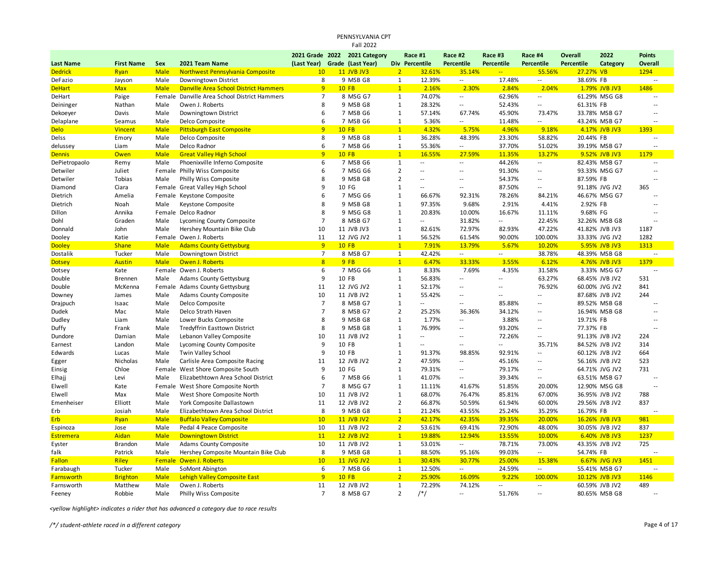PENNSYLVANIA CPT

Fall 2022

| Last Name | First Name | Sex | 2021 Team Name | 2021 Grade (Last Year) | 2022 Grade | 2021 Category (Last Year) | Div | Race #1 Percentile | Race #2 Percentile | Race #3 Percentile | Race #4 Percentile | Overall Percentile | 2022 Category | Points Overall |
|---|---|---|---|---|---|---|---|---|---|---|---|---|---|---|
| Dedrick | Ryan | Male | Northwest Pennsylvania Composite | 10 | 11 | JVB JV3 | 2 | 32.61% | 35.14% | -- | 55.56% | 27.27% | VB | 1294 |
| DeFazio | Jayson | Male | Downingtown District | 8 | 9 | MSB G8 | 1 | 12.39% | -- | 17.48% | -- | 38.69% | FB | -- |
| DeHart | Max | Male | Danville Area School District Hammers | 9 | 10 | FB | 1 | 2.16% | 2.30% | 2.84% | 2.04% | 1.79% | JVB JV3 | 1486 |
| DeHart | Paige | Female | Danville Area School District Hammers | 7 | 8 | MSG G7 | 1 | 74.07% | -- | 62.96% | -- | 61.29% | MSG G8 | -- |
| Deininger | Nathan | Male | Owen J. Roberts | 8 | 9 | MSB G8 | 1 | 28.32% | -- | 52.43% | -- | 61.31% | FB | -- |
| Dekoeyer | Davis | Male | Downingtown District | 6 | 7 | MSB G6 | 1 | 57.14% | 67.74% | 45.90% | 73.47% | 33.78% | MSB G7 | -- |
| Delaplane | Seamus | Male | Delco Composite | 6 | 7 | MSB G6 | 1 | 5.36% | -- | 11.48% | -- | 43.24% | MSB G7 | -- |
| Delo | Vincent | Male | Pittsburgh East Composite | 9 | 10 | FB | 1 | 4.32% | 5.75% | 4.96% | 9.18% | 4.17% | JVB JV3 | 1393 |
| Delss | Emory | Male | Delco Composite | 8 | 9 | MSB G8 | 1 | 36.28% | 48.39% | 23.30% | 58.82% | 20.44% | FB | -- |
| delussey | Liam | Male | Delco Radnor | 6 | 7 | MSB G6 | 1 | 55.36% | -- | 37.70% | 51.02% | 39.19% | MSB G7 | -- |
| Dennis | Owen | Male | Great Valley High School | 9 | 10 | FB | 1 | 16.55% | 27.59% | 11.35% | 13.27% | 9.52% | JVB JV3 | 1179 |
| DePietropaolo | Remy | Male | Phoenixville Inferno Composite | 6 | 7 | MSB G6 | 1 | -- | -- | 44.26% | -- | 82.43% | MSB G7 | -- |
| Detwiler | Juliet | Female | Philly Wiss Composite | 6 | 7 | MSG G6 | 2 | -- | -- | 91.30% | -- | 93.33% | MSG G7 | -- |
| Detwiler | Tobias | Male | Philly Wiss Composite | 8 | 9 | MSB G8 | 2 | -- | -- | 54.37% | -- | 87.59% | FB | -- |
| Diamond | Ciara | Female | Great Valley High School | 9 | 10 | FG | 1 | -- | -- | 87.50% | -- | 91.18% | JVG JV2 | 365 |
| Dietrich | Amelia | Female | Keystone Composite | 6 | 7 | MSG G6 | 1 | 66.67% | 92.31% | 78.26% | 84.21% | 46.67% | MSG G7 | -- |
| Dietrich | Noah | Male | Keystone Composite | 8 | 9 | MSB G8 | 1 | 97.35% | 9.68% | 2.91% | 4.41% | 2.92% | FB | -- |
| Dillon | Annika | Female | Delco Radnor | 8 | 9 | MSG G8 | 1 | 20.83% | 10.00% | 16.67% | 11.11% | 9.68% | FG | -- |
| Dohl | Graden | Male | Lycoming County Composite | 7 | 8 | MSB G7 | 1 | -- | 31.82% | -- | 22.45% | 32.26% | MSB G8 | -- |
| Donnald | John | Male | Hershey Mountain Bike Club | 10 | 11 | JVB JV3 | 1 | 82.61% | 72.97% | 82.93% | 47.22% | 41.82% | JVB JV3 | 1187 |
| Dooley | Katie | Female | Owen J. Roberts | 11 | 12 | JVG JV2 | 1 | 56.52% | 61.54% | 90.00% | 100.00% | 33.33% | JVG JV2 | 1282 |
| Dooley | Shane | Male | Adams County Gettysburg | 9 | 10 | FB | 1 | 7.91% | 13.79% | 5.67% | 10.20% | 5.95% | JVB JV3 | 1313 |
| Dostalik | Tucker | Male | Downingtown District | 7 | 8 | MSB G7 | 1 | 42.42% | -- | -- | 38.78% | 48.39% | MSB G8 | -- |
| Dotsey | Austin | Male | Owen J. Roberts | 8 | 9 | FB | 1 | 6.47% | 33.33% | 3.55% | 6.12% | 4.76% | JVB JV3 | 1379 |
| Dotsey | Kate | Female | Owen J. Roberts | 6 | 7 | MSG G6 | 1 | 8.33% | 7.69% | 4.35% | 31.58% | 3.33% | MSG G7 | -- |
| Double | Brennen | Male | Adams County Gettysburg | 9 | 10 | FB | 1 | 56.83% | -- | -- | 63.27% | 68.45% | JVB JV2 | 531 |
| Double | McKenna | Female | Adams County Gettysburg | 11 | 12 | JVG JV2 | 1 | 52.17% | -- | -- | 76.92% | 60.00% | JVG JV2 | 841 |
| Downey | James | Male | Adams County Composite | 10 | 11 | JVB JV2 | 1 | 55.42% | -- | -- | -- | 87.68% | JVB JV2 | 244 |
| Drajpuch | Isaac | Male | Delco Composite | 7 | 8 | MSB G7 | 1 | -- | -- | 85.88% | -- | 89.52% | MSB G8 | -- |
| Dudek | Mac | Male | Delco Strath Haven | 7 | 8 | MSB G7 | 2 | 25.25% | 36.36% | 34.12% | -- | 16.94% | MSB G8 | -- |
| Dudley | Liam | Male | Lower Bucks Composite | 8 | 9 | MSB G8 | 1 | 1.77% | -- | 3.88% | -- | 19.71% | FB | -- |
| Duffy | Frank | Male | Tredyffrin Easttown District | 8 | 9 | MSB G8 | 1 | 76.99% | -- | 93.20% | -- | 77.37% | FB | -- |
| Dundore | Damian | Male | Lebanon Valley Composite | 10 | 11 | JVB JV2 | 1 | -- | -- | 72.26% | -- | 91.13% | JVB JV2 | 224 |
| Earnest | Landon | Male | Lycoming County Composite | 9 | 10 | FB | 1 | -- | -- | -- | 35.71% | 84.52% | JVB JV2 | 314 |
| Edwards | Lucas | Male | Twin Valley School | 9 | 10 | FB | 1 | 91.37% | 98.85% | 92.91% | -- | 60.12% | JVB JV2 | 664 |
| Egger | Nicholas | Male | Carlisle Area Composite Racing | 11 | 12 | JVB JV2 | 2 | 47.59% | -- | 45.16% | -- | 56.16% | JVB JV2 | 523 |
| Einsig | Chloe | Female | West Shore Composite South | 9 | 10 | FG | 1 | 79.31% | -- | 79.17% | -- | 64.71% | JVG JV2 | 731 |
| Elhajj | Levi | Male | Elizabethtown Area School District | 6 | 7 | MSB G6 | 1 | 41.07% | -- | 39.34% | -- | 63.51% | MSB G7 | -- |
| Elwell | Kate | Female | West Shore Composite North | 7 | 8 | MSG G7 | 1 | 11.11% | 41.67% | 51.85% | 20.00% | 12.90% | MSG G8 | -- |
| Elwell | Max | Male | West Shore Composite North | 10 | 11 | JVB JV2 | 1 | 68.07% | 76.47% | 85.81% | 67.00% | 36.95% | JVB JV2 | 788 |
| Emenheiser | Elliott | Male | York Composite Dallastown | 11 | 12 | JVB JV2 | 2 | 66.87% | 50.59% | 61.94% | 60.00% | 29.56% | JVB JV2 | 837 |
| Erb | Josiah | Male | Elizabethtown Area School District | 8 | 9 | MSB G8 | 1 | 21.24% | 43.55% | 25.24% | 35.29% | 16.79% | FB | -- |
| Erb | Ryan | Male | Buffalo Valley Composite | 10 | 11 | JVB JV2 | 2 | 42.17% | 42.35% | 39.35% | 20.00% | 16.26% | JVB JV3 | 981 |
| Espinoza | Jose | Male | Pedal 4 Peace Composite | 10 | 11 | JVB JV2 | 2 | 53.61% | 69.41% | 72.90% | 48.00% | 30.05% | JVB JV2 | 837 |
| Estremera | Aidan | Male | Downingtown District | 11 | 12 | JVB JV2 | 1 | 19.88% | 12.94% | 13.55% | 10.00% | 6.40% | JVB JV3 | 1237 |
| Eyster | Brandon | Male | Adams County Composite | 10 | 11 | JVB JV2 | 1 | 53.01% | -- | 78.71% | 73.00% | 43.35% | JVB JV2 | 725 |
| falk | Patrick | Male | Hershey Composite Mountain Bike Club | 8 | 9 | MSB G8 | 1 | 88.50% | 95.16% | 99.03% | -- | 54.74% | FB | -- |
| Fallon | Riley | Female | Owen J. Roberts | 10 | 11 | JVG JV2 | 1 | 30.43% | 30.77% | 25.00% | 15.38% | 6.67% | JVG JV3 | 1451 |
| Farabaugh | Tucker | Male | SoMont Abington | 6 | 7 | MSB G6 | 1 | 12.50% | -- | 24.59% | -- | 55.41% | MSB G7 | -- |
| Farnsworth | Brighton | Male | Lehigh Valley Composite East | 9 | 10 | FB | 2 | 25.90% | 16.09% | 9.22% | 100.00% | 10.12% | JVB JV3 | 1146 |
| Farnsworth | Matthew | Male | Owen J. Roberts | 11 | 12 | JVB JV2 | 1 | 72.29% | 74.12% | -- | -- | 60.59% | JVB JV2 | 489 |
| Feeney | Robbie | Male | Philly Wiss Composite | 7 | 8 | MSB G7 | 2 | /*/ | -- | 51.76% | -- | 80.65% | MSB G8 | -- |

*<yellow highlight> indicates a rider that has advanced a category due to race results*

*/*/ student-athlete raced in a different category*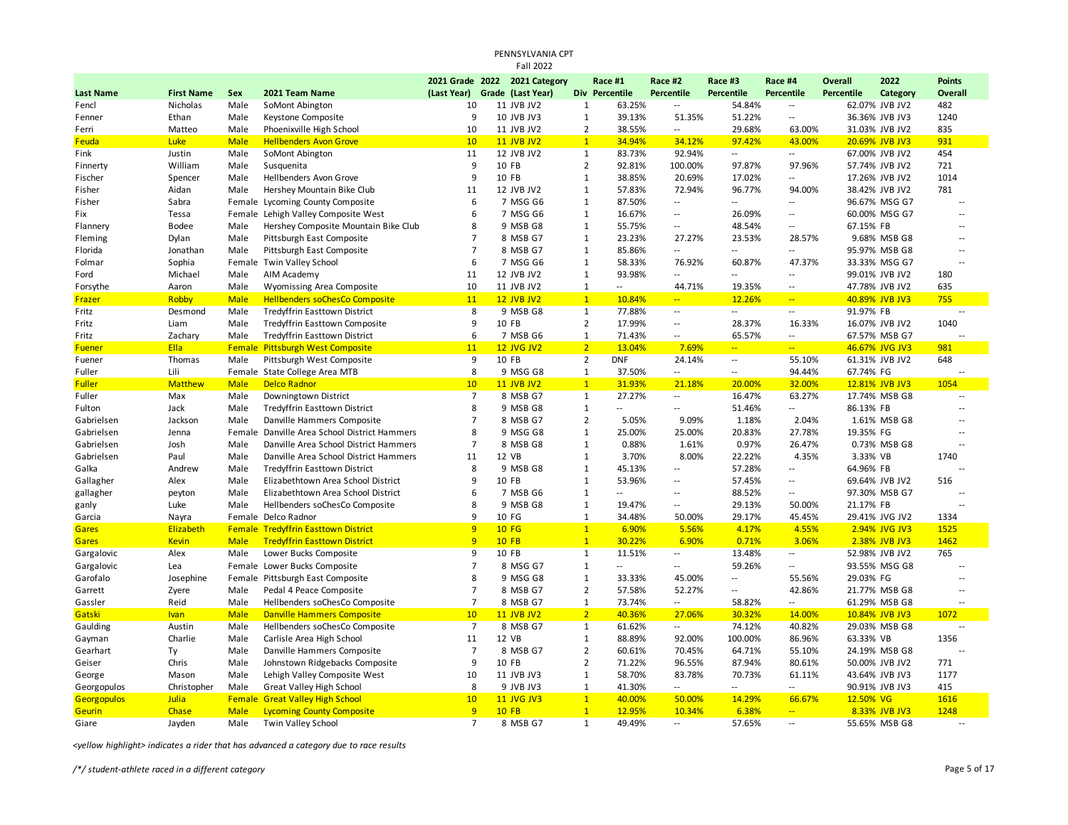PENNSYLVANIA CPT
Fall 2022

| Last Name | First Name | Sex | 2021 Team Name | 2021 Grade (Last Year) | 2022 Grade | 2021 Category (Last Year) | Div | Race #1 Percentile | Race #2 Percentile | Race #3 Percentile | Race #4 Percentile | Overall Percentile | 2022 Category | Points Overall |
|---|---|---|---|---|---|---|---|---|---|---|---|---|---|---|
| Fencl | Nicholas | Male | SoMont Abington | 10 | 11 | JVB JV2 | 1 | 63.25% | -- | 54.84% | -- | 62.07% | JVB JV2 | 482 |
| Fenner | Ethan | Male | Keystone Composite | 9 | 10 | JVB JV3 | 1 | 39.13% | 51.35% | 51.22% | -- | 36.36% | JVB JV3 | 1240 |
| Ferri | Matteo | Male | Phoenixville High School | 10 | 11 | JVB JV2 | 2 | 38.55% | -- | 29.68% | 63.00% | 31.03% | JVB JV2 | 835 |
| Feuda | Luke | Male | Hellbenders Avon Grove | 10 | 11 | JVB JV2 | 1 | 34.94% | 34.12% | 97.42% | 43.00% | 20.69% | JVB JV3 | 931 |
| Fink | Justin | Male | SoMont Abington | 11 | 12 | JVB JV2 | 1 | 83.73% | 92.94% | -- | -- | 67.00% | JVB JV2 | 454 |
| Finnerty | William | Male | Susquenita | 9 | 10 | FB | 2 | 92.81% | 100.00% | 97.87% | 97.96% | 57.74% | JVB JV2 | 721 |
| Fischer | Spencer | Male | Hellbenders Avon Grove | 9 | 10 | FB | 1 | 38.85% | 20.69% | 17.02% | -- | 17.26% | JVB JV2 | 1014 |
| Fisher | Aidan | Male | Hershey Mountain Bike Club | 11 | 12 | JVB JV2 | 1 | 57.83% | 72.94% | 96.77% | 94.00% | 38.42% | JVB JV2 | 781 |
| Fisher | Sabra | Female | Lycoming County Composite | 6 | 7 | MSG G6 | 1 | 87.50% | -- | -- | -- | 96.67% | MSG G7 | -- |
| Fix | Tessa | Female | Lehigh Valley Composite West | 6 | 7 | MSG G6 | 1 | 16.67% | -- | 26.09% | -- | 60.00% | MSG G7 | -- |
| Flannery | Bodee | Male | Hershey Composite Mountain Bike Club | 8 | 9 | MSB G8 | 1 | 55.75% | -- | 48.54% | -- | 67.15% | FB | -- |
| Fleming | Dylan | Male | Pittsburgh East Composite | 7 | 8 | MSB G7 | 1 | 23.23% | 27.27% | 23.53% | 28.57% | 9.68% | MSB G8 | -- |
| Florida | Jonathan | Male | Pittsburgh East Composite | 7 | 8 | MSB G7 | 1 | 85.86% | -- | -- | -- | 95.97% | MSB G8 | -- |
| Folmar | Sophia | Female | Twin Valley School | 6 | 7 | MSG G6 | 1 | 58.33% | 76.92% | 60.87% | 47.37% | 33.33% | MSG G7 | -- |
| Ford | Michael | Male | AIM Academy | 11 | 12 | JVB JV2 | 1 | 93.98% | -- | -- | -- | 99.01% | JVB JV2 | 180 |
| Forsythe | Aaron | Male | Wyomissing Area Composite | 10 | 11 | JVB JV2 | 1 | -- | 44.71% | 19.35% | -- | 47.78% | JVB JV2 | 635 |
| Frazer | Robby | Male | Hellbenders soChesCo Composite | 11 | 12 | JVB JV2 | 1 | 10.84% | -- | 12.26% | -- | 40.89% | JVB JV3 | 755 |
| Fritz | Desmond | Male | Tredyffrin Easttown District | 8 | 9 | MSB G8 | 1 | 77.88% | -- | -- | -- | 91.97% | FB | -- |
| Fritz | Liam | Male | Tredyffrin Easttown Composite | 9 | 10 | FB | 2 | 17.99% | -- | 28.37% | 16.33% | 16.07% | JVB JV2 | 1040 |
| Fritz | Zachary | Male | Tredyffrin Easttown District | 6 | 7 | MSB G6 | 1 | 71.43% | -- | 65.57% | -- | 67.57% | MSB G7 | -- |
| Fuener | Ella | Female | Pittsburgh West Composite | 11 | 12 | JVG JV2 | 2 | 13.04% | 7.69% | -- | -- | 46.67% | JVG JV3 | 981 |
| Fuener | Thomas | Male | Pittsburgh West Composite | 9 | 10 | FB | 2 | DNF | 24.14% | -- | 55.10% | 61.31% | JVB JV2 | 648 |
| Fuller | Lili | Female | State College Area MTB | 8 | 9 | MSG G8 | 1 | 37.50% | -- | -- | 94.44% | 67.74% | FG | -- |
| Fuller | Matthew | Male | Delco Radnor | 10 | 11 | JVB JV2 | 1 | 31.93% | 21.18% | 20.00% | 32.00% | 12.81% | JVB JV3 | 1054 |
| Fuller | Max | Male | Downingtown District | 7 | 8 | MSB G7 | 1 | 27.27% | -- | 16.47% | 63.27% | 17.74% | MSB G8 | -- |
| Fulton | Jack | Male | Tredyffrin Easttown District | 8 | 9 | MSB G8 | 1 | -- | -- | 51.46% | -- | 86.13% | FB | -- |
| Gabrielsen | Jackson | Male | Danville Hammers Composite | 7 | 8 | MSB G7 | 2 | 5.05% | 9.09% | 1.18% | 2.04% | 1.61% | MSB G8 | -- |
| Gabrielsen | Jenna | Female | Danville Area School District Hammers | 8 | 9 | MSG G8 | 1 | 25.00% | 25.00% | 20.83% | 27.78% | 19.35% | FG | -- |
| Gabrielsen | Josh | Male | Danville Area School District Hammers | 7 | 8 | MSB G8 | 1 | 0.88% | 1.61% | 0.97% | 26.47% | 0.73% | MSB G8 | -- |
| Gabrielsen | Paul | Male | Danville Area School District Hammers | 11 | 12 | VB | 1 | 3.70% | 8.00% | 22.22% | 4.35% | 3.33% | VB | 1740 |
| Galka | Andrew | Male | Tredyffrin Easttown District | 8 | 9 | MSB G8 | 1 | 45.13% | -- | 57.28% | -- | 64.96% | FB | -- |
| Gallagher | Alex | Male | Elizabethtown Area School District | 9 | 10 | FB | 1 | 53.96% | -- | 57.45% | -- | 69.64% | JVB JV2 | 516 |
| gallagher | peyton | Male | Elizabethtown Area School District | 6 | 7 | MSB G6 | 1 | -- | -- | 88.52% | -- | 97.30% | MSB G7 | -- |
| ganly | Luke | Male | Hellbenders soChesCo Composite | 8 | 9 | MSB G8 | 1 | 19.47% | -- | 29.13% | 50.00% | 21.17% | FB | -- |
| Garcia | Nayra | Female | Delco Radnor | 9 | 10 | FG | 1 | 34.48% | 50.00% | 29.17% | 45.45% | 29.41% | JVG JV2 | 1334 |
| Gares | Elizabeth | Female | Tredyffrin Easttown District | 9 | 10 | FG | 1 | 6.90% | 5.56% | 4.17% | 4.55% | 2.94% | JVG JV3 | 1525 |
| Gares | Kevin | Male | Tredyffrin Easttown District | 9 | 10 | FB | 1 | 30.22% | 6.90% | 0.71% | 3.06% | 2.38% | JVB JV3 | 1462 |
| Gargalovic | Alex | Male | Lower Bucks Composite | 9 | 10 | FB | 1 | 11.51% | -- | 13.48% | -- | 52.98% | JVB JV2 | 765 |
| Gargalovic | Lea | Female | Lower Bucks Composite | 7 | 8 | MSG G7 | 1 | -- | -- | 59.26% | -- | 93.55% | MSG G8 | -- |
| Garofalo | Josephine | Female | Pittsburgh East Composite | 8 | 9 | MSG G8 | 1 | 33.33% | 45.00% | -- | 55.56% | 29.03% | FG | -- |
| Garrett | Zyere | Male | Pedal 4 Peace Composite | 7 | 8 | MSB G7 | 2 | 57.58% | 52.27% | -- | 42.86% | 21.77% | MSB G8 | -- |
| Gassler | Reid | Male | Hellbenders soChesCo Composite | 7 | 8 | MSB G7 | 1 | 73.74% | -- | 58.82% | -- | 61.29% | MSB G8 | -- |
| Gatski | Ivan | Male | Danville Hammers Composite | 10 | 11 | JVB JV2 | 2 | 40.36% | 27.06% | 30.32% | 14.00% | 10.84% | JVB JV3 | 1072 |
| Gaulding | Austin | Male | Hellbenders soChesCo Composite | 7 | 8 | MSB G7 | 1 | 61.62% | -- | 74.12% | 40.82% | 29.03% | MSB G8 | -- |
| Gayman | Charlie | Male | Carlisle Area High School | 11 | 12 | VB | 1 | 88.89% | 92.00% | 100.00% | 86.96% | 63.33% | VB | 1356 |
| Gearhart | Ty | Male | Danville Hammers Composite | 7 | 8 | MSB G7 | 2 | 60.61% | 70.45% | 64.71% | 55.10% | 24.19% | MSB G8 | -- |
| Geiser | Chris | Male | Johnstown Ridgebacks Composite | 9 | 10 | FB | 2 | 71.22% | 96.55% | 87.94% | 80.61% | 50.00% | JVB JV2 | 771 |
| George | Mason | Male | Lehigh Valley Composite West | 10 | 11 | JVB JV3 | 1 | 58.70% | 83.78% | 70.73% | 61.11% | 43.64% | JVB JV3 | 1177 |
| Georgopulos | Christopher | Male | Great Valley High School | 8 | 9 | JVB JV3 | 1 | 41.30% | -- | -- | -- | 90.91% | JVB JV3 | 415 |
| Georgopulos | Julia | Female | Great Valley High School | 10 | 11 | JVG JV3 | 1 | 40.00% | 50.00% | 14.29% | 66.67% | 12.50% | VG | 1616 |
| Geurin | Chase | Male | Lycoming County Composite | 9 | 10 | FB | 1 | 12.95% | 10.34% | 6.38% | -- | 8.33% | JVB JV3 | 1248 |
| Giare | Jayden | Male | Twin Valley School | 7 | 8 | MSB G7 | 1 | 49.49% | -- | 57.65% | -- | 55.65% | MSB G8 | -- |

*<yellow highlight> indicates a rider that has advanced a category due to race results*

*/\*/ student-athlete raced in a different category*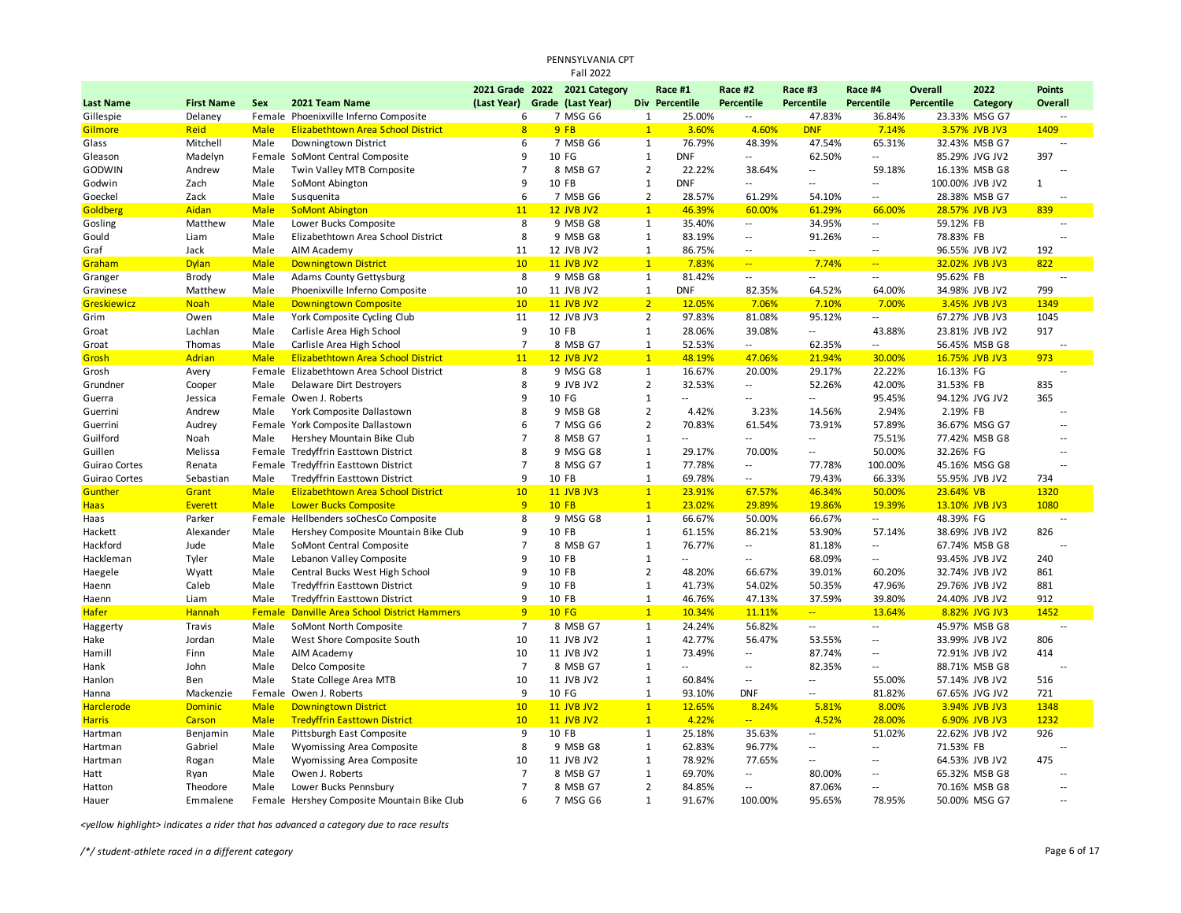# PENNSYLVANIA CPT

## Fall 2022

| Last Name | First Name | Sex | 2021 Team Name | 2021 Grade (Last Year) | 2022 Grade | 2021 Category (Last Year) | Div | Race #1 Percentile | Race #2 Percentile | Race #3 Percentile | Race #4 Percentile | Overall Percentile | 2022 Category | Points Overall |
|---|---|---|---|---|---|---|---|---|---|---|---|---|---|---|
| Gillespie | Delaney | Female | Phoenixville Inferno Composite | 6 | 7 | MSG G6 | 1 | 25.00% | -- | 47.83% | 36.84% | 23.33% | MSG G7 | -- |
| Gilmore | Reid | Male | Elizabethtown Area School District | 8 | 9 | FB | 1 | 3.60% | 4.60% | DNF | 7.14% | 3.57% | JVB JV3 | 1409 |
| Glass | Mitchell | Male | Downingtown District | 6 | 7 | MSB G6 | 1 | 76.79% | 48.39% | 47.54% | 65.31% | 32.43% | MSB G7 | -- |
| Gleason | Madelyn | Female | SoMont Central Composite | 9 | 10 | FG | 1 | DNF | -- | 62.50% | -- | 85.29% | JVG JV2 | 397 |
| GODWIN | Andrew | Male | Twin Valley MTB Composite | 7 | 8 | MSB G7 | 2 | 22.22% | 38.64% | -- | 59.18% | 16.13% | MSB G8 | -- |
| Godwin | Zach | Male | SoMont Abington | 9 | 10 | FB | 1 | DNF | -- | -- | -- | 100.00% | JVB JV2 | 1 |
| Goeckel | Zack | Male | Susquenita | 6 | 7 | MSB G6 | 2 | 28.57% | 61.29% | 54.10% | -- | 28.38% | MSB G7 | -- |
| Goldberg | Aidan | Male | SoMont Abington | 11 | 12 | JVB JV2 | 1 | 46.39% | 60.00% | 61.29% | 66.00% | 28.57% | JVB JV3 | 839 |
| Gosling | Matthew | Male | Lower Bucks Composite | 8 | 9 | MSB G8 | 1 | 35.40% | -- | 34.95% | -- | 59.12% | FB | -- |
| Gould | Liam | Male | Elizabethtown Area School District | 8 | 9 | MSB G8 | 1 | 83.19% | -- | 91.26% | -- | 78.83% | FB | -- |
| Graf | Jack | Male | AIM Academy | 11 | 12 | JVB JV2 | 1 | 86.75% | -- | -- | -- | 96.55% | JVB JV2 | 192 |
| Graham | Dylan | Male | Downingtown District | 10 | 11 | JVB JV2 | 1 | 7.83% | -- | 7.74% | -- | 32.02% | JVB JV3 | 822 |
| Granger | Brody | Male | Adams County Gettysburg | 8 | 9 | MSB G8 | 1 | 81.42% | -- | -- | -- | 95.62% | FB | -- |
| Gravinese | Matthew | Male | Phoenixville Inferno Composite | 10 | 11 | JVB JV2 | 1 | DNF | 82.35% | 64.52% | 64.00% | 34.98% | JVB JV2 | 799 |
| Greskiewicz | Noah | Male | Downingtown Composite | 10 | 11 | JVB JV2 | 2 | 12.05% | 7.06% | 7.10% | 7.00% | 3.45% | JVB JV3 | 1349 |
| Grim | Owen | Male | York Composite Cycling Club | 11 | 12 | JVB JV3 | 2 | 97.83% | 81.08% | 95.12% | -- | 67.27% | JVB JV3 | 1045 |
| Groat | Lachlan | Male | Carlisle Area High School | 9 | 10 | FB | 1 | 28.06% | 39.08% | -- | 43.88% | 23.81% | JVB JV2 | 917 |
| Groat | Thomas | Male | Carlisle Area High School | 7 | 8 | MSB G7 | 1 | 52.53% | -- | 62.35% | -- | 56.45% | MSB G8 | -- |
| Grosh | Adrian | Male | Elizabethtown Area School District | 11 | 12 | JVB JV2 | 1 | 48.19% | 47.06% | 21.94% | 30.00% | 16.75% | JVB JV3 | 973 |
| Grosh | Avery | Female | Elizabethtown Area School District | 8 | 9 | MSG G8 | 1 | 16.67% | 20.00% | 29.17% | 22.22% | 16.13% | FG | -- |
| Grundner | Cooper | Male | Delaware Dirt Destroyers | 8 | 9 | JVB JV2 | 2 | 32.53% | -- | 52.26% | 42.00% | 31.53% | FB | 835 |
| Guerra | Jessica | Female | Owen J. Roberts | 9 | 10 | FG | 1 | -- | -- | -- | 95.45% | 94.12% | JVG JV2 | 365 |
| Guerrini | Andrew | Male | York Composite Dallastown | 8 | 9 | MSB G8 | 2 | 4.42% | 3.23% | 14.56% | 2.94% | 2.19% | FB | -- |
| Guerrini | Audrey | Female | York Composite Dallastown | 6 | 7 | MSG G6 | 2 | 70.83% | 61.54% | 73.91% | 57.89% | 36.67% | MSG G7 | -- |
| Guilford | Noah | Male | Hershey Mountain Bike Club | 7 | 8 | MSB G7 | 1 | -- | -- | -- | 75.51% | 77.42% | MSB G8 | -- |
| Guillen | Melissa | Female | Tredyffrin Easttown District | 8 | 9 | MSG G8 | 1 | 29.17% | 70.00% | -- | 50.00% | 32.26% | FG | -- |
| Guirao Cortes | Renata | Female | Tredyffrin Easttown District | 7 | 8 | MSG G7 | 1 | 77.78% | -- | 77.78% | 100.00% | 45.16% | MSG G8 | -- |
| Guirao Cortes | Sebastian | Male | Tredyffrin Easttown District | 9 | 10 | FB | 1 | 69.78% | -- | 79.43% | 66.33% | 55.95% | JVB JV2 | 734 |
| Gunther | Grant | Male | Elizabethtown Area School District | 10 | 11 | JVB JV3 | 1 | 23.91% | 67.57% | 46.34% | 50.00% | 23.64% | VB | 1320 |
| Haas | Everett | Male | Lower Bucks Composite | 9 | 10 | FB | 1 | 23.02% | 29.89% | 19.86% | 19.39% | 13.10% | JVB JV3 | 1080 |
| Haas | Parker | Female | Hellbenders soChesCo Composite | 8 | 9 | MSG G8 | 1 | 66.67% | 50.00% | 66.67% | -- | 48.39% | FG | -- |
| Hackett | Alexander | Male | Hershey Composite Mountain Bike Club | 9 | 10 | FB | 1 | 61.15% | 86.21% | 53.90% | 57.14% | 38.69% | JVB JV2 | 826 |
| Hackford | Jude | Male | SoMont Central Composite | 7 | 8 | MSB G7 | 1 | 76.77% | -- | 81.18% | -- | 67.74% | MSB G8 | -- |
| Hackleman | Tyler | Male | Lebanon Valley Composite | 9 | 10 | FB | 1 | -- | -- | 68.09% | -- | 93.45% | JVB JV2 | 240 |
| Haegele | Wyatt | Male | Central Bucks West High School | 9 | 10 | FB | 2 | 48.20% | 66.67% | 39.01% | 60.20% | 32.74% | JVB JV2 | 861 |
| Haenn | Caleb | Male | Tredyffrin Easttown District | 9 | 10 | FB | 1 | 41.73% | 54.02% | 50.35% | 47.96% | 29.76% | JVB JV2 | 881 |
| Haenn | Liam | Male | Tredyffrin Easttown District | 9 | 10 | FB | 1 | 46.76% | 47.13% | 37.59% | 39.80% | 24.40% | JVB JV2 | 912 |
| Hafer | Hannah | Female | Danville Area School District Hammers | 9 | 10 | FG | 1 | 10.34% | 11.11% | -- | 13.64% | 8.82% | JVG JV3 | 1452 |
| Haggerty | Travis | Male | SoMont North Composite | 7 | 8 | MSB G7 | 1 | 24.24% | 56.82% | -- | -- | 45.97% | MSB G8 | -- |
| Hake | Jordan | Male | West Shore Composite South | 10 | 11 | JVB JV2 | 1 | 42.77% | 56.47% | 53.55% | -- | 33.99% | JVB JV2 | 806 |
| Hamill | Finn | Male | AIM Academy | 10 | 11 | JVB JV2 | 1 | 73.49% | -- | 87.74% | -- | 72.91% | JVB JV2 | 414 |
| Hank | John | Male | Delco Composite | 7 | 8 | MSB G7 | 1 | -- | -- | 82.35% | -- | 88.71% | MSB G8 | -- |
| Hanlon | Ben | Male | State College Area MTB | 10 | 11 | JVB JV2 | 1 | 60.84% | -- | -- | 55.00% | 57.14% | JVB JV2 | 516 |
| Hanna | Mackenzie | Female | Owen J. Roberts | 9 | 10 | FG | 1 | 93.10% | DNF | -- | 81.82% | 67.65% | JVG JV2 | 721 |
| Harclerode | Dominic | Male | Downingtown District | 10 | 11 | JVB JV2 | 1 | 12.65% | 8.24% | 5.81% | 8.00% | 3.94% | JVB JV3 | 1348 |
| Harris | Carson | Male | Tredyffrin Easttown District | 10 | 11 | JVB JV2 | 1 | 4.22% | -- | 4.52% | 28.00% | 6.90% | JVB JV3 | 1232 |
| Hartman | Benjamin | Male | Pittsburgh East Composite | 9 | 10 | FB | 1 | 25.18% | 35.63% | -- | 51.02% | 22.62% | JVB JV2 | 926 |
| Hartman | Gabriel | Male | Wyomissing Area Composite | 8 | 9 | MSB G8 | 1 | 62.83% | 96.77% | -- | -- | 71.53% | FB | -- |
| Hartman | Rogan | Male | Wyomissing Area Composite | 10 | 11 | JVB JV2 | 1 | 78.92% | 77.65% | -- | -- | 64.53% | JVB JV2 | 475 |
| Hatt | Ryan | Male | Owen J. Roberts | 7 | 8 | MSB G7 | 1 | 69.70% | -- | 80.00% | -- | 65.32% | MSB G8 | -- |
| Hatton | Theodore | Male | Lower Bucks Pennsbury | 7 | 8 | MSB G7 | 2 | 84.85% | -- | 87.06% | -- | 70.16% | MSB G8 | -- |
| Hauer | Emmalene | Female | Hershey Composite Mountain Bike Club | 6 | 7 | MSG G6 | 1 | 91.67% | 100.00% | 95.65% | 78.95% | 50.00% | MSG G7 | -- |

*<yellow highlight> indicates a rider that has advanced a category due to race results*

*/*/ student-athlete raced in a different category*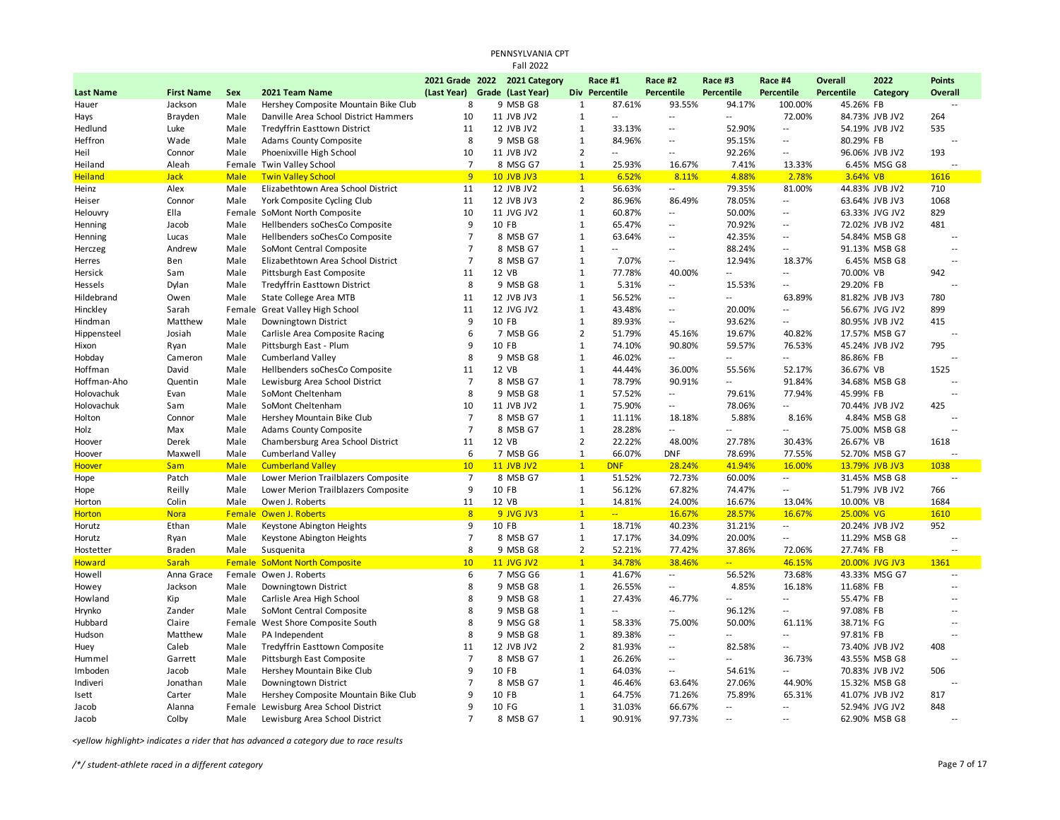PENNSYLVANIA CPT
Fall 2022

| Last Name | First Name | Sex | 2021 Team Name | 2021 Grade (Last Year) | 2022 Grade | 2021 Category (Last Year) | Div | Race #1 Percentile | Race #2 Percentile | Race #3 Percentile | Race #4 Percentile | Overall Percentile | 2022 Category | Points Overall |
|---|---|---|---|---|---|---|---|---|---|---|---|---|---|---|
| Hauer | Jackson | Male | Hershey Composite Mountain Bike Club | 8 | 9 | MSB G8 | 1 | 87.61% | 93.55% | 94.17% | 100.00% | 45.26% | FB | -- |
| Hays | Brayden | Male | Danville Area School District Hammers | 10 | 11 | JVB JV2 | 1 | -- | -- | -- | 72.00% | 84.73% | JVB JV2 | 264 |
| Hedlund | Luke | Male | Tredyffrin Easttown District | 11 | 12 | JVB JV2 | 1 | 33.13% | -- | 52.90% | -- | 54.19% | JVB JV2 | 535 |
| Heffron | Wade | Male | Adams County Composite | 8 | 9 | MSB G8 | 1 | 84.96% | -- | 95.15% | -- | 80.29% | FB | -- |
| Heil | Connor | Male | Phoenixville High School | 10 | 11 | JVB JV2 | 2 | -- | -- | 92.26% | -- | 96.06% | JVB JV2 | 193 |
| Heiland | Aleah | Female | Twin Valley School | 7 | 8 | MSG G7 | 1 | 25.93% | 16.67% | 7.41% | 13.33% | 6.45% | MSG G8 | -- |
| Heiland | Jack | Male | Twin Valley School | 9 | 10 | JVB JV3 | 1 | 6.52% | 8.11% | 4.88% | 2.78% | 3.64% | VB | 1616 |
| Heinz | Alex | Male | Elizabethtown Area School District | 11 | 12 | JVB JV2 | 1 | 56.63% | -- | 79.35% | 81.00% | 44.83% | JVB JV2 | 710 |
| Heiser | Connor | Male | York Composite Cycling Club | 11 | 12 | JVB JV3 | 2 | 86.96% | 86.49% | 78.05% | -- | 63.64% | JVB JV3 | 1068 |
| Helouvry | Ella | Female | SoMont North Composite | 10 | 11 | JVG JV2 | 1 | 60.87% | -- | 50.00% | -- | 63.33% | JVG JV2 | 829 |
| Henning | Jacob | Male | Hellbenders soChesCo Composite | 9 | 10 | FB | 1 | 65.47% | -- | 70.92% | -- | 72.02% | JVB JV2 | 481 |
| Henning | Lucas | Male | Hellbenders soChesCo Composite | 7 | 8 | MSB G7 | 1 | 63.64% | -- | 42.35% | -- | 54.84% | MSB G8 | -- |
| Herczeg | Andrew | Male | SoMont Central Composite | 7 | 8 | MSB G7 | 1 | -- | -- | 88.24% | -- | 91.13% | MSB G8 | -- |
| Herres | Ben | Male | Elizabethtown Area School District | 7 | 8 | MSB G7 | 1 | 7.07% | -- | 12.94% | 18.37% | 6.45% | MSB G8 | -- |
| Hersick | Sam | Male | Pittsburgh East Composite | 11 | 12 | VB | 1 | 77.78% | 40.00% | -- | -- | 70.00% | VB | 942 |
| Hessels | Dylan | Male | Tredyffrin Easttown District | 8 | 9 | MSB G8 | 1 | 5.31% | -- | 15.53% | -- | 29.20% | FB | -- |
| Hildebrand | Owen | Male | State College Area MTB | 11 | 12 | JVB JV3 | 1 | 56.52% | -- | -- | 63.89% | 81.82% | JVB JV3 | 780 |
| Hinckley | Sarah | Female | Great Valley High School | 11 | 12 | JVG JV2 | 1 | 43.48% | -- | 20.00% | -- | 56.67% | JVG JV2 | 899 |
| Hindman | Matthew | Male | Downingtown District | 9 | 10 | FB | 1 | 89.93% | -- | 93.62% | -- | 80.95% | JVB JV2 | 415 |
| Hippensteel | Josiah | Male | Carlisle Area Composite Racing | 6 | 7 | MSB G6 | 2 | 51.79% | 45.16% | 19.67% | 40.82% | 17.57% | MSB G7 | -- |
| Hixon | Ryan | Male | Pittsburgh East - Plum | 9 | 10 | FB | 1 | 74.10% | 90.80% | 59.57% | 76.53% | 45.24% | JVB JV2 | 795 |
| Hobday | Cameron | Male | Cumberland Valley | 8 | 9 | MSB G8 | 1 | 46.02% | -- | -- | -- | 86.86% | FB | -- |
| Hoffman | David | Male | Hellbenders soChesCo Composite | 11 | 12 | VB | 1 | 44.44% | 36.00% | 55.56% | 52.17% | 36.67% | VB | 1525 |
| Hoffman-Aho | Quentin | Male | Lewisburg Area School District | 7 | 8 | MSB G7 | 1 | 78.79% | 90.91% | -- | 91.84% | 34.68% | MSB G8 | -- |
| Holovachuk | Evan | Male | SoMont Cheltenham | 8 | 9 | MSB G8 | 1 | 57.52% | -- | 79.61% | 77.94% | 45.99% | FB | -- |
| Holovachuk | Sam | Male | SoMont Cheltenham | 10 | 11 | JVB JV2 | 1 | 75.90% | -- | 78.06% | -- | 70.44% | JVB JV2 | 425 |
| Holton | Connor | Male | Hershey Mountain Bike Club | 7 | 8 | MSB G7 | 1 | 11.11% | 18.18% | 5.88% | 8.16% | 4.84% | MSB G8 | -- |
| Holz | Max | Male | Adams County Composite | 7 | 8 | MSB G7 | 1 | 28.28% | -- | -- | -- | 75.00% | MSB G8 | -- |
| Hoover | Derek | Male | Chambersburg Area School District | 11 | 12 | VB | 2 | 22.22% | 48.00% | 27.78% | 30.43% | 26.67% | VB | 1618 |
| Hoover | Maxwell | Male | Cumberland Valley | 6 | 7 | MSB G6 | 1 | 66.07% | DNF | 78.69% | 77.55% | 52.70% | MSB G7 | -- |
| Hoover | Sam | Male | Cumberland Valley | 10 | 11 | JVB JV2 | 1 | DNF | 28.24% | 41.94% | 16.00% | 13.79% | JVB JV3 | 1038 |
| Hope | Patch | Male | Lower Merion Trailblazers Composite | 7 | 8 | MSB G7 | 1 | 51.52% | 72.73% | 60.00% | -- | 31.45% | MSB G8 | -- |
| Hope | Reilly | Male | Lower Merion Trailblazers Composite | 9 | 10 | FB | 1 | 56.12% | 67.82% | 74.47% | -- | 51.79% | JVB JV2 | 766 |
| Horton | Colin | Male | Owen J. Roberts | 11 | 12 | VB | 1 | 14.81% | 24.00% | 16.67% | 13.04% | 10.00% | VB | 1684 |
| Horton | Nora | Female | Owen J. Roberts | 8 | 9 | JVG JV3 | 1 | -- | 16.67% | 28.57% | 16.67% | 25.00% | VG | 1610 |
| Horutz | Ethan | Male | Keystone Abington Heights | 9 | 10 | FB | 1 | 18.71% | 40.23% | 31.21% | -- | 20.24% | JVB JV2 | 952 |
| Horutz | Ryan | Male | Keystone Abington Heights | 7 | 8 | MSB G7 | 1 | 17.17% | 34.09% | 20.00% | -- | 11.29% | MSB G8 | -- |
| Hostetter | Braden | Male | Susquenita | 8 | 9 | MSB G8 | 2 | 52.21% | 77.42% | 37.86% | 72.06% | 27.74% | FB | -- |
| Howard | Sarah | Female | SoMont North Composite | 10 | 11 | JVG JV2 | 1 | 34.78% | 38.46% | -- | 46.15% | 20.00% | JVG JV3 | 1361 |
| Howell | Anna Grace | Female | Owen J. Roberts | 6 | 7 | MSG G6 | 1 | 41.67% | -- | 56.52% | 73.68% | 43.33% | MSG G7 | -- |
| Howey | Jackson | Male | Downingtown District | 8 | 9 | MSB G8 | 1 | 26.55% | -- | 4.85% | 16.18% | 11.68% | FB | -- |
| Howland | Kip | Male | Carlisle Area High School | 8 | 9 | MSB G8 | 1 | 27.43% | 46.77% | -- | -- | 55.47% | FB | -- |
| Hrynko | Zander | Male | SoMont Central Composite | 8 | 9 | MSB G8 | 1 | -- | -- | 96.12% | -- | 97.08% | FB | -- |
| Hubbard | Claire | Female | West Shore Composite South | 8 | 9 | MSG G8 | 1 | 58.33% | 75.00% | 50.00% | 61.11% | 38.71% | FG | -- |
| Hudson | Matthew | Male | PA Independent | 8 | 9 | MSB G8 | 1 | 89.38% | -- | -- | -- | 97.81% | FB | -- |
| Huey | Caleb | Male | Tredyffrin Easttown Composite | 11 | 12 | JVB JV2 | 2 | 81.93% | -- | 82.58% | -- | 73.40% | JVB JV2 | 408 |
| Hummel | Garrett | Male | Pittsburgh East Composite | 7 | 8 | MSB G7 | 1 | 26.26% | -- | -- | 36.73% | 43.55% | MSB G8 | -- |
| Imboden | Jacob | Male | Hershey Mountain Bike Club | 9 | 10 | FB | 1 | 64.03% | -- | 54.61% | -- | 70.83% | JVB JV2 | 506 |
| Indiveri | Jonathan | Male | Downingtown District | 7 | 8 | MSB G7 | 1 | 46.46% | 63.64% | 27.06% | 44.90% | 15.32% | MSB G8 | -- |
| Isett | Carter | Male | Hershey Composite Mountain Bike Club | 9 | 10 | FB | 1 | 64.75% | 71.26% | 75.89% | 65.31% | 41.07% | JVB JV2 | 817 |
| Jacob | Alanna | Female | Lewisburg Area School District | 9 | 10 | FG | 1 | 31.03% | 66.67% | -- | -- | 52.94% | JVG JV2 | 848 |
| Jacob | Colby | Male | Lewisburg Area School District | 7 | 8 | MSB G7 | 1 | 90.91% | 97.73% | -- | -- | 62.90% | MSB G8 | -- |

*<yellow highlight> indicates a rider that has advanced a category due to race results*

*/*/ student-athlete raced in a different category*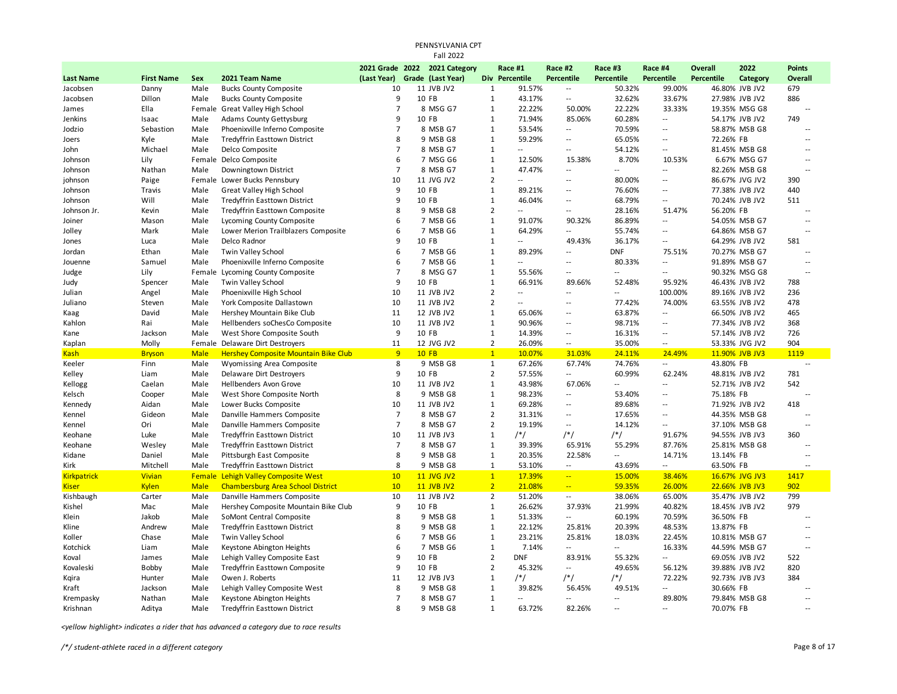PENNSYLVANIA CPT
Fall 2022

| Last Name | First Name | Sex | 2021 Team Name | 2021 Grade (Last Year) | 2022 Grade | 2021 Category (Last Year) | Div | Race #1 Percentile | Race #2 Percentile | Race #3 Percentile | Race #4 Percentile | Overall Percentile | 2022 Category | Points Overall |
|---|---|---|---|---|---|---|---|---|---|---|---|---|---|---|
| Jacobsen | Danny | Male | Bucks County Composite | 10 | 11 | JVB JV2 | 1 | 91.57% | -- | 50.32% | 99.00% | 46.80% | JVB JV2 | 679 |
| Jacobsen | Dillon | Male | Bucks County Composite | 9 | 10 | FB | 1 | 43.17% | -- | 32.62% | 33.67% | 27.98% | JVB JV2 | 886 |
| James | Ella | Female | Great Valley High School | 7 | 8 | MSG G7 | 1 | 22.22% | 50.00% | 22.22% | 33.33% | 19.35% | MSG G8 | -- |
| Jenkins | Isaac | Male | Adams County Gettysburg | 9 | 10 | FB | 1 | 71.94% | 85.06% | 60.28% | -- | 54.17% | JVB JV2 | 749 |
| Jodzio | Sebastion | Male | Phoenixville Inferno Composite | 7 | 8 | MSB G7 | 1 | 53.54% | -- | 70.59% | -- | 58.87% | MSB G8 | -- |
| Joers | Kyle | Male | Tredyffrin Easttown District | 8 | 9 | MSB G8 | 1 | 59.29% | -- | 65.05% | -- | 72.26% | FB | -- |
| John | Michael | Male | Delco Composite | 7 | 8 | MSB G7 | 1 | -- | -- | 54.12% | -- | 81.45% | MSB G8 | -- |
| Johnson | Lily | Female | Delco Composite | 6 | 7 | MSG G6 | 1 | 12.50% | 15.38% | 8.70% | 10.53% | 6.67% | MSG G7 | -- |
| Johnson | Nathan | Male | Downingtown District | 7 | 8 | MSB G7 | 1 | 47.47% | -- | -- | -- | 82.26% | MSB G8 | -- |
| johnson | Paige | Female | Lower Bucks Pennsbury | 10 | 11 | JVG JV2 | 2 | -- | -- | 80.00% | -- | 86.67% | JVG JV2 | 390 |
| Johnson | Travis | Male | Great Valley High School | 9 | 10 | FB | 1 | 89.21% | -- | 76.60% | -- | 77.38% | JVB JV2 | 440 |
| Johnson | Will | Male | Tredyffrin Easttown District | 9 | 10 | FB | 1 | 46.04% | -- | 68.79% | -- | 70.24% | JVB JV2 | 511 |
| Johnson Jr. | Kevin | Male | Tredyffrin Easttown Composite | 8 | 9 | MSB G8 | 2 | -- | -- | 28.16% | 51.47% | 56.20% | FB | -- |
| Joiner | Mason | Male | Lycoming County Composite | 6 | 7 | MSB G6 | 1 | 91.07% | 90.32% | 86.89% | -- | 54.05% | MSB G7 | -- |
| Jolley | Mark | Male | Lower Merion Trailblazers Composite | 6 | 7 | MSB G6 | 1 | 64.29% | -- | 55.74% | -- | 64.86% | MSB G7 | -- |
| Jones | Luca | Male | Delco Radnor | 9 | 10 | FB | 1 | -- | 49.43% | 36.17% | -- | 64.29% | JVB JV2 | 581 |
| Jordan | Ethan | Male | Twin Valley School | 6 | 7 | MSB G6 | 1 | 89.29% | -- | DNF | 75.51% | 70.27% | MSB G7 | -- |
| Jouenne | Samuel | Male | Phoenixville Inferno Composite | 6 | 7 | MSB G6 | 1 | -- | -- | 80.33% | -- | 91.89% | MSB G7 | -- |
| Judge | Lily | Female | Lycoming County Composite | 7 | 8 | MSG G7 | 1 | 55.56% | -- | -- | -- | 90.32% | MSG G8 | -- |
| Judy | Spencer | Male | Twin Valley School | 9 | 10 | FB | 1 | 66.91% | 89.66% | 52.48% | 95.92% | 46.43% | JVB JV2 | 788 |
| Julian | Angel | Male | Phoenixville High School | 10 | 11 | JVB JV2 | 2 | -- | -- | -- | 100.00% | 89.16% | JVB JV2 | 236 |
| Juliano | Steven | Male | York Composite Dallastown | 10 | 11 | JVB JV2 | 2 | -- | -- | 77.42% | 74.00% | 63.55% | JVB JV2 | 478 |
| Kaag | David | Male | Hershey Mountain Bike Club | 11 | 12 | JVB JV2 | 1 | 65.06% | -- | 63.87% | -- | 66.50% | JVB JV2 | 465 |
| Kahlon | Rai | Male | Hellbenders soChesCo Composite | 10 | 11 | JVB JV2 | 1 | 90.96% | -- | 98.71% | -- | 77.34% | JVB JV2 | 368 |
| Kane | Jackson | Male | West Shore Composite South | 9 | 10 | FB | 1 | 14.39% | -- | 16.31% | -- | 57.14% | JVB JV2 | 726 |
| Kaplan | Molly | Female | Delaware Dirt Destroyers | 11 | 12 | JVG JV2 | 2 | 26.09% | -- | 35.00% | -- | 53.33% | JVG JV2 | 904 |
| Kash | Bryson | Male | Hershey Composite Mountain Bike Club | 9 | 10 | FB | 1 | 10.07% | 31.03% | 24.11% | 24.49% | 11.90% | JVB JV3 | 1119 |
| Keeler | Finn | Male | Wyomissing Area Composite | 8 | 9 | MSB G8 | 1 | 67.26% | 67.74% | 74.76% | -- | 43.80% | FB | -- |
| Kelley | Liam | Male | Delaware Dirt Destroyers | 9 | 10 | FB | 2 | 57.55% | -- | 60.99% | 62.24% | 48.81% | JVB JV2 | 781 |
| Kellogg | Caelan | Male | Hellbenders Avon Grove | 10 | 11 | JVB JV2 | 1 | 43.98% | 67.06% | -- | -- | 52.71% | JVB JV2 | 542 |
| Kelsch | Cooper | Male | West Shore Composite North | 8 | 9 | MSB G8 | 1 | 98.23% | -- | 53.40% | -- | 75.18% | FB | -- |
| Kennedy | Aidan | Male | Lower Bucks Composite | 10 | 11 | JVB JV2 | 1 | 69.28% | -- | 89.68% | -- | 71.92% | JVB JV2 | 418 |
| Kennel | Gideon | Male | Danville Hammers Composite | 7 | 8 | MSB G7 | 2 | 31.31% | -- | 17.65% | -- | 44.35% | MSB G8 | -- |
| Kennel | Ori | Male | Danville Hammers Composite | 7 | 8 | MSB G7 | 2 | 19.19% | -- | 14.12% | -- | 37.10% | MSB G8 | -- |
| Keohane | Luke | Male | Tredyffrin Easttown District | 10 | 11 | JVB JV3 | 1 | /*/ | /*/ | /*/ | 91.67% | 94.55% | JVB JV3 | 360 |
| Keohane | Wesley | Male | Tredyffrin Easttown District | 7 | 8 | MSB G7 | 1 | 39.39% | 65.91% | 55.29% | 87.76% | 25.81% | MSB G8 | -- |
| Kidane | Daniel | Male | Pittsburgh East Composite | 8 | 9 | MSB G8 | 1 | 20.35% | 22.58% | -- | 14.71% | 13.14% | FB | -- |
| Kirk | Mitchell | Male | Tredyffrin Easttown District | 8 | 9 | MSB G8 | 1 | 53.10% | -- | 43.69% | -- | 63.50% | FB | -- |
| Kirkpatrick | Vivian | Female | Lehigh Valley Composite West | 10 | 11 | JVG JV2 | 1 | 17.39% | -- | 15.00% | 38.46% | 16.67% | JVG JV3 | 1417 |
| Kiser | Kylen | Male | Chambersburg Area School District | 10 | 11 | JVB JV2 | 2 | 21.08% | -- | 59.35% | 26.00% | 22.66% | JVB JV3 | 902 |
| Kishbaugh | Carter | Male | Danville Hammers Composite | 10 | 11 | JVB JV2 | 2 | 51.20% | -- | 38.06% | 65.00% | 35.47% | JVB JV2 | 799 |
| Kishel | Mac | Male | Hershey Composite Mountain Bike Club | 9 | 10 | FB | 1 | 26.62% | 37.93% | 21.99% | 40.82% | 18.45% | JVB JV2 | 979 |
| Klein | Jakob | Male | SoMont Central Composite | 8 | 9 | MSB G8 | 1 | 51.33% | -- | 60.19% | 70.59% | 36.50% | FB | -- |
| Kline | Andrew | Male | Tredyffrin Easttown District | 8 | 9 | MSB G8 | 1 | 22.12% | 25.81% | 20.39% | 48.53% | 13.87% | FB | -- |
| Koller | Chase | Male | Twin Valley School | 6 | 7 | MSB G6 | 1 | 23.21% | 25.81% | 18.03% | 22.45% | 10.81% | MSB G7 | -- |
| Kotchick | Liam | Male | Keystone Abington Heights | 6 | 7 | MSB G6 | 1 | 7.14% | -- | -- | 16.33% | 44.59% | MSB G7 | -- |
| Koval | James | Male | Lehigh Valley Composite East | 9 | 10 | FB | 2 | DNF | 83.91% | 55.32% | -- | 69.05% | JVB JV2 | 522 |
| Kovaleski | Bobby | Male | Tredyffrin Easttown Composite | 9 | 10 | FB | 2 | 45.32% | -- | 49.65% | 56.12% | 39.88% | JVB JV2 | 820 |
| Kqira | Hunter | Male | Owen J. Roberts | 11 | 12 | JVB JV3 | 1 | /*/ | /*/ | /*/ | 72.22% | 92.73% | JVB JV3 | 384 |
| Kraft | Jackson | Male | Lehigh Valley Composite West | 8 | 9 | MSB G8 | 1 | 39.82% | 56.45% | 49.51% | -- | 30.66% | FB | -- |
| Krempasky | Nathan | Male | Keystone Abington Heights | 7 | 8 | MSB G7 | 1 | -- | -- | -- | 89.80% | 79.84% | MSB G8 | -- |
| Krishnan | Aditya | Male | Tredyffrin Easttown District | 8 | 9 | MSB G8 | 1 | 63.72% | 82.26% | -- | -- | 70.07% | FB | -- |

*<yellow highlight> indicates a rider that has advanced a category due to race results*

*/*/ student-athlete raced in a different category*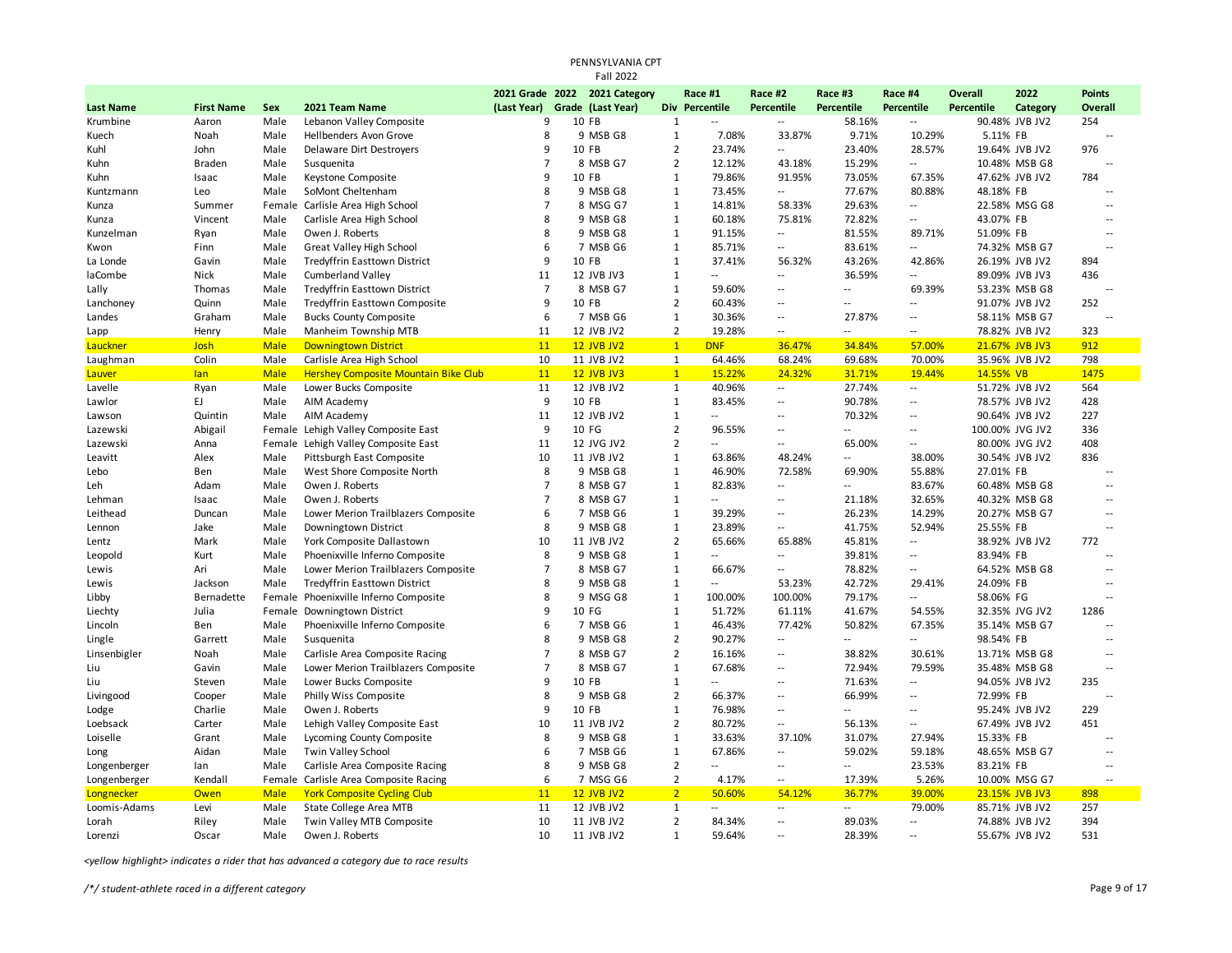PENNSYLVANIA CPT
Fall 2022

| Last Name | First Name | Sex | 2021 Team Name | 2021 Grade (Last Year) | 2022 Grade | 2021 Category (Last Year) | Div | Race #1 Percentile | Race #2 Percentile | Race #3 Percentile | Race #4 Percentile | Overall Percentile | 2022 Category | Points Overall |
|---|---|---|---|---|---|---|---|---|---|---|---|---|---|---|
| Krumbine | Aaron | Male | Lebanon Valley Composite | 9 | 10 | FB | 1 | -- | -- | 58.16% | -- | 90.48% | JVB JV2 | 254 |
| Kuech | Noah | Male | Hellbenders Avon Grove | 8 | 9 | MSB G8 | 1 | 7.08% | 33.87% | 9.71% | 10.29% | 5.11% | FB | -- |
| Kuhl | John | Male | Delaware Dirt Destroyers | 9 | 10 | FB | 2 | 23.74% | -- | 23.40% | 28.57% | 19.64% | JVB JV2 | 976 |
| Kuhn | Braden | Male | Susquenita | 7 | 8 | MSB G7 | 2 | 12.12% | 43.18% | 15.29% | -- | 10.48% | MSB G8 | -- |
| Kuhn | Isaac | Male | Keystone Composite | 9 | 10 | FB | 1 | 79.86% | 91.95% | 73.05% | 67.35% | 47.62% | JVB JV2 | 784 |
| Kuntzmann | Leo | Male | SoMont Cheltenham | 8 | 9 | MSB G8 | 1 | 73.45% | -- | 77.67% | 80.88% | 48.18% | FB | -- |
| Kunza | Summer | Female | Carlisle Area High School | 7 | 8 | MSG G7 | 1 | 14.81% | 58.33% | 29.63% | -- | 22.58% | MSG G8 | -- |
| Kunza | Vincent | Male | Carlisle Area High School | 8 | 9 | MSB G8 | 1 | 60.18% | 75.81% | 72.82% | -- | 43.07% | FB | -- |
| Kunzelman | Ryan | Male | Owen J. Roberts | 8 | 9 | MSB G8 | 1 | 91.15% | -- | 81.55% | 89.71% | 51.09% | FB | -- |
| Kwon | Finn | Male | Great Valley High School | 6 | 7 | MSB G6 | 1 | 85.71% | -- | 83.61% | -- | 74.32% | MSB G7 | -- |
| La Londe | Gavin | Male | Tredyffrin Easttown District | 9 | 10 | FB | 1 | 37.41% | 56.32% | 43.26% | 42.86% | 26.19% | JVB JV2 | 894 |
| laCombe | Nick | Male | Cumberland Valley | 11 | 12 | JVB JV3 | 1 | -- | -- | 36.59% | -- | 89.09% | JVB JV3 | 436 |
| Lally | Thomas | Male | Tredyffrin Easttown District | 7 | 8 | MSB G7 | 1 | 59.60% | -- | -- | 69.39% | 53.23% | MSB G8 | -- |
| Lanchoney | Quinn | Male | Tredyffrin Easttown Composite | 9 | 10 | FB | 2 | 60.43% | -- | -- | -- | 91.07% | JVB JV2 | 252 |
| Landes | Graham | Male | Bucks County Composite | 6 | 7 | MSB G6 | 1 | 30.36% | -- | 27.87% | -- | 58.11% | MSB G7 | -- |
| Lapp | Henry | Male | Manheim Township MTB | 11 | 12 | JVB JV2 | 2 | 19.28% | -- | -- | -- | 78.82% | JVB JV2 | 323 |
| Lauckner | Josh | Male | Downingtown District | 11 | 12 | JVB JV2 | 1 | DNF | 36.47% | 34.84% | 57.00% | 21.67% | JVB JV3 | 912 |
| Laughman | Colin | Male | Carlisle Area High School | 10 | 11 | JVB JV2 | 1 | 64.46% | 68.24% | 69.68% | 70.00% | 35.96% | JVB JV2 | 798 |
| Lauver | Ian | Male | Hershey Composite Mountain Bike Club | 11 | 12 | JVB JV3 | 1 | 15.22% | 24.32% | 31.71% | 19.44% | 14.55% | VB | 1475 |
| Lavelle | Ryan | Male | Lower Bucks Composite | 11 | 12 | JVB JV2 | 1 | 40.96% | -- | 27.74% | -- | 51.72% | JVB JV2 | 564 |
| Lawlor | EJ | Male | AIM Academy | 9 | 10 | FB | 1 | 83.45% | -- | 90.78% | -- | 78.57% | JVB JV2 | 428 |
| Lawson | Quintin | Male | AIM Academy | 11 | 12 | JVB JV2 | 1 | -- | -- | 70.32% | -- | 90.64% | JVB JV2 | 227 |
| Lazewski | Abigail | Female | Lehigh Valley Composite East | 9 | 10 | FG | 2 | 96.55% | -- | -- | -- | 100.00% | JVG JV2 | 336 |
| Lazewski | Anna | Female | Lehigh Valley Composite East | 11 | 12 | JVG JV2 | 2 | -- | -- | 65.00% | -- | 80.00% | JVG JV2 | 408 |
| Leavitt | Alex | Male | Pittsburgh East Composite | 10 | 11 | JVB JV2 | 1 | 63.86% | 48.24% | -- | 38.00% | 30.54% | JVB JV2 | 836 |
| Lebo | Ben | Male | West Shore Composite North | 8 | 9 | MSB G8 | 1 | 46.90% | 72.58% | 69.90% | 55.88% | 27.01% | FB | -- |
| Leh | Adam | Male | Owen J. Roberts | 7 | 8 | MSB G7 | 1 | 82.83% | -- | -- | 83.67% | 60.48% | MSB G8 | -- |
| Lehman | Isaac | Male | Owen J. Roberts | 7 | 8 | MSB G7 | 1 | -- | -- | 21.18% | 32.65% | 40.32% | MSB G8 | -- |
| Leithead | Duncan | Male | Lower Merion Trailblazers Composite | 6 | 7 | MSB G6 | 1 | 39.29% | -- | 26.23% | 14.29% | 20.27% | MSB G7 | -- |
| Lennon | Jake | Male | Downingtown District | 8 | 9 | MSB G8 | 1 | 23.89% | -- | 41.75% | 52.94% | 25.55% | FB | -- |
| Lentz | Mark | Male | York Composite Dallastown | 10 | 11 | JVB JV2 | 2 | 65.66% | 65.88% | 45.81% | -- | 38.92% | JVB JV2 | 772 |
| Leopold | Kurt | Male | Phoenixville Inferno Composite | 8 | 9 | MSB G8 | 1 | -- | -- | 39.81% | -- | 83.94% | FB | -- |
| Lewis | Ari | Male | Lower Merion Trailblazers Composite | 7 | 8 | MSB G7 | 1 | 66.67% | -- | 78.82% | -- | 64.52% | MSB G8 | -- |
| Lewis | Jackson | Male | Tredyffrin Easttown District | 8 | 9 | MSB G8 | 1 | -- | 53.23% | 42.72% | 29.41% | 24.09% | FB | -- |
| Libby | Bernadette | Female | Phoenixville Inferno Composite | 8 | 9 | MSG G8 | 1 | 100.00% | 100.00% | 79.17% | -- | 58.06% | FG | -- |
| Liechty | Julia | Female | Downingtown District | 9 | 10 | FG | 1 | 51.72% | 61.11% | 41.67% | 54.55% | 32.35% | JVG JV2 | 1286 |
| Lincoln | Ben | Male | Phoenixville Inferno Composite | 6 | 7 | MSB G6 | 1 | 46.43% | 77.42% | 50.82% | 67.35% | 35.14% | MSB G7 | -- |
| Lingle | Garrett | Male | Susquenita | 8 | 9 | MSB G8 | 2 | 90.27% | -- | -- | -- | 98.54% | FB | -- |
| Linsenbigler | Noah | Male | Carlisle Area Composite Racing | 7 | 8 | MSB G7 | 2 | 16.16% | -- | 38.82% | 30.61% | 13.71% | MSB G8 | -- |
| Liu | Gavin | Male | Lower Merion Trailblazers Composite | 7 | 8 | MSB G7 | 1 | 67.68% | -- | 72.94% | 79.59% | 35.48% | MSB G8 | -- |
| Liu | Steven | Male | Lower Bucks Composite | 9 | 10 | FB | 1 | -- | -- | 71.63% | -- | 94.05% | JVB JV2 | 235 |
| Livingood | Cooper | Male | Philly Wiss Composite | 8 | 9 | MSB G8 | 2 | 66.37% | -- | 66.99% | -- | 72.99% | FB | -- |
| Lodge | Charlie | Male | Owen J. Roberts | 9 | 10 | FB | 1 | 76.98% | -- | -- | -- | 95.24% | JVB JV2 | 229 |
| Loebsack | Carter | Male | Lehigh Valley Composite East | 10 | 11 | JVB JV2 | 2 | 80.72% | -- | 56.13% | -- | 67.49% | JVB JV2 | 451 |
| Loiselle | Grant | Male | Lycoming County Composite | 8 | 9 | MSB G8 | 1 | 33.63% | 37.10% | 31.07% | 27.94% | 15.33% | FB | -- |
| Long | Aidan | Male | Twin Valley School | 6 | 7 | MSB G6 | 1 | 67.86% | -- | 59.02% | 59.18% | 48.65% | MSB G7 | -- |
| Longenberger | Ian | Male | Carlisle Area Composite Racing | 8 | 9 | MSB G8 | 2 | -- | -- | -- | 23.53% | 83.21% | FB | -- |
| Longenberger | Kendall | Female | Carlisle Area Composite Racing | 6 | 7 | MSG G6 | 2 | 4.17% | -- | 17.39% | 5.26% | 10.00% | MSG G7 | -- |
| Longnecker | Owen | Male | York Composite Cycling Club | 11 | 12 | JVB JV2 | 2 | 50.60% | 54.12% | 36.77% | 39.00% | 23.15% | JVB JV3 | 898 |
| Loomis-Adams | Levi | Male | State College Area MTB | 11 | 12 | JVB JV2 | 1 | -- | -- | -- | 79.00% | 85.71% | JVB JV2 | 257 |
| Lorah | Riley | Male | Twin Valley MTB Composite | 10 | 11 | JVB JV2 | 2 | 84.34% | -- | 89.03% | -- | 74.88% | JVB JV2 | 394 |
| Lorenzi | Oscar | Male | Owen J. Roberts | 10 | 11 | JVB JV2 | 1 | 59.64% | -- | 28.39% | -- | 55.67% | JVB JV2 | 531 |

*<yellow highlight> indicates a rider that has advanced a category due to race results*

*/*/ student-athlete raced in a different category*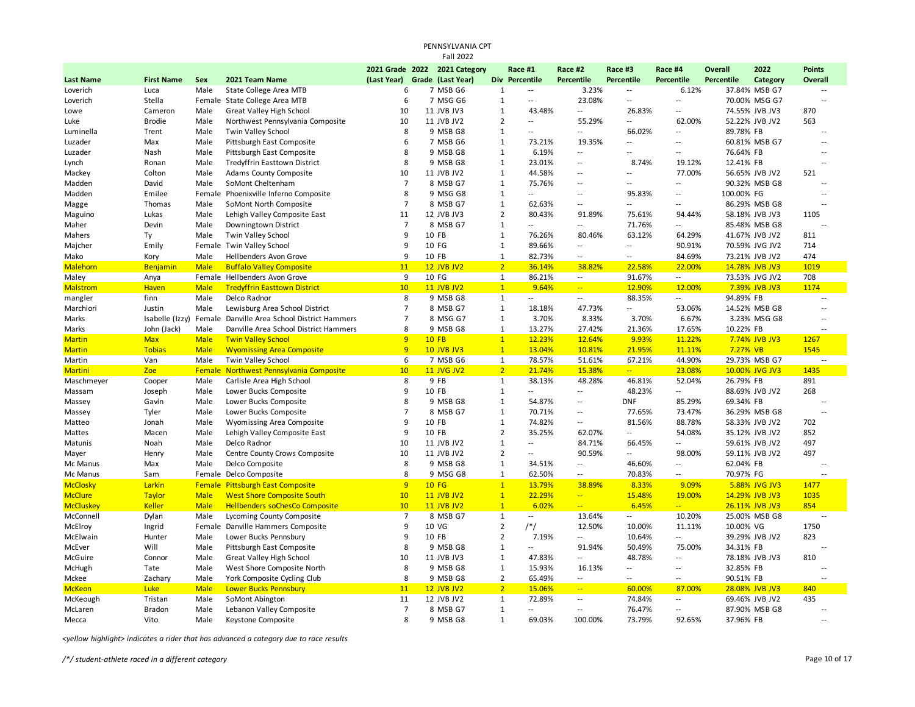PENNSYLVANIA CPT
Fall 2022

| Last Name | First Name | Sex | 2021 Team Name | 2021 Grade (Last Year) | 2022 Grade | 2021 Category (Last Year) | Div | Race #1 Percentile | Race #2 Percentile | Race #3 Percentile | Race #4 Percentile | Overall Percentile | 2022 Category | Points Overall |
|---|---|---|---|---|---|---|---|---|---|---|---|---|---|---|
| Loverich | Luca | Male | State College Area MTB | 6 | 7 | MSB G6 | 1 | -- | 3.23% | -- | 6.12% | 37.84% | MSB G7 | -- |
| Loverich | Stella | Female | State College Area MTB | 6 | 7 | MSG G6 | 1 | -- | 23.08% | -- | -- | 70.00% | MSG G7 | -- |
| Lowe | Cameron | Male | Great Valley High School | 10 | 11 | JVB JV3 | 1 | 43.48% | -- | 26.83% | -- | 74.55% | JVB JV3 | 870 |
| Luke | Brodie | Male | Northwest Pennsylvania Composite | 10 | 11 | JVB JV2 | 2 | -- | 55.29% | -- | 62.00% | 52.22% | JVB JV2 | 563 |
| Luminella | Trent | Male | Twin Valley School | 8 | 9 | MSB G8 | 1 | -- | -- | 66.02% | -- | 89.78% | FB | -- |
| Luzader | Max | Male | Pittsburgh East Composite | 6 | 7 | MSB G6 | 1 | 73.21% | 19.35% | -- | -- | 60.81% | MSB G7 | -- |
| Luzader | Nash | Male | Pittsburgh East Composite | 8 | 9 | MSB G8 | 1 | 6.19% | -- | -- | -- | 76.64% | FB | -- |
| Lynch | Ronan | Male | Tredyffrin Easttown District | 8 | 9 | MSB G8 | 1 | 23.01% | -- | 8.74% | 19.12% | 12.41% | FB | -- |
| Mackey | Colton | Male | Adams County Composite | 10 | 11 | JVB JV2 | 1 | 44.58% | -- | -- | 77.00% | 56.65% | JVB JV2 | 521 |
| Madden | David | Male | SoMont Cheltenham | 7 | 8 | MSB G7 | 1 | 75.76% | -- | -- | -- | 90.32% | MSB G8 | -- |
| Madden | Emilee | Female | Phoenixville Inferno Composite | 8 | 9 | MSG G8 | 1 | -- | -- | 95.83% | -- | 100.00% | FG | -- |
| Magge | Thomas | Male | SoMont North Composite | 7 | 8 | MSB G7 | 1 | 62.63% | -- | -- | -- | 86.29% | MSB G8 | -- |
| Maguino | Lukas | Male | Lehigh Valley Composite East | 11 | 12 | JVB JV3 | 2 | 80.43% | 91.89% | 75.61% | 94.44% | 58.18% | JVB JV3 | 1105 |
| Maher | Devin | Male | Downingtown District | 7 | 8 | MSB G7 | 1 | -- | -- | 71.76% | -- | 85.48% | MSB G8 | -- |
| Mahers | Ty | Male | Twin Valley School | 9 | 10 | FB | 1 | 76.26% | 80.46% | 63.12% | 64.29% | 41.67% | JVB JV2 | 811 |
| Majcher | Emily | Female | Twin Valley School | 9 | 10 | FG | 1 | 89.66% | -- | -- | 90.91% | 70.59% | JVG JV2 | 714 |
| Mako | Kory | Male | Hellbenders Avon Grove | 9 | 10 | FB | 1 | 82.73% | -- | -- | 84.69% | 73.21% | JVB JV2 | 474 |
| Malehorn | Benjamin | Male | Buffalo Valley Composite | 11 | 12 | JVB JV2 | 2 | 36.14% | 38.82% | 22.58% | 22.00% | 14.78% | JVB JV3 | 1019 |
| Maley | Anya | Female | Hellbenders Avon Grove | 9 | 10 | FG | 1 | 86.21% | -- | 91.67% | -- | 73.53% | JVG JV2 | 708 |
| Malstrom | Haven | Male | Tredyffrin Easttown District | 10 | 11 | JVB JV2 | 1 | 9.64% | -- | 12.90% | 12.00% | 7.39% | JVB JV3 | 1174 |
| mangler | finn | Male | Delco Radnor | 8 | 9 | MSB G8 | 1 | -- | -- | 88.35% | -- | 94.89% | FB | -- |
| Marchiori | Justin | Male | Lewisburg Area School District | 7 | 8 | MSB G7 | 1 | 18.18% | 47.73% | -- | 53.06% | 14.52% | MSB G8 | -- |
| Marks | Isabelle (Izzy) | Female | Danville Area School District Hammers | 7 | 8 | MSG G7 | 1 | 3.70% | 8.33% | 3.70% | 6.67% | 3.23% | MSG G8 | -- |
| Marks | John (Jack) | Male | Danville Area School District Hammers | 8 | 9 | MSB G8 | 1 | 13.27% | 27.42% | 21.36% | 17.65% | 10.22% | FB | -- |
| Martin | Max | Male | Twin Valley School | 9 | 10 | FB | 1 | 12.23% | 12.64% | 9.93% | 11.22% | 7.74% | JVB JV3 | 1267 |
| Martin | Tobias | Male | Wyomissing Area Composite | 9 | 10 | JVB JV3 | 1 | 13.04% | 10.81% | 21.95% | 11.11% | 7.27% | VB | 1545 |
| Martin | Van | Male | Twin Valley School | 6 | 7 | MSB G6 | 1 | 78.57% | 51.61% | 67.21% | 44.90% | 29.73% | MSB G7 | -- |
| Martini | Zoe | Female | Northwest Pennsylvania Composite | 10 | 11 | JVG JV2 | 2 | 21.74% | 15.38% | -- | 23.08% | 10.00% | JVG JV3 | 1435 |
| Maschmeyer | Cooper | Male | Carlisle Area High School | 8 | 9 | FB | 1 | 38.13% | 48.28% | 46.81% | 52.04% | 26.79% | FB | 891 |
| Massam | Joseph | Male | Lower Bucks Composite | 9 | 10 | FB | 1 | -- | -- | 48.23% | -- | 88.69% | JVB JV2 | 268 |
| Massey | Gavin | Male | Lower Bucks Composite | 8 | 9 | MSB G8 | 1 | 54.87% | -- | DNF | 85.29% | 69.34% | FB | -- |
| Massey | Tyler | Male | Lower Bucks Composite | 7 | 8 | MSB G7 | 1 | 70.71% | -- | 77.65% | 73.47% | 36.29% | MSB G8 | -- |
| Matteo | Jonah | Male | Wyomissing Area Composite | 9 | 10 | FB | 1 | 74.82% | -- | 81.56% | 88.78% | 58.33% | JVB JV2 | 702 |
| Mattes | Macen | Male | Lehigh Valley Composite East | 9 | 10 | FB | 2 | 35.25% | 62.07% | -- | 54.08% | 35.12% | JVB JV2 | 852 |
| Matunis | Noah | Male | Delco Radnor | 10 | 11 | JVB JV2 | 1 | -- | 84.71% | 66.45% | -- | 59.61% | JVB JV2 | 497 |
| Mayer | Henry | Male | Centre County Crows Composite | 10 | 11 | JVB JV2 | 2 | -- | 90.59% | -- | 98.00% | 59.11% | JVB JV2 | 497 |
| Mc Manus | Max | Male | Delco Composite | 8 | 9 | MSB G8 | 1 | 34.51% | -- | 46.60% | -- | 62.04% | FB | -- |
| Mc Manus | Sam | Female | Delco Composite | 8 | 9 | MSG G8 | 1 | 62.50% | -- | 70.83% | -- | 70.97% | FG | -- |
| McClosky | Larkin | Female | Pittsburgh East Composite | 9 | 10 | FG | 1 | 13.79% | 38.89% | 8.33% | 9.09% | 5.88% | JVG JV3 | 1477 |
| McClure | Taylor | Male | West Shore Composite South | 10 | 11 | JVB JV2 | 1 | 22.29% | -- | 15.48% | 19.00% | 14.29% | JVB JV3 | 1035 |
| McCluskey | Keller | Male | Hellbenders soChesCo Composite | 10 | 11 | JVB JV2 | 1 | 6.02% | -- | 6.45% | -- | 26.11% | JVB JV3 | 854 |
| McConnell | Dylan | Male | Lycoming County Composite | 7 | 8 | MSB G7 | 1 | -- | 13.64% | -- | 10.20% | 25.00% | MSB G8 | -- |
| McElroy | Ingrid | Female | Danville Hammers Composite | 9 | 10 | VG | 2 | /*/ | 12.50% | 10.00% | 11.11% | 10.00% | VG | 1750 |
| McElwain | Hunter | Male | Lower Bucks Pennsbury | 9 | 10 | FB | 2 | 7.19% | -- | 10.64% | -- | 39.29% | JVB JV2 | 823 |
| McEver | Will | Male | Pittsburgh East Composite | 8 | 9 | MSB G8 | 1 | -- | 91.94% | 50.49% | 75.00% | 34.31% | FB | -- |
| McGuire | Connor | Male | Great Valley High School | 10 | 11 | JVB JV3 | 1 | 47.83% | -- | 48.78% | -- | 78.18% | JVB JV3 | 810 |
| McHugh | Tate | Male | West Shore Composite North | 8 | 9 | MSB G8 | 1 | 15.93% | 16.13% | -- | -- | 32.85% | FB | -- |
| Mckee | Zachary | Male | York Composite Cycling Club | 8 | 9 | MSB G8 | 2 | 65.49% | -- | -- | -- | 90.51% | FB | -- |
| McKeon | Luke | Male | Lower Bucks Pennsbury | 11 | 12 | JVB JV2 | 2 | 15.06% | -- | 60.00% | 87.00% | 28.08% | JVB JV3 | 840 |
| McKeough | Tristan | Male | SoMont Abington | 11 | 12 | JVB JV2 | 1 | 72.89% | -- | 74.84% | -- | 69.46% | JVB JV2 | 435 |
| McLaren | Bradon | Male | Lebanon Valley Composite | 7 | 8 | MSB G7 | 1 | -- | -- | 76.47% | -- | 87.90% | MSB G8 | -- |
| Mecca | Vito | Male | Keystone Composite | 8 | 9 | MSB G8 | 1 | 69.03% | 100.00% | 73.79% | 92.65% | 37.96% | FB | -- |

*<yellow highlight> indicates a rider that has advanced a category due to race results*

*/\*/ student-athlete raced in a different category*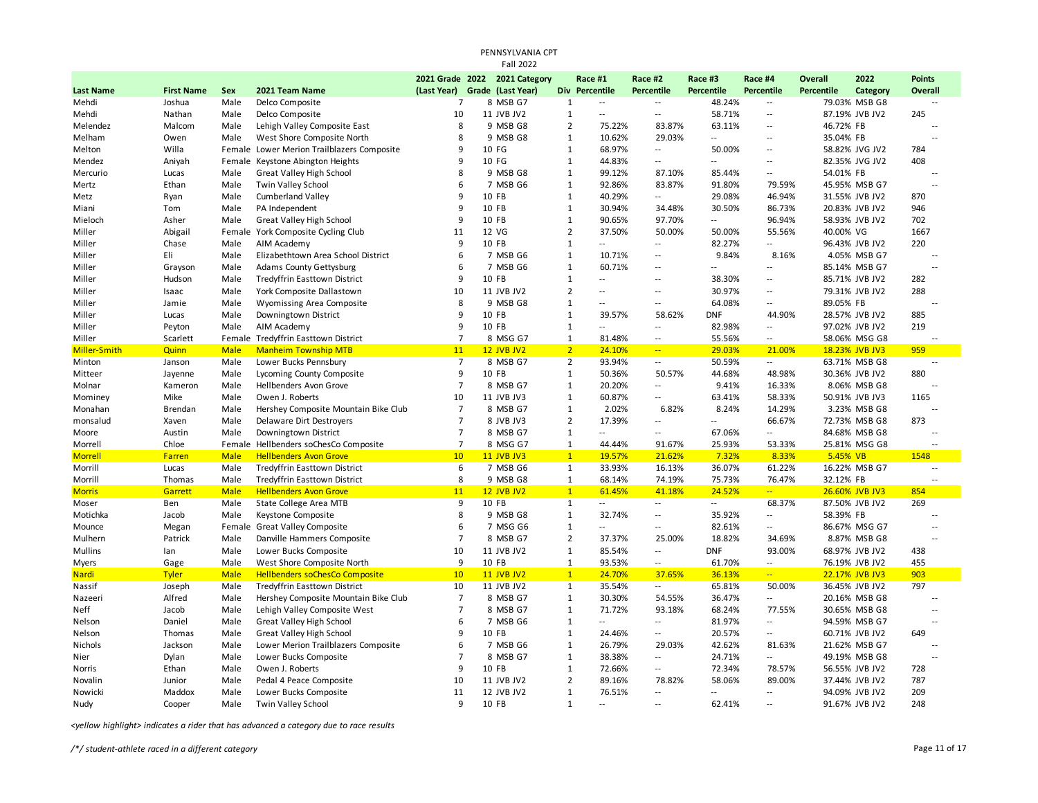PENNSYLVANIA CPT
Fall 2022

| Last Name | First Name | Sex | 2021 Team Name | 2021 Grade (Last Year) | 2022 Grade | 2021 Category (Last Year) | Div | Race #1 Percentile | Race #2 Percentile | Race #3 Percentile | Race #4 Percentile | Overall Percentile | 2022 Category | Points Overall |
|---|---|---|---|---|---|---|---|---|---|---|---|---|---|---|
| Mehdi | Joshua | Male | Delco Composite | 7 | 8 | MSB G7 | 1 | -- | -- | 48.24% | -- | 79.03% | MSB G8 | -- |
| Mehdi | Nathan | Male | Delco Composite | 10 | 11 | JVB JV2 | 1 | -- | -- | 58.71% | -- | 87.19% | JVB JV2 | 245 |
| Melendez | Malcom | Male | Lehigh Valley Composite East | 8 | 9 | MSB G8 | 2 | 75.22% | 83.87% | 63.11% | -- | 46.72% | FB | -- |
| Melham | Owen | Male | West Shore Composite North | 8 | 9 | MSB G8 | 1 | 10.62% | 29.03% | -- | -- | 35.04% | FB | -- |
| Melton | Willa | Female | Lower Merion Trailblazers Composite | 9 | 10 | FG | 1 | 68.97% | -- | 50.00% | -- | 58.82% | JVG JV2 | 784 |
| Mendez | Aniyah | Female | Keystone Abington Heights | 9 | 10 | FG | 1 | 44.83% | -- | -- | -- | 82.35% | JVG JV2 | 408 |
| Mercurio | Lucas | Male | Great Valley High School | 8 | 9 | MSB G8 | 1 | 99.12% | 87.10% | 85.44% | -- | 54.01% | FB | -- |
| Mertz | Ethan | Male | Twin Valley School | 6 | 7 | MSB G6 | 1 | 92.86% | 83.87% | 91.80% | 79.59% | 45.95% | MSB G7 | -- |
| Metz | Ryan | Male | Cumberland Valley | 9 | 10 | FB | 1 | 40.29% | -- | 29.08% | 46.94% | 31.55% | JVB JV2 | 870 |
| Miani | Tom | Male | PA Independent | 9 | 10 | FB | 1 | 30.94% | 34.48% | 30.50% | 86.73% | 20.83% | JVB JV2 | 946 |
| Mieloch | Asher | Male | Great Valley High School | 9 | 10 | FB | 1 | 90.65% | 97.70% | -- | 96.94% | 58.93% | JVB JV2 | 702 |
| Miller | Abigail | Female | York Composite Cycling Club | 11 | 12 | VG | 2 | 37.50% | 50.00% | 50.00% | 55.56% | 40.00% | VG | 1667 |
| Miller | Chase | Male | AIM Academy | 9 | 10 | FB | 1 | -- | -- | 82.27% | -- | 96.43% | JVB JV2 | 220 |
| Miller | Eli | Male | Elizabethtown Area School District | 6 | 7 | MSB G6 | 1 | 10.71% | -- | 9.84% | 8.16% | 4.05% | MSB G7 | -- |
| Miller | Grayson | Male | Adams County Gettysburg | 6 | 7 | MSB G6 | 1 | 60.71% | -- | -- | -- | 85.14% | MSB G7 | -- |
| Miller | Hudson | Male | Tredyffrin Easttown District | 9 | 10 | FB | 1 | -- | -- | 38.30% | -- | 85.71% | JVB JV2 | 282 |
| Miller | Isaac | Male | York Composite Dallastown | 10 | 11 | JVB JV2 | 2 | -- | -- | 30.97% | -- | 79.31% | JVB JV2 | 288 |
| Miller | Jamie | Male | Wyomissing Area Composite | 8 | 9 | MSB G8 | 1 | -- | -- | 64.08% | -- | 89.05% | FB | -- |
| Miller | Lucas | Male | Downingtown District | 9 | 10 | FB | 1 | 39.57% | 58.62% | DNF | 44.90% | 28.57% | JVB JV2 | 885 |
| Miller | Peyton | Male | AIM Academy | 9 | 10 | FB | 1 | -- | -- | 82.98% | -- | 97.02% | JVB JV2 | 219 |
| Miller | Scarlett | Female | Tredyffrin Easttown District | 7 | 8 | MSG G7 | 1 | 81.48% | -- | 55.56% | -- | 58.06% | MSG G8 | -- |
| Miller-Smith | Quinn | Male | Manheim Township MTB | 11 | 12 | JVB JV2 | 2 | 24.10% | -- | 29.03% | 21.00% | 18.23% | JVB JV3 | 959 |
| Minton | Janson | Male | Lower Bucks Pennsbury | 7 | 8 | MSB G7 | 2 | 93.94% | -- | 50.59% | -- | 63.71% | MSB G8 | -- |
| Mitteer | Jayenne | Male | Lycoming County Composite | 9 | 10 | FB | 1 | 50.36% | 50.57% | 44.68% | 48.98% | 30.36% | JVB JV2 | 880 |
| Molnar | Kameron | Male | Hellbenders Avon Grove | 7 | 8 | MSB G7 | 1 | 20.20% | -- | 9.41% | 16.33% | 8.06% | MSB G8 | -- |
| Mominey | Mike | Male | Owen J. Roberts | 10 | 11 | JVB JV3 | 1 | 60.87% | -- | 63.41% | 58.33% | 50.91% | JVB JV3 | 1165 |
| Monahan | Brendan | Male | Hershey Composite Mountain Bike Club | 7 | 8 | MSB G7 | 1 | 2.02% | 6.82% | 8.24% | 14.29% | 3.23% | MSB G8 | -- |
| monsalud | Xaven | Male | Delaware Dirt Destroyers | 7 | 8 | JVB JV3 | 2 | 17.39% | -- | -- | 66.67% | 72.73% | MSB G8 | 873 |
| Moore | Austin | Male | Downingtown District | 7 | 8 | MSB G7 | 1 | -- | -- | 67.06% | -- | 84.68% | MSB G8 | -- |
| Morrell | Chloe | Female | Hellbenders soChesCo Composite | 7 | 8 | MSG G7 | 1 | 44.44% | 91.67% | 25.93% | 53.33% | 25.81% | MSG G8 | -- |
| Morrell | Farren | Male | Hellbenders Avon Grove | 10 | 11 | JVB JV3 | 1 | 19.57% | 21.62% | 7.32% | 8.33% | 5.45% | VB | 1548 |
| Morrill | Lucas | Male | Tredyffrin Easttown District | 6 | 7 | MSB G6 | 1 | 33.93% | 16.13% | 36.07% | 61.22% | 16.22% | MSB G7 | -- |
| Morrill | Thomas | Male | Tredyffrin Easttown District | 8 | 9 | MSB G8 | 1 | 68.14% | 74.19% | 75.73% | 76.47% | 32.12% | FB | -- |
| Morris | Garrett | Male | Hellbenders Avon Grove | 11 | 12 | JVB JV2 | 1 | 61.45% | 41.18% | 24.52% | -- | 26.60% | JVB JV3 | 854 |
| Moser | Ben | Male | State College Area MTB | 9 | 10 | FB | 1 | -- | -- | -- | 68.37% | 87.50% | JVB JV2 | 269 |
| Motichka | Jacob | Male | Keystone Composite | 8 | 9 | MSB G8 | 1 | 32.74% | -- | 35.92% | -- | 58.39% | FB | -- |
| Mounce | Megan | Female | Great Valley Composite | 6 | 7 | MSG G6 | 1 | -- | -- | 82.61% | -- | 86.67% | MSG G7 | -- |
| Mulhern | Patrick | Male | Danville Hammers Composite | 7 | 8 | MSB G7 | 2 | 37.37% | 25.00% | 18.82% | 34.69% | 8.87% | MSB G8 | -- |
| Mullins | Ian | Male | Lower Bucks Composite | 10 | 11 | JVB JV2 | 1 | 85.54% | -- | DNF | 93.00% | 68.97% | JVB JV2 | 438 |
| Myers | Gage | Male | West Shore Composite North | 9 | 10 | FB | 1 | 93.53% | -- | 61.70% | -- | 76.19% | JVB JV2 | 455 |
| Nardi | Tyler | Male | Hellbenders soChesCo Composite | 10 | 11 | JVB JV2 | 1 | 24.70% | 37.65% | 36.13% | -- | 22.17% | JVB JV3 | 903 |
| Nassif | Joseph | Male | Tredyffrin Easttown District | 10 | 11 | JVB JV2 | 1 | 35.54% | -- | 65.81% | 50.00% | 36.45% | JVB JV2 | 797 |
| Nazeeri | Alfred | Male | Hershey Composite Mountain Bike Club | 7 | 8 | MSB G7 | 1 | 30.30% | 54.55% | 36.47% | -- | 20.16% | MSB G8 | -- |
| Neff | Jacob | Male | Lehigh Valley Composite West | 7 | 8 | MSB G7 | 1 | 71.72% | 93.18% | 68.24% | 77.55% | 30.65% | MSB G8 | -- |
| Nelson | Daniel | Male | Great Valley High School | 6 | 7 | MSB G6 | 1 | -- | -- | 81.97% | -- | 94.59% | MSB G7 | -- |
| Nelson | Thomas | Male | Great Valley High School | 9 | 10 | FB | 1 | 24.46% | -- | 20.57% | -- | 60.71% | JVB JV2 | 649 |
| Nichols | Jackson | Male | Lower Merion Trailblazers Composite | 6 | 7 | MSB G6 | 1 | 26.79% | 29.03% | 42.62% | 81.63% | 21.62% | MSB G7 | -- |
| Nier | Dylan | Male | Lower Bucks Composite | 7 | 8 | MSB G7 | 1 | 38.38% | -- | 24.71% | -- | 49.19% | MSB G8 | -- |
| Norris | Ethan | Male | Owen J. Roberts | 9 | 10 | FB | 1 | 72.66% | -- | 72.34% | 78.57% | 56.55% | JVB JV2 | 728 |
| Novalin | Junior | Male | Pedal 4 Peace Composite | 10 | 11 | JVB JV2 | 2 | 89.16% | 78.82% | 58.06% | 89.00% | 37.44% | JVB JV2 | 787 |
| Nowicki | Maddox | Male | Lower Bucks Composite | 11 | 12 | JVB JV2 | 1 | 76.51% | -- | -- | -- | 94.09% | JVB JV2 | 209 |
| Nudy | Cooper | Male | Twin Valley School | 9 | 10 | FB | 1 | -- | -- | 62.41% | -- | 91.67% | JVB JV2 | 248 |

*<yellow highlight> indicates a rider that has advanced a category due to race results*

*/*/ student-athlete raced in a different category*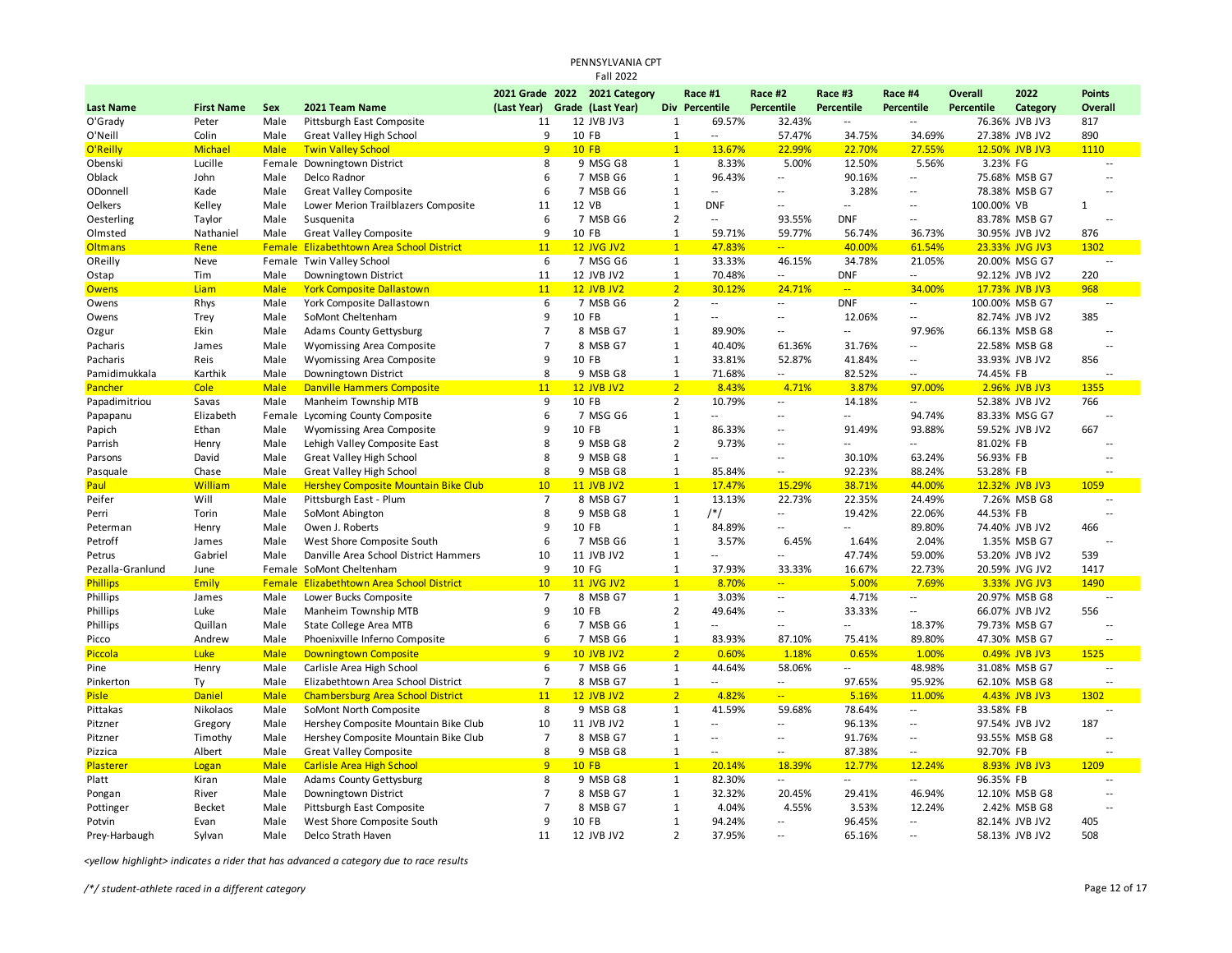PENNSYLVANIA CPT
Fall 2022

| Last Name | First Name | Sex | 2021 Team Name | 2021 Grade (Last Year) | 2022 Grade | 2021 Category (Last Year) | Div | Race #1 Percentile | Race #2 Percentile | Race #3 Percentile | Race #4 Percentile | Overall Percentile | 2022 Category | Points Overall |
|---|---|---|---|---|---|---|---|---|---|---|---|---|---|---|
| O'Grady | Peter | Male | Pittsburgh East Composite | 11 | 12 | JVB JV3 | 1 | 69.57% | 32.43% | -- | -- | 76.36% | JVB JV3 | 817 |
| O'Neill | Colin | Male | Great Valley High School | 9 | 10 | FB | 1 | -- | 57.47% | 34.75% | 34.69% | 27.38% | JVB JV2 | 890 |
| O'Reilly | Michael | Male | Twin Valley School | 9 | 10 | FB | 1 | 13.67% | 22.99% | 22.70% | 27.55% | 12.50% | JVB JV3 | 1110 |
| Obenski | Lucille | Female | Downingtown District | 8 | 9 | MSG G8 | 1 | 8.33% | 5.00% | 12.50% | 5.56% | 3.23% | FG | |
| Oblack | John | Male | Delco Radnor | 6 | 7 | MSB G6 | 1 | 96.43% | -- | 90.16% | -- | 75.68% | MSB G7 | -- |
| ODonnell | Kade | Male | Great Valley Composite | 6 | 7 | MSB G6 | 1 | -- | -- | 3.28% | -- | 78.38% | MSB G7 | -- |
| Oelkers | Kelley | Male | Lower Merion Trailblazers Composite | 11 | 12 | VB | 1 | DNF | -- | -- | -- | 100.00% | VB | 1 |
| Oesterling | Taylor | Male | Susquenita | 6 | 7 | MSB G6 | 2 | -- | 93.55% | DNF | -- | 83.78% | MSB G7 | -- |
| Olmsted | Nathaniel | Male | Great Valley Composite | 9 | 10 | FB | 1 | 59.71% | 59.77% | 56.74% | 36.73% | 30.95% | JVB JV2 | 876 |
| Oltmans | Rene | Female | Elizabethtown Area School District | 11 | 12 | JVG JV2 | 1 | 47.83% | -- | 40.00% | 61.54% | 23.33% | JVG JV3 | 1302 |
| OReilly | Neve | Female | Twin Valley School | 6 | 7 | MSG G6 | 1 | 33.33% | 46.15% | 34.78% | 21.05% | 20.00% | MSG G7 | -- |
| Ostap | Tim | Male | Downingtown District | 11 | 12 | JVB JV2 | 1 | 70.48% | -- | DNF | -- | 92.12% | JVB JV2 | 220 |
| Owens | Liam | Male | York Composite Dallastown | 11 | 12 | JVB JV2 | 2 | 30.12% | 24.71% | -- | 34.00% | 17.73% | JVB JV3 | 968 |
| Owens | Rhys | Male | York Composite Dallastown | 6 | 7 | MSB G6 | 2 | -- | -- | DNF | -- | 100.00% | MSB G7 | -- |
| Owens | Trey | Male | SoMont Cheltenham | 9 | 10 | FB | 1 | -- | -- | 12.06% | -- | 82.74% | JVB JV2 | 385 |
| Ozgur | Ekin | Male | Adams County Gettysburg | 7 | 8 | MSB G7 | 1 | 89.90% | -- | -- | 97.96% | 66.13% | MSB G8 | -- |
| Pacharis | James | Male | Wyomissing Area Composite | 7 | 8 | MSB G7 | 1 | 40.40% | 61.36% | 31.76% | -- | 22.58% | MSB G8 | -- |
| Pacharis | Reis | Male | Wyomissing Area Composite | 9 | 10 | FB | 1 | 33.81% | 52.87% | 41.84% | -- | 33.93% | JVB JV2 | 856 |
| Pamidimukkala | Karthik | Male | Downingtown District | 8 | 9 | MSB G8 | 1 | 71.68% | -- | 82.52% | -- | 74.45% | FB | -- |
| Pancher | Cole | Male | Danville Hammers Composite | 11 | 12 | JVB JV2 | 2 | 8.43% | 4.71% | 3.87% | 97.00% | 2.96% | JVB JV3 | 1355 |
| Papadimitriou | Savas | Male | Manheim Township MTB | 9 | 10 | FB | 2 | 10.79% | -- | 14.18% | -- | 52.38% | JVB JV2 | 766 |
| Papapanu | Elizabeth | Female | Lycoming County Composite | 6 | 7 | MSG G6 | 1 | -- | -- | -- | 94.74% | 83.33% | MSG G7 | -- |
| Papich | Ethan | Male | Wyomissing Area Composite | 9 | 10 | FB | 1 | 86.33% | -- | 91.49% | 93.88% | 59.52% | JVB JV2 | 667 |
| Parrish | Henry | Male | Lehigh Valley Composite East | 8 | 9 | MSB G8 | 2 | 9.73% | -- | -- | -- | 81.02% | FB | -- |
| Parsons | David | Male | Great Valley High School | 8 | 9 | MSB G8 | 1 | -- | -- | 30.10% | 63.24% | 56.93% | FB | -- |
| Pasquale | Chase | Male | Great Valley High School | 8 | 9 | MSB G8 | 1 | 85.84% | -- | 92.23% | 88.24% | 53.28% | FB | -- |
| Paul | William | Male | Hershey Composite Mountain Bike Club | 10 | 11 | JVB JV2 | 1 | 17.47% | 15.29% | 38.71% | 44.00% | 12.32% | JVB JV3 | 1059 |
| Peifer | Will | Male | Pittsburgh East - Plum | 7 | 8 | MSB G7 | 1 | 13.13% | 22.73% | 22.35% | 24.49% | 7.26% | MSB G8 | -- |
| Perri | Torin | Male | SoMont Abington | 8 | 9 | MSB G8 | 1 | /*/ | -- | 19.42% | 22.06% | 44.53% | FB | -- |
| Peterman | Henry | Male | Owen J. Roberts | 9 | 10 | FB | 1 | 84.89% | -- | -- | 89.80% | 74.40% | JVB JV2 | 466 |
| Petroff | James | Male | West Shore Composite South | 6 | 7 | MSB G6 | 1 | 3.57% | 6.45% | 1.64% | 2.04% | 1.35% | MSB G7 | -- |
| Petrus | Gabriel | Male | Danville Area School District Hammers | 10 | 11 | JVB JV2 | 1 | -- | -- | 47.74% | 59.00% | 53.20% | JVB JV2 | 539 |
| Pezalla-Granlund | June | Female | SoMont Cheltenham | 9 | 10 | FG | 1 | 37.93% | 33.33% | 16.67% | 22.73% | 20.59% | JVG JV2 | 1417 |
| Phillips | Emily | Female | Elizabethtown Area School District | 10 | 11 | JVG JV2 | 1 | 8.70% | -- | 5.00% | 7.69% | 3.33% | JVG JV3 | 1490 |
| Phillips | James | Male | Lower Bucks Composite | 7 | 8 | MSB G7 | 1 | 3.03% | -- | 4.71% | -- | 20.97% | MSB G8 | -- |
| Phillips | Luke | Male | Manheim Township MTB | 9 | 10 | FB | 2 | 49.64% | -- | 33.33% | -- | 66.07% | JVB JV2 | 556 |
| Phillips | Quillan | Male | State College Area MTB | 6 | 7 | MSB G6 | 1 | -- | -- | -- | 18.37% | 79.73% | MSB G7 | -- |
| Picco | Andrew | Male | Phoenixville Inferno Composite | 6 | 7 | MSB G6 | 1 | 83.93% | 87.10% | 75.41% | 89.80% | 47.30% | MSB G7 | -- |
| Piccola | Luke | Male | Downingtown Composite | 9 | 10 | JVB JV2 | 2 | 0.60% | 1.18% | 0.65% | 1.00% | 0.49% | JVB JV3 | 1525 |
| Pine | Henry | Male | Carlisle Area High School | 6 | 7 | MSB G6 | 1 | 44.64% | 58.06% | -- | 48.98% | 31.08% | MSB G7 | -- |
| Pinkerton | Ty | Male | Elizabethtown Area School District | 7 | 8 | MSB G7 | 1 | -- | -- | 97.65% | 95.92% | 62.10% | MSB G8 | -- |
| Pisle | Daniel | Male | Chambersburg Area School District | 11 | 12 | JVB JV2 | 2 | 4.82% | -- | 5.16% | 11.00% | 4.43% | JVB JV3 | 1302 |
| Pittakas | Nikolaos | Male | SoMont North Composite | 8 | 9 | MSB G8 | 1 | 41.59% | 59.68% | 78.64% | -- | 33.58% | FB | -- |
| Pitzner | Gregory | Male | Hershey Composite Mountain Bike Club | 10 | 11 | JVB JV2 | 1 | -- | -- | 96.13% | -- | 97.54% | JVB JV2 | 187 |
| Pitzner | Timothy | Male | Hershey Composite Mountain Bike Club | 7 | 8 | MSB G7 | 1 | -- | -- | 91.76% | -- | 93.55% | MSB G8 | -- |
| Pizzica | Albert | Male | Great Valley Composite | 8 | 9 | MSB G8 | 1 | -- | -- | 87.38% | -- | 92.70% | FB | -- |
| Plasterer | Logan | Male | Carlisle Area High School | 9 | 10 | FB | 1 | 20.14% | 18.39% | 12.77% | 12.24% | 8.93% | JVB JV3 | 1209 |
| Platt | Kiran | Male | Adams County Gettysburg | 8 | 9 | MSB G8 | 1 | 82.30% | -- | -- | -- | 96.35% | FB | -- |
| Pongan | River | Male | Downingtown District | 7 | 8 | MSB G7 | 1 | 32.32% | 20.45% | 29.41% | 46.94% | 12.10% | MSB G8 | -- |
| Pottinger | Becket | Male | Pittsburgh East Composite | 7 | 8 | MSB G7 | 1 | 4.04% | 4.55% | 3.53% | 12.24% | 2.42% | MSB G8 | -- |
| Potvin | Evan | Male | West Shore Composite South | 9 | 10 | FB | 1 | 94.24% | -- | 96.45% | -- | 82.14% | JVB JV2 | 405 |
| Prey-Harbaugh | Sylvan | Male | Delco Strath Haven | 11 | 12 | JVB JV2 | 2 | 37.95% | -- | 65.16% | -- | 58.13% | JVB JV2 | 508 |

*<yellow highlight> indicates a rider that has advanced a category due to race results*

*/*/ student-athlete raced in a different category*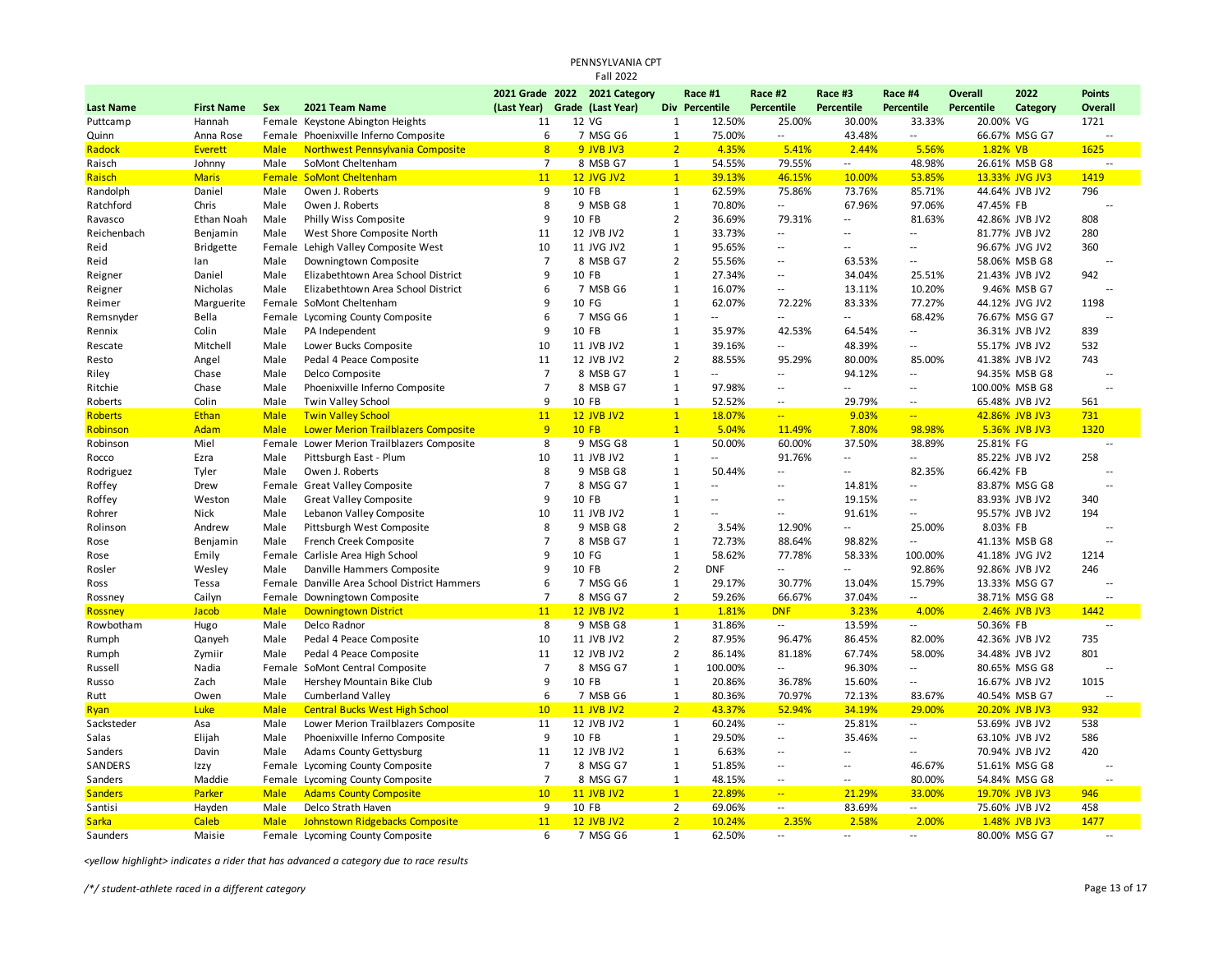# PENNSYLVANIA CPT
## Fall 2022

| Last Name | First Name | Sex | 2021 Team Name | 2021 Grade (Last Year) | 2022 Grade | 2021 Category (Last Year) | Div | Race #1 Percentile | Race #2 Percentile | Race #3 Percentile | Race #4 Percentile | Overall Percentile | 2022 Category | Points Overall |
|---|---|---|---|---|---|---|---|---|---|---|---|---|---|---|
| Puttcamp | Hannah | Female | Keystone Abington Heights | 11 | 12 | VG | 1 | 12.50% | 25.00% | 30.00% | 33.33% | 20.00% | VG | 1721 |
| Quinn | Anna Rose | Female | Phoenixville Inferno Composite | 6 | 7 | MSG G6 | 1 | 75.00% | -- | 43.48% | -- | 66.67% | MSG G7 | -- |
| Radock | Everett | Male | Northwest Pennsylvania Composite | 8 | 9 | JVB JV3 | 2 | 4.35% | 5.41% | 2.44% | 5.56% | 1.82% | VB | 1625 |
| Raisch | Johnny | Male | SoMont Cheltenham | 7 | 8 | MSB G7 | 1 | 54.55% | 79.55% | -- | 48.98% | 26.61% | MSB G8 | -- |
| Raisch | Maris | Female | SoMont Cheltenham | 11 | 12 | JVG JV2 | 1 | 39.13% | 46.15% | 10.00% | 53.85% | 13.33% | JVG JV3 | 1419 |
| Randolph | Daniel | Male | Owen J. Roberts | 9 | 10 | FB | 1 | 62.59% | 75.86% | 73.76% | 85.71% | 44.64% | JVB JV2 | 796 |
| Ratchford | Chris | Male | Owen J. Roberts | 8 | 9 | MSB G8 | 1 | 70.80% | -- | 67.96% | 97.06% | 47.45% | FB | -- |
| Ravasco | Ethan Noah | Male | Philly Wiss Composite | 9 | 10 | FB | 2 | 36.69% | 79.31% | -- | 81.63% | 42.86% | JVB JV2 | 808 |
| Reichenbach | Benjamin | Male | West Shore Composite North | 11 | 12 | JVB JV2 | 1 | 33.73% | -- | -- | -- | 81.77% | JVB JV2 | 280 |
| Reid | Bridgette | Female | Lehigh Valley Composite West | 10 | 11 | JVG JV2 | 1 | 95.65% | -- | -- | -- | 96.67% | JVG JV2 | 360 |
| Reid | Ian | Male | Downingtown Composite | 7 | 8 | MSB G7 | 2 | 55.56% | -- | 63.53% | -- | 58.06% | MSB G8 | -- |
| Reigner | Daniel | Male | Elizabethtown Area School District | 9 | 10 | FB | 1 | 27.34% | -- | 34.04% | 25.51% | 21.43% | JVB JV2 | 942 |
| Reigner | Nicholas | Male | Elizabethtown Area School District | 6 | 7 | MSB G6 | 1 | 16.07% | -- | 13.11% | 10.20% | 9.46% | MSB G7 | -- |
| Reimer | Marguerite | Female | SoMont Cheltenham | 9 | 10 | FG | 1 | 62.07% | 72.22% | 83.33% | 77.27% | 44.12% | JVG JV2 | 1198 |
| Remsnyder | Bella | Female | Lycoming County Composite | 6 | 7 | MSG G6 | 1 | -- | -- | -- | 68.42% | 76.67% | MSG G7 | -- |
| Rennix | Colin | Male | PA Independent | 9 | 10 | FB | 1 | 35.97% | 42.53% | 64.54% | -- | 36.31% | JVB JV2 | 839 |
| Rescate | Mitchell | Male | Lower Bucks Composite | 10 | 11 | JVB JV2 | 1 | 39.16% | -- | 48.39% | -- | 55.17% | JVB JV2 | 532 |
| Resto | Angel | Male | Pedal 4 Peace Composite | 11 | 12 | JVB JV2 | 2 | 88.55% | 95.29% | 80.00% | 85.00% | 41.38% | JVB JV2 | 743 |
| Riley | Chase | Male | Delco Composite | 7 | 8 | MSB G7 | 1 | -- | -- | 94.12% | -- | 94.35% | MSB G8 | -- |
| Ritchie | Chase | Male | Phoenixville Inferno Composite | 7 | 8 | MSB G7 | 1 | 97.98% | -- | -- | -- | 100.00% | MSB G8 | -- |
| Roberts | Colin | Male | Twin Valley School | 9 | 10 | FB | 1 | 52.52% | -- | 29.79% | -- | 65.48% | JVB JV2 | 561 |
| Roberts | Ethan | Male | Twin Valley School | 11 | 12 | JVB JV2 | 1 | 18.07% | -- | 9.03% | -- | 42.86% | JVB JV3 | 731 |
| Robinson | Adam | Male | Lower Merion Trailblazers Composite | 9 | 10 | FB | 1 | 5.04% | 11.49% | 7.80% | 98.98% | 5.36% | JVB JV3 | 1320 |
| Robinson | Miel | Female | Lower Merion Trailblazers Composite | 8 | 9 | MSG G8 | 1 | 50.00% | 60.00% | 37.50% | 38.89% | 25.81% | FG | -- |
| Rocco | Ezra | Male | Pittsburgh East - Plum | 10 | 11 | JVB JV2 | 1 | -- | 91.76% | -- | -- | 85.22% | JVB JV2 | 258 |
| Rodriguez | Tyler | Male | Owen J. Roberts | 8 | 9 | MSB G8 | 1 | 50.44% | -- | -- | 82.35% | 66.42% | FB | -- |
| Roffey | Drew | Female | Great Valley Composite | 7 | 8 | MSG G7 | 1 | -- | -- | 14.81% | -- | 83.87% | MSG G8 | -- |
| Roffey | Weston | Male | Great Valley Composite | 9 | 10 | FB | 1 | -- | -- | 19.15% | -- | 83.93% | JVB JV2 | 340 |
| Rohrer | Nick | Male | Lebanon Valley Composite | 10 | 11 | JVB JV2 | 1 | -- | -- | 91.61% | -- | 95.57% | JVB JV2 | 194 |
| Rolinson | Andrew | Male | Pittsburgh West Composite | 8 | 9 | MSB G8 | 2 | 3.54% | 12.90% | -- | 25.00% | 8.03% | FB | -- |
| Rose | Benjamin | Male | French Creek Composite | 7 | 8 | MSB G7 | 1 | 72.73% | 88.64% | 98.82% | -- | 41.13% | MSB G8 | -- |
| Rose | Emily | Female | Carlisle Area High School | 9 | 10 | FG | 1 | 58.62% | 77.78% | 58.33% | 100.00% | 41.18% | JVG JV2 | 1214 |
| Rosler | Wesley | Male | Danville Hammers Composite | 9 | 10 | FB | 2 | DNF | -- | -- | 92.86% | 92.86% | JVB JV2 | 246 |
| Ross | Tessa | Female | Danville Area School District Hammers | 6 | 7 | MSG G6 | 1 | 29.17% | 30.77% | 13.04% | 15.79% | 13.33% | MSG G7 | -- |
| Rossney | Cailyn | Female | Downingtown Composite | 7 | 8 | MSG G7 | 2 | 59.26% | 66.67% | 37.04% | -- | 38.71% | MSG G8 | -- |
| Rossney | Jacob | Male | Downingtown District | 11 | 12 | JVB JV2 | 1 | 1.81% | DNF | 3.23% | 4.00% | 2.46% | JVB JV3 | 1442 |
| Rowbotham | Hugo | Male | Delco Radnor | 8 | 9 | MSB G8 | 1 | 31.86% | -- | 13.59% | -- | 50.36% | FB | -- |
| Rumph | Qanyeh | Male | Pedal 4 Peace Composite | 10 | 11 | JVB JV2 | 2 | 87.95% | 96.47% | 86.45% | 82.00% | 42.36% | JVB JV2 | 735 |
| Rumph | Zymiir | Male | Pedal 4 Peace Composite | 11 | 12 | JVB JV2 | 2 | 86.14% | 81.18% | 67.74% | 58.00% | 34.48% | JVB JV2 | 801 |
| Russell | Nadia | Female | SoMont Central Composite | 7 | 8 | MSG G7 | 1 | 100.00% | -- | 96.30% | -- | 80.65% | MSG G8 | -- |
| Russo | Zach | Male | Hershey Mountain Bike Club | 9 | 10 | FB | 1 | 20.86% | 36.78% | 15.60% | -- | 16.67% | JVB JV2 | 1015 |
| Rutt | Owen | Male | Cumberland Valley | 6 | 7 | MSB G6 | 1 | 80.36% | 70.97% | 72.13% | 83.67% | 40.54% | MSB G7 | -- |
| Ryan | Luke | Male | Central Bucks West High School | 10 | 11 | JVB JV2 | 2 | 43.37% | 52.94% | 34.19% | 29.00% | 20.20% | JVB JV3 | 932 |
| Sacksteder | Asa | Male | Lower Merion Trailblazers Composite | 11 | 12 | JVB JV2 | 1 | 60.24% | -- | 25.81% | -- | 53.69% | JVB JV2 | 538 |
| Salas | Elijah | Male | Phoenixville Inferno Composite | 9 | 10 | FB | 1 | 29.50% | -- | 35.46% | -- | 63.10% | JVB JV2 | 586 |
| Sanders | Davin | Male | Adams County Gettysburg | 11 | 12 | JVB JV2 | 1 | 6.63% | -- | -- | -- | 70.94% | JVB JV2 | 420 |
| SANDERS | Izzy | Female | Lycoming County Composite | 7 | 8 | MSG G7 | 1 | 51.85% | -- | -- | 46.67% | 51.61% | MSG G8 | -- |
| Sanders | Maddie | Female | Lycoming County Composite | 7 | 8 | MSG G7 | 1 | 48.15% | -- | -- | 80.00% | 54.84% | MSG G8 | -- |
| Sanders | Parker | Male | Adams County Composite | 10 | 11 | JVB JV2 | 1 | 22.89% | -- | 21.29% | 33.00% | 19.70% | JVB JV3 | 946 |
| Santisi | Hayden | Male | Delco Strath Haven | 9 | 10 | FB | 2 | 69.06% | -- | 83.69% | -- | 75.60% | JVB JV2 | 458 |
| Sarka | Caleb | Male | Johnstown Ridgebacks Composite | 11 | 12 | JVB JV2 | 2 | 10.24% | 2.35% | 2.58% | 2.00% | 1.48% | JVB JV3 | 1477 |
| Saunders | Maisie | Female | Lycoming County Composite | 6 | 7 | MSG G6 | 1 | 62.50% | -- | -- | -- | 80.00% | MSG G7 | -- |

*<yellow highlight> indicates a rider that has advanced a category due to race results*

*/*/ student-athlete raced in a different category*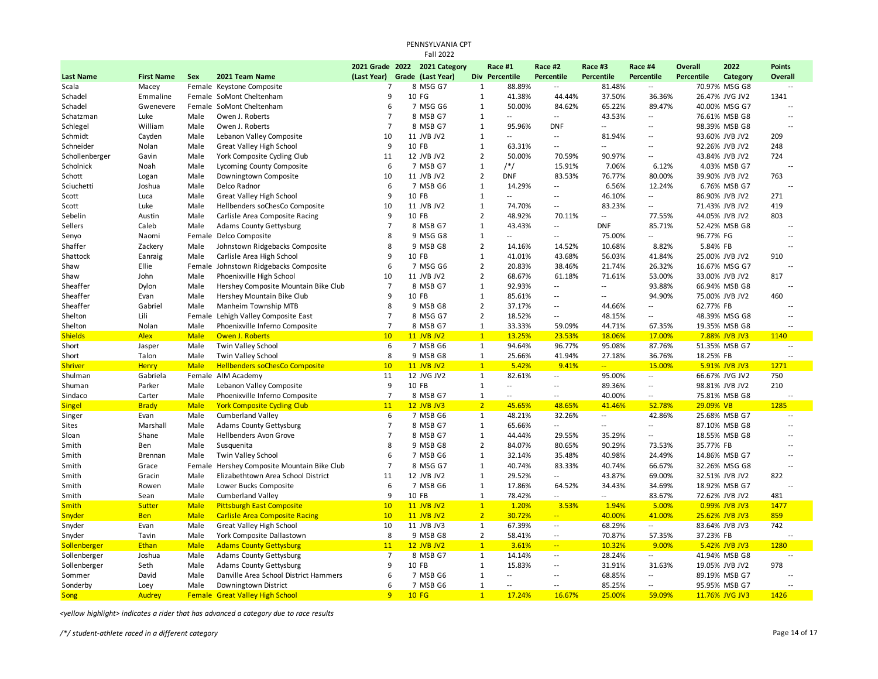PENNSYLVANIA CPT

Fall 2022

| Last Name | First Name | Sex | 2021 Team Name | 2021 Grade (Last Year) | 2022 Grade | 2021 Category (Last Year) | Div | Race #1 Percentile | Race #2 Percentile | Race #3 Percentile | Race #4 Percentile | Overall Percentile | 2022 Category | Points Overall |
|---|---|---|---|---|---|---|---|---|---|---|---|---|---|---|
| Scala | Macey | Female | Keystone Composite | 7 | 8 | MSG G7 | 1 | 88.89% | -- | 81.48% | -- | 70.97% | MSG G8 | -- |
| Schadel | Emmaline | Female | SoMont Cheltenham | 9 | 10 | FG | 1 | 41.38% | 44.44% | 37.50% | 36.36% | 26.47% | JVG JV2 | 1341 |
| Schadel | Gwenevere | Female | SoMont Cheltenham | 6 | 7 | MSG G6 | 1 | 50.00% | 84.62% | 65.22% | 89.47% | 40.00% | MSG G7 | -- |
| Schatzman | Luke | Male | Owen J. Roberts | 7 | 8 | MSB G7 | 1 | -- | -- | 43.53% | -- | 76.61% | MSB G8 | -- |
| Schlegel | William | Male | Owen J. Roberts | 7 | 8 | MSB G7 | 1 | 95.96% | DNF | -- | -- | 98.39% | MSB G8 | -- |
| Schmidt | Cayden | Male | Lebanon Valley Composite | 10 | 11 | JVB JV2 | 1 | -- | -- | 81.94% | -- | 93.60% | JVB JV2 | 209 |
| Schneider | Nolan | Male | Great Valley High School | 9 | 10 | FB | 1 | 63.31% | -- | -- | -- | 92.26% | JVB JV2 | 248 |
| Schollenberger | Gavin | Male | York Composite Cycling Club | 11 | 12 | JVB JV2 | 2 | 50.00% | 70.59% | 90.97% | -- | 43.84% | JVB JV2 | 724 |
| Scholnick | Noah | Male | Lycoming County Composite | 6 | 7 | MSB G7 | 1 | /*/ | 15.91% | 7.06% | 6.12% | 4.03% | MSB G7 | -- |
| Schott | Logan | Male | Downingtown Composite | 10 | 11 | JVB JV2 | 2 | DNF | 83.53% | 76.77% | 80.00% | 39.90% | JVB JV2 | 763 |
| Sciuchetti | Joshua | Male | Delco Radnor | 6 | 7 | MSB G6 | 1 | 14.29% | -- | 6.56% | 12.24% | 6.76% | MSB G7 | -- |
| Scott | Luca | Male | Great Valley High School | 9 | 10 | FB | 1 | -- | -- | 46.10% | -- | 86.90% | JVB JV2 | 271 |
| Scott | Luke | Male | Hellbenders soChesCo Composite | 10 | 11 | JVB JV2 | 1 | 74.70% | -- | 83.23% | -- | 71.43% | JVB JV2 | 419 |
| Sebelin | Austin | Male | Carlisle Area Composite Racing | 9 | 10 | FB | 2 | 48.92% | 70.11% | -- | 77.55% | 44.05% | JVB JV2 | 803 |
| Sellers | Caleb | Male | Adams County Gettysburg | 7 | 8 | MSB G7 | 1 | 43.43% | -- | DNF | 85.71% | 52.42% | MSB G8 | -- |
| Senyo | Naomi | Female | Delco Composite | 8 | 9 | MSG G8 | 1 | -- | -- | 75.00% | -- | 96.77% | FG | -- |
| Shaffer | Zackery | Male | Johnstown Ridgebacks Composite | 8 | 9 | MSB G8 | 2 | 14.16% | 14.52% | 10.68% | 8.82% | 5.84% | FB | -- |
| Shattock | Eanraig | Male | Carlisle Area High School | 9 | 10 | FB | 1 | 41.01% | 43.68% | 56.03% | 41.84% | 25.00% | JVB JV2 | 910 |
| Shaw | Ellie | Female | Johnstown Ridgebacks Composite | 6 | 7 | MSG G6 | 2 | 20.83% | 38.46% | 21.74% | 26.32% | 16.67% | MSG G7 | -- |
| Shaw | John | Male | Phoenixville High School | 10 | 11 | JVB JV2 | 2 | 68.67% | 61.18% | 71.61% | 53.00% | 33.00% | JVB JV2 | 817 |
| Sheaffer | Dylon | Male | Hershey Composite Mountain Bike Club | 7 | 8 | MSB G7 | 1 | 92.93% | -- | -- | 93.88% | 66.94% | MSB G8 | -- |
| Sheaffer | Evan | Male | Hershey Mountain Bike Club | 9 | 10 | FB | 1 | 85.61% | -- | -- | 94.90% | 75.00% | JVB JV2 | 460 |
| Sheaffer | Gabriel | Male | Manheim Township MTB | 8 | 9 | MSB G8 | 2 | 37.17% | -- | 44.66% | -- | 62.77% | FB | -- |
| Shelton | Lili | Female | Lehigh Valley Composite East | 7 | 8 | MSG G7 | 2 | 18.52% | -- | 48.15% | -- | 48.39% | MSG G8 | -- |
| Shelton | Nolan | Male | Phoenixville Inferno Composite | 7 | 8 | MSB G7 | 1 | 33.33% | 59.09% | 44.71% | 67.35% | 19.35% | MSB G8 | -- |
| Shields | Alex | Male | Owen J. Roberts | 10 | 11 | JVB JV2 | 1 | 13.25% | 23.53% | 18.06% | 17.00% | 7.88% | JVB JV3 | 1140 |
| Short | Jasper | Male | Twin Valley School | 6 | 7 | MSB G6 | 1 | 94.64% | 96.77% | 95.08% | 87.76% | 51.35% | MSB G7 | -- |
| Short | Talon | Male | Twin Valley School | 8 | 9 | MSB G8 | 1 | 25.66% | 41.94% | 27.18% | 36.76% | 18.25% | FB | -- |
| Shriver | Henry | Male | Hellbenders soChesCo Composite | 10 | 11 | JVB JV2 | 1 | 5.42% | 9.41% | -- | 15.00% | 5.91% | JVB JV3 | 1271 |
| Shulman | Gabriela | Female | AIM Academy | 11 | 12 | JVG JV2 | 1 | 82.61% | -- | 95.00% | -- | 66.67% | JVG JV2 | 750 |
| Shuman | Parker | Male | Lebanon Valley Composite | 9 | 10 | FB | 1 | -- | -- | 89.36% | -- | 98.81% | JVB JV2 | 210 |
| Sindaco | Carter | Male | Phoenixville Inferno Composite | 7 | 8 | MSB G7 | 1 | -- | -- | 40.00% | -- | 75.81% | MSB G8 | -- |
| Singel | Brady | Male | York Composite Cycling Club | 11 | 12 | JVB JV3 | 2 | 45.65% | 48.65% | 41.46% | 52.78% | 29.09% | VB | 1285 |
| Singer | Evan | Male | Cumberland Valley | 6 | 7 | MSB G6 | 1 | 48.21% | 32.26% | -- | 42.86% | 25.68% | MSB G7 | -- |
| Sites | Marshall | Male | Adams County Gettysburg | 7 | 8 | MSB G7 | 1 | 65.66% | -- | -- | -- | 87.10% | MSB G8 | -- |
| Sloan | Shane | Male | Hellbenders Avon Grove | 7 | 8 | MSB G7 | 1 | 44.44% | 29.55% | 35.29% | -- | 18.55% | MSB G8 | -- |
| Smith | Ben | Male | Susquenita | 8 | 9 | MSB G8 | 2 | 84.07% | 80.65% | 90.29% | 73.53% | 35.77% | FB | -- |
| Smith | Brennan | Male | Twin Valley School | 6 | 7 | MSB G6 | 1 | 32.14% | 35.48% | 40.98% | 24.49% | 14.86% | MSB G7 | -- |
| Smith | Grace | Female | Hershey Composite Mountain Bike Club | 7 | 8 | MSG G7 | 1 | 40.74% | 83.33% | 40.74% | 66.67% | 32.26% | MSG G8 | -- |
| Smith | Gracin | Male | Elizabethtown Area School District | 11 | 12 | JVB JV2 | 1 | 29.52% | -- | 43.87% | 69.00% | 32.51% | JVB JV2 | 822 |
| Smith | Rowen | Male | Lower Bucks Composite | 6 | 7 | MSB G6 | 1 | 17.86% | 64.52% | 34.43% | 34.69% | 18.92% | MSB G7 | -- |
| Smith | Sean | Male | Cumberland Valley | 9 | 10 | FB | 1 | 78.42% | -- | -- | 83.67% | 72.62% | JVB JV2 | 481 |
| Smith | Sutter | Male | Pittsburgh East Composite | 10 | 11 | JVB JV2 | 1 | 1.20% | 3.53% | 1.94% | 5.00% | 0.99% | JVB JV3 | 1477 |
| Snyder | Ben | Male | Carlisle Area Composite Racing | 10 | 11 | JVB JV2 | 2 | 30.72% | -- | 40.00% | 41.00% | 25.62% | JVB JV3 | 859 |
| Snyder | Evan | Male | Great Valley High School | 10 | 11 | JVB JV3 | 1 | 67.39% | -- | 68.29% | -- | 83.64% | JVB JV3 | 742 |
| Snyder | Tavin | Male | York Composite Dallastown | 8 | 9 | MSB G8 | 2 | 58.41% | -- | 70.87% | 57.35% | 37.23% | FB | -- |
| Sollenberger | Ethan | Male | Adams County Gettysburg | 11 | 12 | JVB JV2 | 1 | 3.61% | -- | 10.32% | 9.00% | 5.42% | JVB JV3 | 1280 |
| Sollenberger | Joshua | Male | Adams County Gettysburg | 7 | 8 | MSB G7 | 1 | 14.14% | -- | 28.24% | -- | 41.94% | MSB G8 | -- |
| Sollenberger | Seth | Male | Adams County Gettysburg | 9 | 10 | FB | 1 | 15.83% | -- | 31.91% | 31.63% | 19.05% | JVB JV2 | 978 |
| Sommer | David | Male | Danville Area School District Hammers | 6 | 7 | MSB G6 | 1 | -- | -- | 68.85% | -- | 89.19% | MSB G7 | -- |
| Sonderby | Loey | Male | Downingtown District | 6 | 7 | MSB G6 | 1 | -- | -- | 85.25% | -- | 95.95% | MSB G7 | -- |
| Song | Audrey | Female | Great Valley High School | 9 | 10 | FG | 1 | 17.24% | 16.67% | 25.00% | 59.09% | 11.76% | JVG JV3 | 1426 |

*<yellow highlight> indicates a rider that has advanced a category due to race results*

*/*/ student-athlete raced in a different category*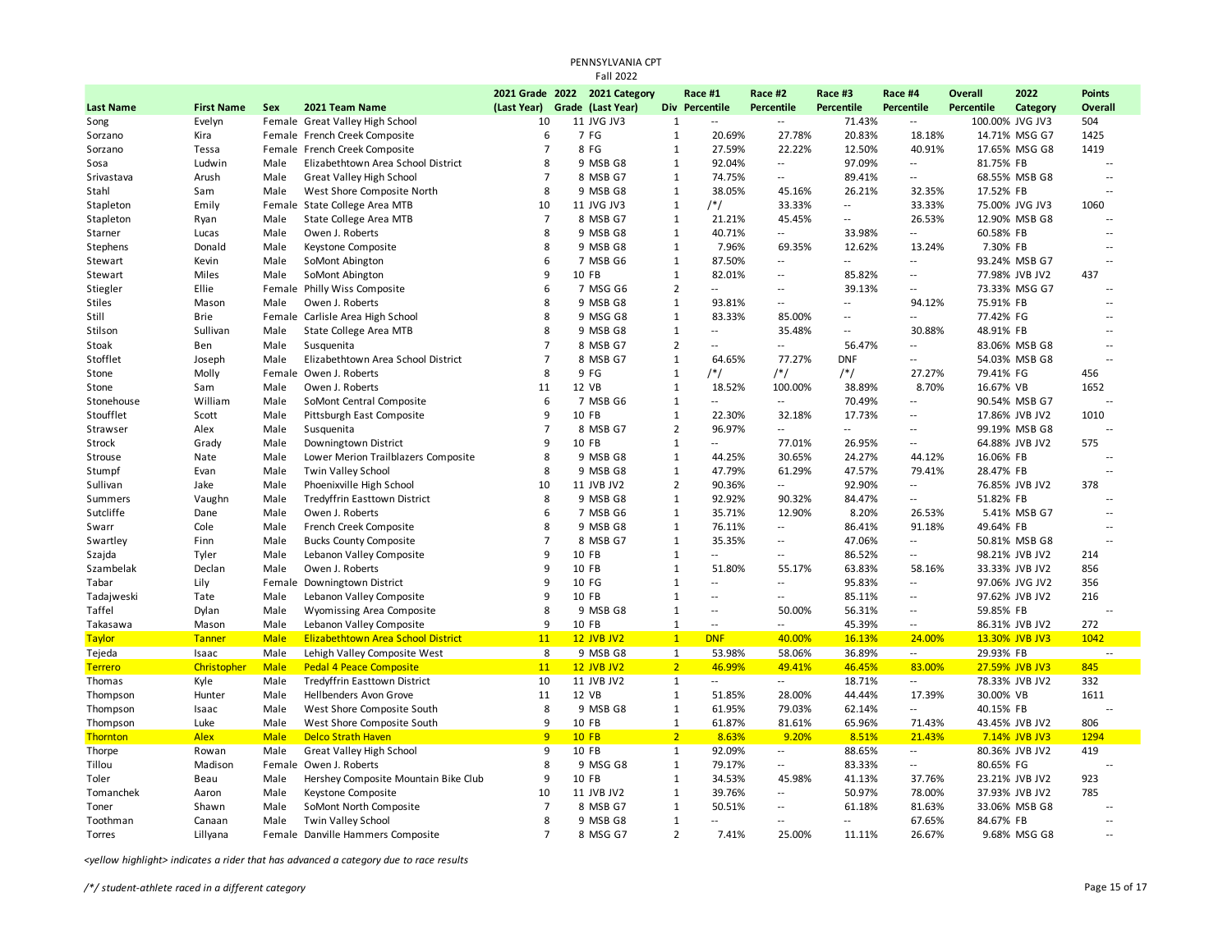PENNSYLVANIA CPT
Fall 2022

| Last Name | First Name | Sex | 2021 Team Name | 2021 Grade (Last Year) | 2022 Grade | 2021 Category (Last Year) | Div | Race #1 Percentile | Race #2 Percentile | Race #3 Percentile | Race #4 Percentile | Overall Percentile | 2022 Category | Points Overall |
|---|---|---|---|---|---|---|---|---|---|---|---|---|---|---|
| Song | Evelyn | Female | Great Valley High School | 10 | 11 | JVG JV3 | 1 | -- | -- | 71.43% | -- | 100.00% | JVG JV3 | 504 |
| Sorzano | Kira | Female | French Creek Composite | 6 | 7 | FG | 1 | 20.69% | 27.78% | 20.83% | 18.18% | 14.71% | MSG G7 | 1425 |
| Sorzano | Tessa | Female | French Creek Composite | 7 | 8 | FG | 1 | 27.59% | 22.22% | 12.50% | 40.91% | 17.65% | MSG G8 | 1419 |
| Sosa | Ludwin | Male | Elizabethtown Area School District | 8 | 9 | MSB G8 | 1 | 92.04% | -- | 97.09% | -- | 81.75% | FB | -- |
| Srivastava | Arush | Male | Great Valley High School | 7 | 8 | MSB G7 | 1 | 74.75% | -- | 89.41% | -- | 68.55% | MSB G8 | -- |
| Stahl | Sam | Male | West Shore Composite North | 8 | 9 | MSB G8 | 1 | 38.05% | 45.16% | 26.21% | 32.35% | 17.52% | FB | -- |
| Stapleton | Emily | Female | State College Area MTB | 10 | 11 | JVG JV3 | 1 | /*/ | 33.33% | -- | 33.33% | 75.00% | JVG JV3 | 1060 |
| Stapleton | Ryan | Male | State College Area MTB | 7 | 8 | MSB G7 | 1 | 21.21% | 45.45% | -- | 26.53% | 12.90% | MSB G8 | -- |
| Starner | Lucas | Male | Owen J. Roberts | 8 | 9 | MSB G8 | 1 | 40.71% | -- | 33.98% | -- | 60.58% | FB | -- |
| Stephens | Donald | Male | Keystone Composite | 8 | 9 | MSB G8 | 1 | 7.96% | 69.35% | 12.62% | 13.24% | 7.30% | FB | -- |
| Stewart | Kevin | Male | SoMont Abington | 6 | 7 | MSB G6 | 1 | 87.50% | -- | -- | -- | 93.24% | MSB G7 | -- |
| Stewart | Miles | Male | SoMont Abington | 9 | 10 | FB | 1 | 82.01% | -- | 85.82% | -- | 77.98% | JVB JV2 | 437 |
| Stiegler | Ellie | Female | Philly Wiss Composite | 6 | 7 | MSG G6 | 2 | -- | -- | 39.13% | -- | 73.33% | MSG G7 | -- |
| Stiles | Mason | Male | Owen J. Roberts | 8 | 9 | MSB G8 | 1 | 93.81% | -- | -- | 94.12% | 75.91% | FB | -- |
| Still | Brie | Female | Carlisle Area High School | 8 | 9 | MSG G8 | 1 | 83.33% | 85.00% | -- | -- | 77.42% | FG | -- |
| Stilson | Sullivan | Male | State College Area MTB | 8 | 9 | MSB G8 | 1 | -- | 35.48% | -- | 30.88% | 48.91% | FB | -- |
| Stoak | Ben | Male | Susquenita | 7 | 8 | MSB G7 | 2 | -- | -- | 56.47% | -- | 83.06% | MSB G8 | -- |
| Stofflet | Joseph | Male | Elizabethtown Area School District | 7 | 8 | MSB G7 | 1 | 64.65% | 77.27% | DNF | -- | 54.03% | MSB G8 | -- |
| Stone | Molly | Female | Owen J. Roberts | 8 | 9 | FG | 1 | /*/ | /*/ | /*/ | 27.27% | 79.41% | FG | 456 |
| Stone | Sam | Male | Owen J. Roberts | 11 | 12 | VB | 1 | 18.52% | 100.00% | 38.89% | 8.70% | 16.67% | VB | 1652 |
| Stonehouse | William | Male | SoMont Central Composite | 6 | 7 | MSB G6 | 1 | -- | -- | 70.49% | -- | 90.54% | MSB G7 | -- |
| Stoufflet | Scott | Male | Pittsburgh East Composite | 9 | 10 | FB | 1 | 22.30% | 32.18% | 17.73% | -- | 17.86% | JVB JV2 | 1010 |
| Strawser | Alex | Male | Susquenita | 7 | 8 | MSB G7 | 2 | 96.97% | -- | -- | -- | 99.19% | MSB G8 | -- |
| Strock | Grady | Male | Downingtown District | 9 | 10 | FB | 1 | -- | 77.01% | 26.95% | -- | 64.88% | JVB JV2 | 575 |
| Strouse | Nate | Male | Lower Merion Trailblazers Composite | 8 | 9 | MSB G8 | 1 | 44.25% | 30.65% | 24.27% | 44.12% | 16.06% | FB | -- |
| Stumpf | Evan | Male | Twin Valley School | 8 | 9 | MSB G8 | 1 | 47.79% | 61.29% | 47.57% | 79.41% | 28.47% | FB | -- |
| Sullivan | Jake | Male | Phoenixville High School | 10 | 11 | JVB JV2 | 2 | 90.36% | -- | 92.90% | -- | 76.85% | JVB JV2 | 378 |
| Summers | Vaughn | Male | Tredyffrin Easttown District | 8 | 9 | MSB G8 | 1 | 92.92% | 90.32% | 84.47% | -- | 51.82% | FB | -- |
| Sutcliffe | Dane | Male | Owen J. Roberts | 6 | 7 | MSB G6 | 1 | 35.71% | 12.90% | 8.20% | 26.53% | 5.41% | MSB G7 | -- |
| Swarr | Cole | Male | French Creek Composite | 8 | 9 | MSB G8 | 1 | 76.11% | -- | 86.41% | 91.18% | 49.64% | FB | -- |
| Swartley | Finn | Male | Bucks County Composite | 7 | 8 | MSB G7 | 1 | 35.35% | -- | 47.06% | -- | 50.81% | MSB G8 | -- |
| Szajda | Tyler | Male | Lebanon Valley Composite | 9 | 10 | FB | 1 | -- | -- | 86.52% | -- | 98.21% | JVB JV2 | 214 |
| Szambelak | Declan | Male | Owen J. Roberts | 9 | 10 | FB | 1 | 51.80% | 55.17% | 63.83% | 58.16% | 33.33% | JVB JV2 | 856 |
| Tabar | Lily | Female | Downingtown District | 9 | 10 | FG | 1 | -- | -- | 95.83% | -- | 97.06% | JVG JV2 | 356 |
| Tadajweski | Tate | Male | Lebanon Valley Composite | 9 | 10 | FB | 1 | -- | -- | 85.11% | -- | 97.62% | JVB JV2 | 216 |
| Taffel | Dylan | Male | Wyomissing Area Composite | 8 | 9 | MSB G8 | 1 | -- | 50.00% | 56.31% | -- | 59.85% | FB | -- |
| Takasawa | Mason | Male | Lebanon Valley Composite | 9 | 10 | FB | 1 | -- | -- | 45.39% | -- | 86.31% | JVB JV2 | 272 |
| Taylor | Tanner | Male | Elizabethtown Area School District | 11 | 12 | JVB JV2 | 1 | DNF | 40.00% | 16.13% | 24.00% | 13.30% | JVB JV3 | 1042 |
| Tejeda | Isaac | Male | Lehigh Valley Composite West | 8 | 9 | MSB G8 | 1 | 53.98% | 58.06% | 36.89% | -- | 29.93% | FB | -- |
| Terrero | Christopher | Male | Pedal 4 Peace Composite | 11 | 12 | JVB JV2 | 2 | 46.99% | 49.41% | 46.45% | 83.00% | 27.59% | JVB JV3 | 845 |
| Thomas | Kyle | Male | Tredyffrin Easttown District | 10 | 11 | JVB JV2 | 1 | -- | -- | 18.71% | -- | 78.33% | JVB JV2 | 332 |
| Thompson | Hunter | Male | Hellbenders Avon Grove | 11 | 12 | VB | 1 | 51.85% | 28.00% | 44.44% | 17.39% | 30.00% | VB | 1611 |
| Thompson | Isaac | Male | West Shore Composite South | 8 | 9 | MSB G8 | 1 | 61.95% | 79.03% | 62.14% | -- | 40.15% | FB | -- |
| Thompson | Luke | Male | West Shore Composite South | 9 | 10 | FB | 1 | 61.87% | 81.61% | 65.96% | 71.43% | 43.45% | JVB JV2 | 806 |
| Thornton | Alex | Male | Delco Strath Haven | 9 | 10 | FB | 2 | 8.63% | 9.20% | 8.51% | 21.43% | 7.14% | JVB JV3 | 1294 |
| Thorpe | Rowan | Male | Great Valley High School | 9 | 10 | FB | 1 | 92.09% | -- | 88.65% | -- | 80.36% | JVB JV2 | 419 |
| Tillou | Madison | Female | Owen J. Roberts | 8 | 9 | MSG G8 | 1 | 79.17% | -- | 83.33% | -- | 80.65% | FG | -- |
| Toler | Beau | Male | Hershey Composite Mountain Bike Club | 9 | 10 | FB | 1 | 34.53% | 45.98% | 41.13% | 37.76% | 23.21% | JVB JV2 | 923 |
| Tomanchek | Aaron | Male | Keystone Composite | 10 | 11 | JVB JV2 | 1 | 39.76% | -- | 50.97% | 78.00% | 37.93% | JVB JV2 | 785 |
| Toner | Shawn | Male | SoMont North Composite | 7 | 8 | MSB G7 | 1 | 50.51% | -- | 61.18% | 81.63% | 33.06% | MSB G8 | -- |
| Toothman | Canaan | Male | Twin Valley School | 8 | 9 | MSB G8 | 1 | -- | -- | -- | 67.65% | 84.67% | FB | -- |
| Torres | Lillyana | Female | Danville Hammers Composite | 7 | 8 | MSG G7 | 2 | 7.41% | 25.00% | 11.11% | 26.67% | 9.68% | MSG G8 | -- |

*<yellow highlight> indicates a rider that has advanced a category due to race results*

*/*/ student-athlete raced in a different category*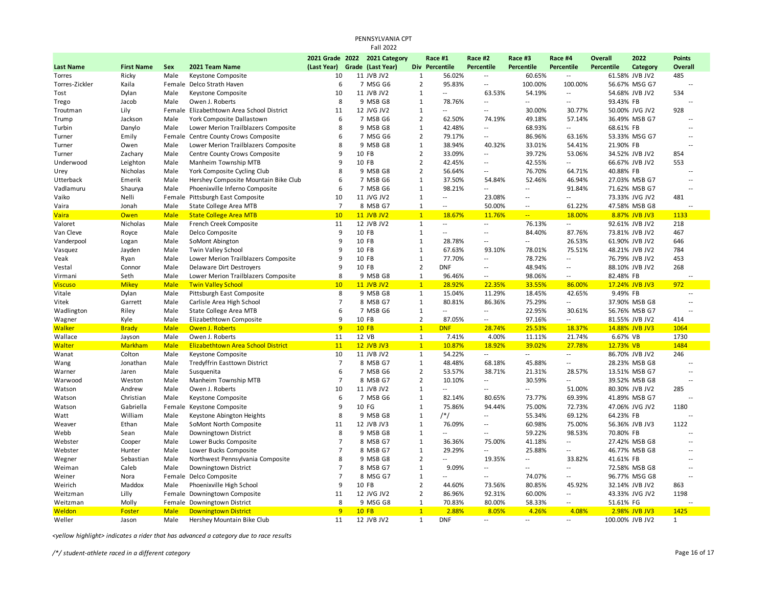PENNSYLVANIA CPT
Fall 2022

| Last Name | First Name | Sex | 2021 Team Name | 2021 Grade (Last Year) | 2022 Grade | 2021 Category (Last Year) | Div | Race #1 Percentile | Race #2 Percentile | Race #3 Percentile | Race #4 Percentile | Overall Percentile | 2022 Category | Points Overall |
|---|---|---|---|---|---|---|---|---|---|---|---|---|---|---|
| Torres | Ricky | Male | Keystone Composite | 10 | 11 | JVB JV2 | 1 | 56.02% | -- | 60.65% | -- | 61.58% | JVB JV2 | 485 |
| Torres-Zickler | Kaila | Female | Delco Strath Haven | 6 | 7 | MSG G6 | 2 | 95.83% | -- | 100.00% | 100.00% | 56.67% | MSG G7 | -- |
| Tost | Dylan | Male | Keystone Composite | 10 | 11 | JVB JV2 | 1 | -- | 63.53% | 54.19% | -- | 54.68% | JVB JV2 | 534 |
| Trego | Jacob | Male | Owen J. Roberts | 8 | 9 | MSB G8 | 1 | 78.76% | -- | -- | -- | 93.43% | FB | -- |
| Troutman | Lily | Female | Elizabethtown Area School District | 11 | 12 | JVG JV2 | 1 | -- | -- | 30.00% | 30.77% | 50.00% | JVG JV2 | 928 |
| Trump | Jackson | Male | York Composite Dallastown | 6 | 7 | MSB G6 | 2 | 62.50% | 74.19% | 49.18% | 57.14% | 36.49% | MSB G7 | -- |
| Turbin | Danylo | Male | Lower Merion Trailblazers Composite | 8 | 9 | MSB G8 | 1 | 42.48% | -- | 68.93% | -- | 68.61% | FB | -- |
| Turner | Emily | Female | Centre County Crows Composite | 6 | 7 | MSG G6 | 2 | 79.17% | -- | 86.96% | 63.16% | 53.33% | MSG G7 | -- |
| Turner | Owen | Male | Lower Merion Trailblazers Composite | 8 | 9 | MSB G8 | 1 | 38.94% | 40.32% | 33.01% | 54.41% | 21.90% | FB | -- |
| Turner | Zachary | Male | Centre County Crows Composite | 9 | 10 | FB | 2 | 33.09% | -- | 39.72% | 53.06% | 34.52% | JVB JV2 | 854 |
| Underwood | Leighton | Male | Manheim Township MTB | 9 | 10 | FB | 2 | 42.45% | -- | 42.55% | -- | 66.67% | JVB JV2 | 553 |
| Urey | Nicholas | Male | York Composite Cycling Club | 8 | 9 | MSB G8 | 2 | 56.64% | -- | 76.70% | 64.71% | 40.88% | FB | -- |
| Utterback | Emerik | Male | Hershey Composite Mountain Bike Club | 6 | 7 | MSB G6 | 1 | 37.50% | 54.84% | 52.46% | 46.94% | 27.03% | MSB G7 | -- |
| Vadlamuru | Shaurya | Male | Phoenixville Inferno Composite | 6 | 7 | MSB G6 | 1 | 98.21% | -- | -- | 91.84% | 71.62% | MSB G7 | -- |
| Vaiko | Nelli | Female | Pittsburgh East Composite | 10 | 11 | JVG JV2 | 1 | -- | 23.08% | -- | -- | 73.33% | JVG JV2 | 481 |
| Vaira | Jonah | Male | State College Area MTB | 7 | 8 | MSB G7 | 1 | -- | 50.00% | -- | 61.22% | 47.58% | MSB G8 | -- |
| Vaira | Owen | Male | State College Area MTB | 10 | 11 | JVB JV2 | 1 | 18.67% | 11.76% | -- | 18.00% | 8.87% | JVB JV3 | 1133 |
| Valoret | Nicholas | Male | French Creek Composite | 11 | 12 | JVB JV2 | 1 | -- | -- | 76.13% | -- | 92.61% | JVB JV2 | 218 |
| Van Cleve | Royce | Male | Delco Composite | 9 | 10 | FB | 1 | -- | -- | 84.40% | 87.76% | 73.81% | JVB JV2 | 467 |
| Vanderpool | Logan | Male | SoMont Abington | 9 | 10 | FB | 1 | 28.78% | -- | -- | 26.53% | 61.90% | JVB JV2 | 646 |
| Vasquez | Jayden | Male | Twin Valley School | 9 | 10 | FB | 1 | 67.63% | 93.10% | 78.01% | 75.51% | 48.21% | JVB JV2 | 784 |
| Veak | Ryan | Male | Lower Merion Trailblazers Composite | 9 | 10 | FB | 1 | 77.70% | -- | 78.72% | -- | 76.79% | JVB JV2 | 453 |
| Vestal | Connor | Male | Delaware Dirt Destroyers | 9 | 10 | FB | 2 | DNF | -- | 48.94% | -- | 88.10% | JVB JV2 | 268 |
| Virmani | Seth | Male | Lower Merion Trailblazers Composite | 8 | 9 | MSB G8 | 1 | 96.46% | -- | 98.06% | -- | 82.48% | FB | -- |
| Viscuso | Mikey | Male | Twin Valley School | 10 | 11 | JVB JV2 | 1 | 28.92% | 22.35% | 33.55% | 86.00% | 17.24% | JVB JV3 | 972 |
| Vitale | Dylan | Male | Pittsburgh East Composite | 8 | 9 | MSB G8 | 1 | 15.04% | 11.29% | 18.45% | 42.65% | 9.49% | FB | -- |
| Vitek | Garrett | Male | Carlisle Area High School | 7 | 8 | MSB G7 | 1 | 80.81% | 86.36% | 75.29% | -- | 37.90% | MSB G8 | -- |
| Wadlington | Riley | Male | State College Area MTB | 6 | 7 | MSB G6 | 1 | -- | -- | 22.95% | 30.61% | 56.76% | MSB G7 | -- |
| Wagner | Kyle | Male | Elizabethtown Composite | 9 | 10 | FB | 2 | 87.05% | -- | 97.16% | -- | 81.55% | JVB JV2 | 414 |
| Walker | Brady | Male | Owen J. Roberts | 9 | 10 | FB | 1 | DNF | 28.74% | 25.53% | 18.37% | 14.88% | JVB JV3 | 1064 |
| Wallace | Jayson | Male | Owen J. Roberts | 11 | 12 | VB | 1 | 7.41% | 4.00% | 11.11% | 21.74% | 6.67% | VB | 1730 |
| Walter | Markham | Male | Elizabethtown Area School District | 11 | 12 | JVB JV3 | 1 | 10.87% | 18.92% | 39.02% | 27.78% | 12.73% | VB | 1484 |
| Wanat | Colton | Male | Keystone Composite | 10 | 11 | JVB JV2 | 1 | 54.22% | -- | -- | -- | 86.70% | JVB JV2 | 246 |
| Wang | Jonathan | Male | Tredyffrin Easttown District | 7 | 8 | MSB G7 | 1 | 48.48% | 68.18% | 45.88% | -- | 28.23% | MSB G8 | -- |
| Warner | Jaren | Male | Susquenita | 6 | 7 | MSB G6 | 2 | 53.57% | 38.71% | 21.31% | 28.57% | 13.51% | MSB G7 | -- |
| Warwood | Weston | Male | Manheim Township MTB | 7 | 8 | MSB G7 | 2 | 10.10% | -- | 30.59% | -- | 39.52% | MSB G8 | -- |
| Watson | Andrew | Male | Owen J. Roberts | 10 | 11 | JVB JV2 | 1 | -- | -- | -- | 51.00% | 80.30% | JVB JV2 | 285 |
| Watson | Christian | Male | Keystone Composite | 6 | 7 | MSB G6 | 1 | 82.14% | 80.65% | 73.77% | 69.39% | 41.89% | MSB G7 | -- |
| Watson | Gabriella | Female | Keystone Composite | 9 | 10 | FG | 1 | 75.86% | 94.44% | 75.00% | 72.73% | 47.06% | JVG JV2 | 1180 |
| Watt | William | Male | Keystone Abington Heights | 8 | 9 | MSB G8 | 1 | /*/ | -- | 55.34% | 69.12% | 64.23% | FB | -- |
| Weaver | Ethan | Male | SoMont North Composite | 11 | 12 | JVB JV3 | 1 | 76.09% | -- | 60.98% | 75.00% | 56.36% | JVB JV3 | 1122 |
| Webb | Sean | Male | Downingtown District | 8 | 9 | MSB G8 | 1 | -- | -- | 59.22% | 98.53% | 70.80% | FB | -- |
| Webster | Cooper | Male | Lower Bucks Composite | 7 | 8 | MSB G7 | 1 | 36.36% | 75.00% | 41.18% | -- | 27.42% | MSB G8 | -- |
| Webster | Hunter | Male | Lower Bucks Composite | 7 | 8 | MSB G7 | 1 | 29.29% | -- | 25.88% | -- | 46.77% | MSB G8 | -- |
| Wegner | Sebastian | Male | Northwest Pennsylvania Composite | 8 | 9 | MSB G8 | 2 | -- | 19.35% | -- | 33.82% | 41.61% | FB | -- |
| Weiman | Caleb | Male | Downingtown District | 7 | 8 | MSB G7 | 1 | 9.09% | -- | -- | -- | 72.58% | MSB G8 | -- |
| Weiner | Nora | Female | Delco Composite | 7 | 8 | MSG G7 | 1 | -- | -- | 74.07% | -- | 96.77% | MSG G8 | -- |
| Weirich | Maddox | Male | Phoenixville High School | 9 | 10 | FB | 2 | 44.60% | 73.56% | 80.85% | 45.92% | 32.14% | JVB JV2 | 863 |
| Weitzman | Lilly | Female | Downingtown Composite | 11 | 12 | JVG JV2 | 2 | 86.96% | 92.31% | 60.00% | -- | 43.33% | JVG JV2 | 1198 |
| Weitzman | Molly | Female | Downingtown District | 8 | 9 | MSG G8 | 1 | 70.83% | 80.00% | 58.33% | -- | 51.61% | FG | -- |
| Weldon | Foster | Male | Downingtown District | 9 | 10 | FB | 1 | 2.88% | 8.05% | 4.26% | 4.08% | 2.98% | JVB JV3 | 1425 |
| Weller | Jason | Male | Hershey Mountain Bike Club | 11 | 12 | JVB JV2 | 1 | DNF | -- | -- | -- | 100.00% | JVB JV2 | 1 |

*<yellow highlight> indicates a rider that has advanced a category due to race results*

*/*/ student-athlete raced in a different category*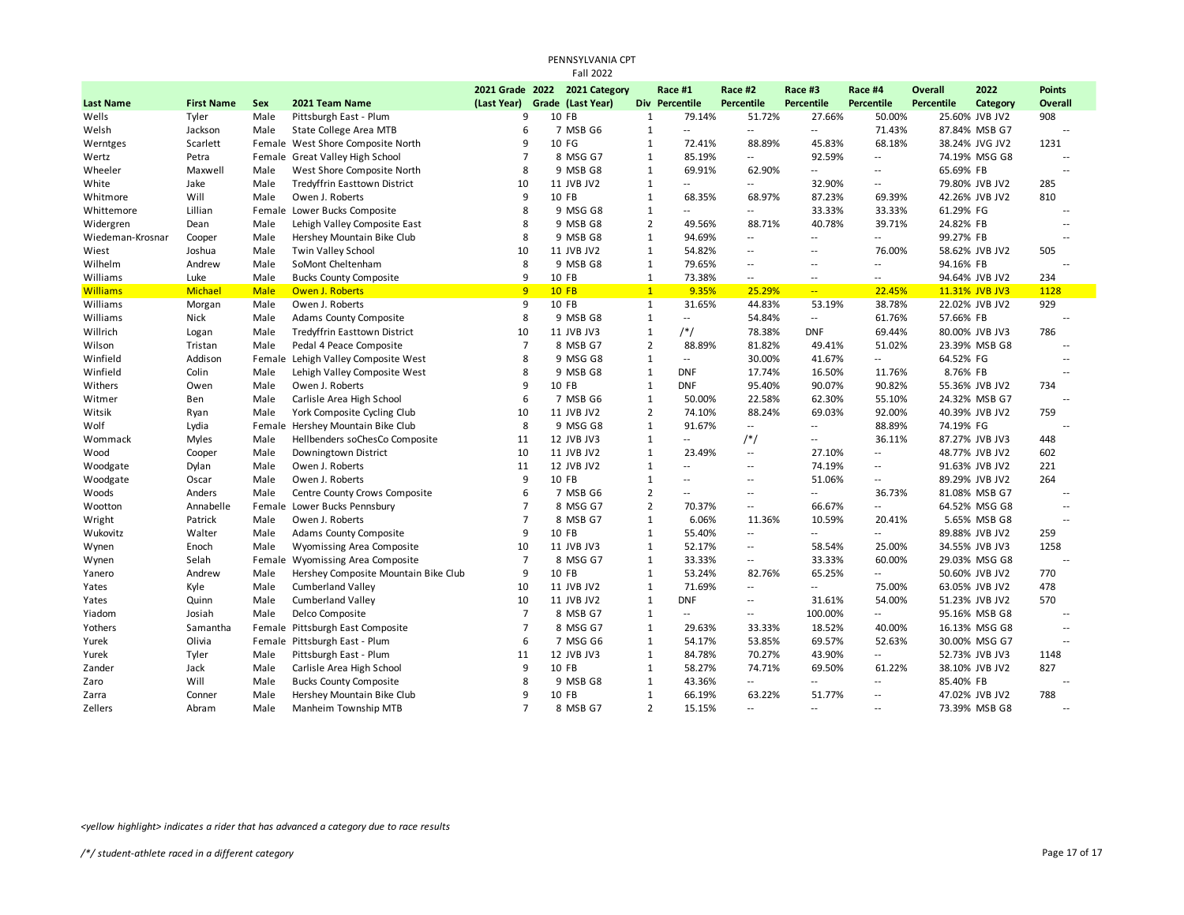PENNSYLVANIA CPT
Fall 2022

| Last Name | First Name | Sex | 2021 Team Name | 2021 Grade (Last Year) | 2022 Grade | 2021 Category (Last Year) | Div | Race #1 Percentile | Race #2 Percentile | Race #3 Percentile | Race #4 Percentile | Overall Percentile | 2022 Category | Points Overall |
|---|---|---|---|---|---|---|---|---|---|---|---|---|---|---|
| Wells | Tyler | Male | Pittsburgh East - Plum | 9 | 10 | FB | 1 | 79.14% | 51.72% | 27.66% | 50.00% | 25.60% | JVB JV2 | 908 |
| Welsh | Jackson | Male | State College Area MTB | 6 | 7 | MSB G6 | 1 | -- | -- | -- | 71.43% | 87.84% | MSB G7 | -- |
| Werntges | Scarlett | Female | West Shore Composite North | 9 | 10 | FG | 1 | 72.41% | 88.89% | 45.83% | 68.18% | 38.24% | JVG JV2 | 1231 |
| Wertz | Petra | Female | Great Valley High School | 7 | 8 | MSG G7 | 1 | 85.19% | -- | 92.59% | -- | 74.19% | MSG G8 | -- |
| Wheeler | Maxwell | Male | West Shore Composite North | 8 | 9 | MSB G8 | 1 | 69.91% | 62.90% | -- | -- | 65.69% | FB | -- |
| White | Jake | Male | Tredyffrin Easttown District | 10 | 11 | JVB JV2 | 1 | -- | -- | 32.90% | -- | 79.80% | JVB JV2 | 285 |
| Whitmore | Will | Male | Owen J. Roberts | 9 | 10 | FB | 1 | 68.35% | 68.97% | 87.23% | 69.39% | 42.26% | JVB JV2 | 810 |
| Whittemore | Lillian | Female | Lower Bucks Composite | 8 | 9 | MSG G8 | 1 | -- | -- | 33.33% | 33.33% | 61.29% | FG | -- |
| Widergren | Dean | Male | Lehigh Valley Composite East | 8 | 9 | MSB G8 | 2 | 49.56% | 88.71% | 40.78% | 39.71% | 24.82% | FB | -- |
| Wiedeman-Krosnar | Cooper | Male | Hershey Mountain Bike Club | 8 | 9 | MSB G8 | 1 | 94.69% | -- | -- | -- | 99.27% | FB | -- |
| Wiest | Joshua | Male | Twin Valley School | 10 | 11 | JVB JV2 | 1 | 54.82% | -- | -- | 76.00% | 58.62% | JVB JV2 | 505 |
| Wilhelm | Andrew | Male | SoMont Cheltenham | 8 | 9 | MSB G8 | 1 | 79.65% | -- | -- | -- | 94.16% | FB | -- |
| Williams | Luke | Male | Bucks County Composite | 9 | 10 | FB | 1 | 73.38% | -- | -- | -- | 94.64% | JVB JV2 | 234 |
| Williams | Michael | Male | Owen J. Roberts | 9 | 10 | FB | 1 | 9.35% | 25.29% | -- | 22.45% | 11.31% | JVB JV3 | 1128 |
| Williams | Morgan | Male | Owen J. Roberts | 9 | 10 | FB | 1 | 31.65% | 44.83% | 53.19% | 38.78% | 22.02% | JVB JV2 | 929 |
| Williams | Nick | Male | Adams County Composite | 8 | 9 | MSB G8 | 1 | -- | 54.84% | -- | 61.76% | 57.66% | FB | -- |
| Willrich | Logan | Male | Tredyffrin Easttown District | 10 | 11 | JVB JV3 | 1 | /*/ | 78.38% | DNF | 69.44% | 80.00% | JVB JV3 | 786 |
| Wilson | Tristan | Male | Pedal 4 Peace Composite | 7 | 8 | MSB G7 | 2 | 88.89% | 81.82% | 49.41% | 51.02% | 23.39% | MSB G8 | -- |
| Winfield | Addison | Female | Lehigh Valley Composite West | 8 | 9 | MSG G8 | 1 | -- | 30.00% | 41.67% | -- | 64.52% | FG | -- |
| Winfield | Colin | Male | Lehigh Valley Composite West | 8 | 9 | MSB G8 | 1 | DNF | 17.74% | 16.50% | 11.76% | 8.76% | FB | -- |
| Withers | Owen | Male | Owen J. Roberts | 9 | 10 | FB | 1 | DNF | 95.40% | 90.07% | 90.82% | 55.36% | JVB JV2 | 734 |
| Witmer | Ben | Male | Carlisle Area High School | 6 | 7 | MSB G6 | 1 | 50.00% | 22.58% | 62.30% | 55.10% | 24.32% | MSB G7 | -- |
| Witsik | Ryan | Male | York Composite Cycling Club | 10 | 11 | JVB JV2 | 2 | 74.10% | 88.24% | 69.03% | 92.00% | 40.39% | JVB JV2 | 759 |
| Wolf | Lydia | Female | Hershey Mountain Bike Club | 8 | 9 | MSG G8 | 1 | 91.67% | -- | -- | 88.89% | 74.19% | FG | -- |
| Wommack | Myles | Male | Hellbenders soChesCo Composite | 11 | 12 | JVB JV3 | 1 | -- | /*/ | -- | 36.11% | 87.27% | JVB JV3 | 448 |
| Wood | Cooper | Male | Downingtown District | 10 | 11 | JVB JV2 | 1 | 23.49% | -- | 27.10% | -- | 48.77% | JVB JV2 | 602 |
| Woodgate | Dylan | Male | Owen J. Roberts | 11 | 12 | JVB JV2 | 1 | -- | -- | 74.19% | -- | 91.63% | JVB JV2 | 221 |
| Woodgate | Oscar | Male | Owen J. Roberts | 9 | 10 | FB | 1 | -- | -- | 51.06% | -- | 89.29% | JVB JV2 | 264 |
| Woods | Anders | Male | Centre County Crows Composite | 6 | 7 | MSB G6 | 2 | -- | -- | -- | 36.73% | 81.08% | MSB G7 | -- |
| Wootton | Annabelle | Female | Lower Bucks Pennsbury | 7 | 8 | MSG G7 | 2 | 70.37% | -- | 66.67% | -- | 64.52% | MSG G8 | -- |
| Wright | Patrick | Male | Owen J. Roberts | 7 | 8 | MSB G7 | 1 | 6.06% | 11.36% | 10.59% | 20.41% | 5.65% | MSB G8 | -- |
| Wukovitz | Walter | Male | Adams County Composite | 9 | 10 | FB | 1 | 55.40% | -- | -- | -- | 89.88% | JVB JV2 | 259 |
| Wynen | Enoch | Male | Wyomissing Area Composite | 10 | 11 | JVB JV3 | 1 | 52.17% | -- | 58.54% | 25.00% | 34.55% | JVB JV3 | 1258 |
| Wynen | Selah | Female | Wyomissing Area Composite | 7 | 8 | MSG G7 | 1 | 33.33% | -- | 33.33% | 60.00% | 29.03% | MSG G8 | -- |
| Yanero | Andrew | Male | Hershey Composite Mountain Bike Club | 9 | 10 | FB | 1 | 53.24% | 82.76% | 65.25% | -- | 50.60% | JVB JV2 | 770 |
| Yates | Kyle | Male | Cumberland Valley | 10 | 11 | JVB JV2 | 1 | 71.69% | -- | -- | 75.00% | 63.05% | JVB JV2 | 478 |
| Yates | Quinn | Male | Cumberland Valley | 10 | 11 | JVB JV2 | 1 | DNF | -- | 31.61% | 54.00% | 51.23% | JVB JV2 | 570 |
| Yiadom | Josiah | Male | Delco Composite | 7 | 8 | MSB G7 | 1 | -- | -- | 100.00% | -- | 95.16% | MSB G8 | -- |
| Yothers | Samantha | Female | Pittsburgh East Composite | 7 | 8 | MSG G7 | 1 | 29.63% | 33.33% | 18.52% | 40.00% | 16.13% | MSG G8 | -- |
| Yurek | Olivia | Female | Pittsburgh East - Plum | 6 | 7 | MSG G6 | 1 | 54.17% | 53.85% | 69.57% | 52.63% | 30.00% | MSG G7 | -- |
| Yurek | Tyler | Male | Pittsburgh East - Plum | 11 | 12 | JVB JV3 | 1 | 84.78% | 70.27% | 43.90% | -- | 52.73% | JVB JV3 | 1148 |
| Zander | Jack | Male | Carlisle Area High School | 9 | 10 | FB | 1 | 58.27% | 74.71% | 69.50% | 61.22% | 38.10% | JVB JV2 | 827 |
| Zaro | Will | Male | Bucks County Composite | 8 | 9 | MSB G8 | 1 | 43.36% | -- | -- | -- | 85.40% | FB | -- |
| Zarra | Conner | Male | Hershey Mountain Bike Club | 9 | 10 | FB | 1 | 66.19% | 63.22% | 51.77% | -- | 47.02% | JVB JV2 | 788 |
| Zellers | Abram | Male | Manheim Township MTB | 7 | 8 | MSB G7 | 2 | 15.15% | -- | -- | -- | 73.39% | MSB G8 | -- |

*<yellow highlight> indicates a rider that has advanced a category due to race results*

*/*/ student-athlete raced in a different category*